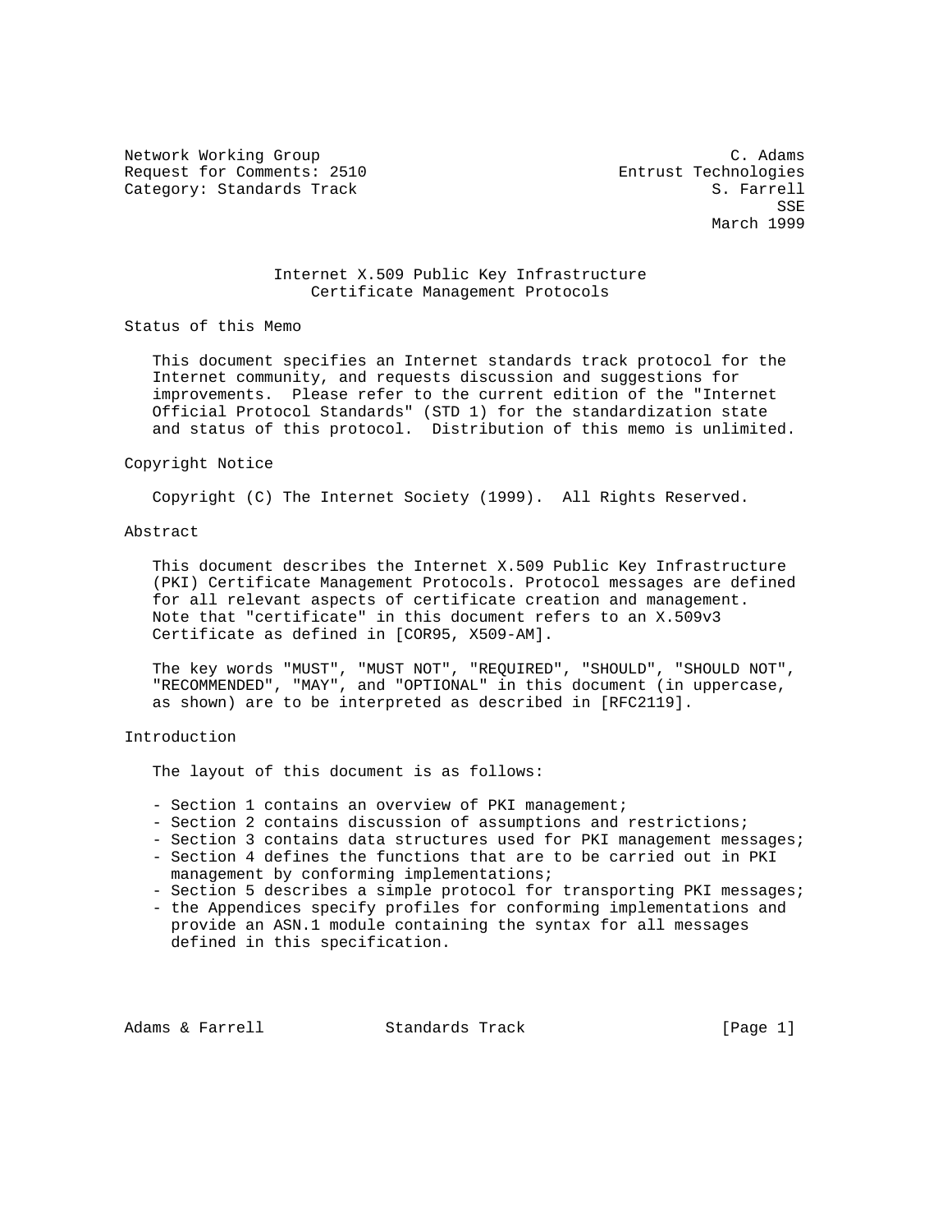Network Working Group C. Adams
Request for Comments: 2510 Entrust Technologies
Category: Standards Track S. Farrell
SSE
March 1999

# Internet X.509 Public Key Infrastructure Certificate Management Protocols

## Status of this Memo

This document specifies an Internet standards track protocol for the Internet community, and requests discussion and suggestions for improvements. Please refer to the current edition of the "Internet Official Protocol Standards" (STD 1) for the standardization state and status of this protocol. Distribution of this memo is unlimited.

## Copyright Notice

Copyright (C) The Internet Society (1999). All Rights Reserved.

## Abstract

This document describes the Internet X.509 Public Key Infrastructure (PKI) Certificate Management Protocols. Protocol messages are defined for all relevant aspects of certificate creation and management. Note that "certificate" in this document refers to an X.509v3 Certificate as defined in [COR95, X509-AM].

The key words "MUST", "MUST NOT", "REQUIRED", "SHOULD", "SHOULD NOT", "RECOMMENDED", "MAY", and "OPTIONAL" in this document (in uppercase, as shown) are to be interpreted as described in [RFC2119].

## Introduction

The layout of this document is as follows:

- Section 1 contains an overview of PKI management;
- Section 2 contains discussion of assumptions and restrictions;
- Section 3 contains data structures used for PKI management messages;
- Section 4 defines the functions that are to be carried out in PKI management by conforming implementations;
- Section 5 describes a simple protocol for transporting PKI messages;
- the Appendices specify profiles for conforming implementations and provide an ASN.1 module containing the syntax for all messages defined in this specification.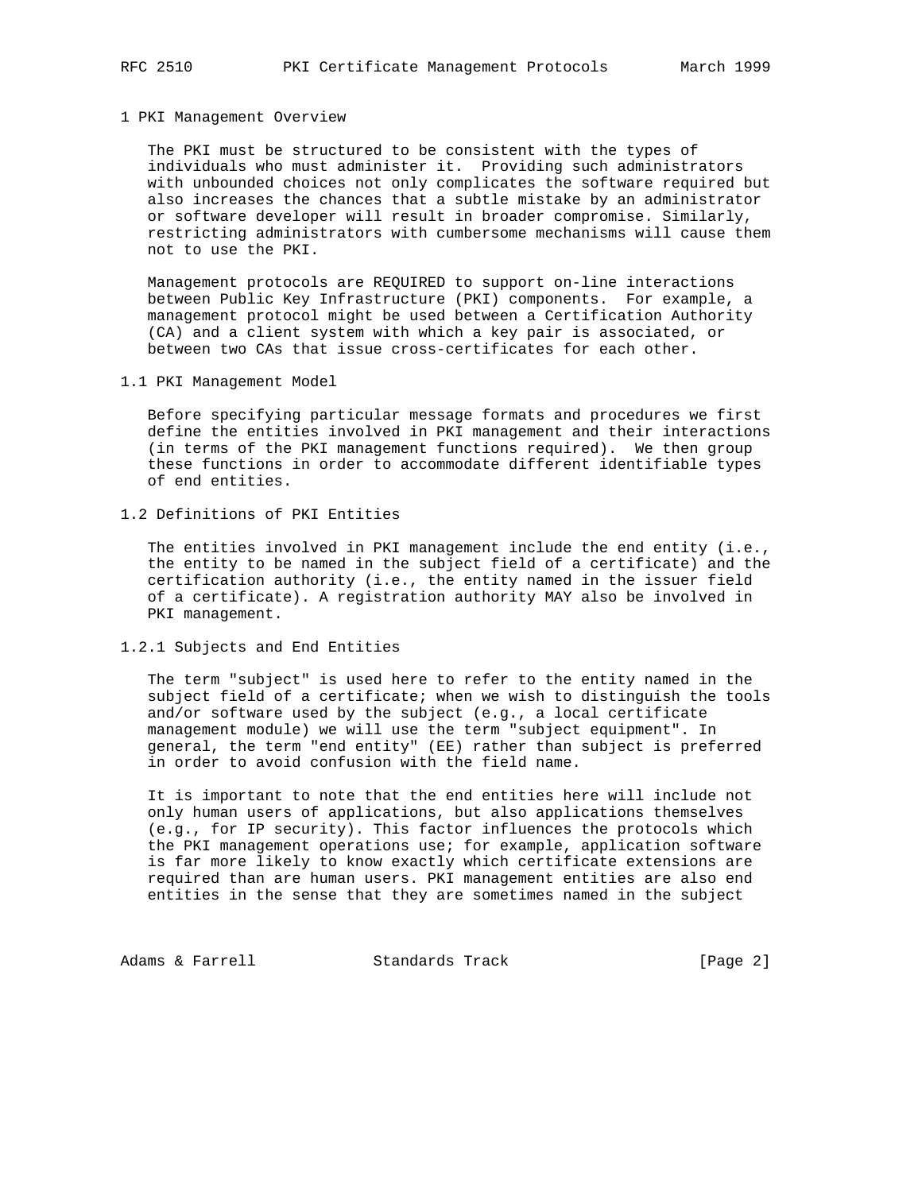# 1 PKI Management Overview

The PKI must be structured to be consistent with the types of individuals who must administer it. Providing such administrators with unbounded choices not only complicates the software required but also increases the chances that a subtle mistake by an administrator or software developer will result in broader compromise. Similarly, restricting administrators with cumbersome mechanisms will cause them not to use the PKI.

Management protocols are REQUIRED to support on-line interactions between Public Key Infrastructure (PKI) components. For example, a management protocol might be used between a Certification Authority (CA) and a client system with which a key pair is associated, or between two CAs that issue cross-certificates for each other.

## 1.1 PKI Management Model

Before specifying particular message formats and procedures we first define the entities involved in PKI management and their interactions (in terms of the PKI management functions required). We then group these functions in order to accommodate different identifiable types of end entities.

## 1.2 Definitions of PKI Entities

The entities involved in PKI management include the end entity (i.e., the entity to be named in the subject field of a certificate) and the certification authority (i.e., the entity named in the issuer field of a certificate). A registration authority MAY also be involved in PKI management.

### 1.2.1 Subjects and End Entities

The term "subject" is used here to refer to the entity named in the subject field of a certificate; when we wish to distinguish the tools and/or software used by the subject (e.g., a local certificate management module) we will use the term "subject equipment". In general, the term "end entity" (EE) rather than subject is preferred in order to avoid confusion with the field name.

It is important to note that the end entities here will include not only human users of applications, but also applications themselves (e.g., for IP security). This factor influences the protocols which the PKI management operations use; for example, application software is far more likely to know exactly which certificate extensions are required than are human users. PKI management entities are also end entities in the sense that they are sometimes named in the subject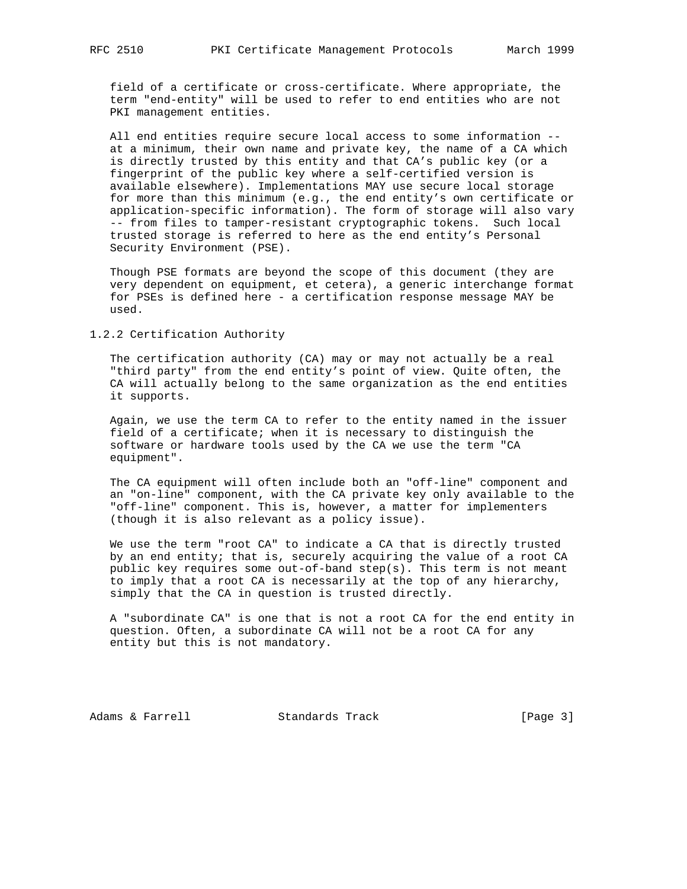field of a certificate or cross-certificate. Where appropriate, the term "end-entity" will be used to refer to end entities who are not PKI management entities.

All end entities require secure local access to some information -- at a minimum, their own name and private key, the name of a CA which is directly trusted by this entity and that CA's public key (or a fingerprint of the public key where a self-certified version is available elsewhere). Implementations MAY use secure local storage for more than this minimum (e.g., the end entity's own certificate or application-specific information). The form of storage will also vary -- from files to tamper-resistant cryptographic tokens. Such local trusted storage is referred to here as the end entity's Personal Security Environment (PSE).

Though PSE formats are beyond the scope of this document (they are very dependent on equipment, et cetera), a generic interchange format for PSEs is defined here - a certification response message MAY be used.

### 1.2.2 Certification Authority

The certification authority (CA) may or may not actually be a real "third party" from the end entity's point of view. Quite often, the CA will actually belong to the same organization as the end entities it supports.

Again, we use the term CA to refer to the entity named in the issuer field of a certificate; when it is necessary to distinguish the software or hardware tools used by the CA we use the term "CA equipment".

The CA equipment will often include both an "off-line" component and an "on-line" component, with the CA private key only available to the "off-line" component. This is, however, a matter for implementers (though it is also relevant as a policy issue).

We use the term "root CA" to indicate a CA that is directly trusted by an end entity; that is, securely acquiring the value of a root CA public key requires some out-of-band step(s). This term is not meant to imply that a root CA is necessarily at the top of any hierarchy, simply that the CA in question is trusted directly.

A "subordinate CA" is one that is not a root CA for the end entity in question. Often, a subordinate CA will not be a root CA for any entity but this is not mandatory.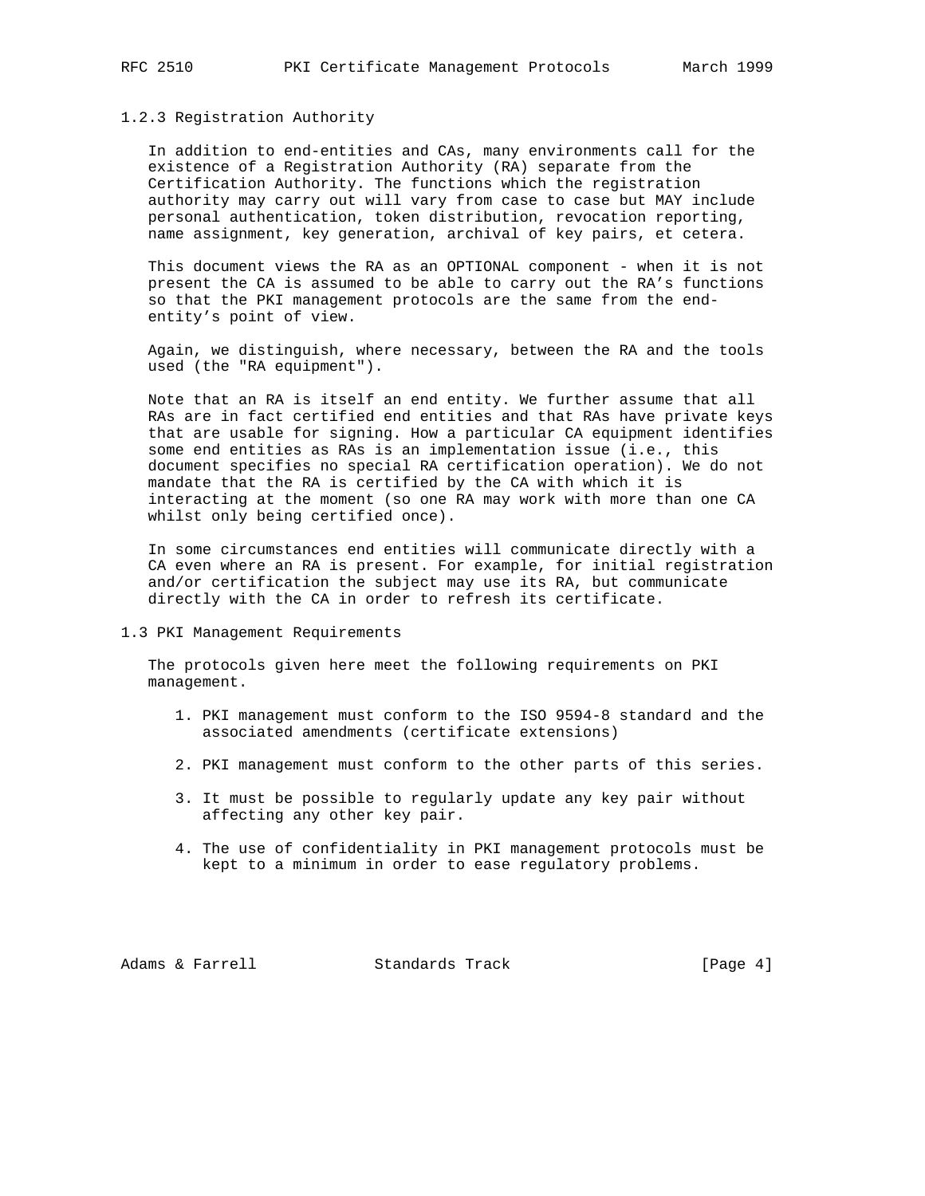### 1.2.3 Registration Authority

In addition to end-entities and CAs, many environments call for the existence of a Registration Authority (RA) separate from the Certification Authority. The functions which the registration authority may carry out will vary from case to case but MAY include personal authentication, token distribution, revocation reporting, name assignment, key generation, archival of key pairs, et cetera.

This document views the RA as an OPTIONAL component - when it is not present the CA is assumed to be able to carry out the RA's functions so that the PKI management protocols are the same from the end-entity's point of view.

Again, we distinguish, where necessary, between the RA and the tools used (the "RA equipment").

Note that an RA is itself an end entity. We further assume that all RAs are in fact certified end entities and that RAs have private keys that are usable for signing. How a particular CA equipment identifies some end entities as RAs is an implementation issue (i.e., this document specifies no special RA certification operation). We do not mandate that the RA is certified by the CA with which it is interacting at the moment (so one RA may work with more than one CA whilst only being certified once).

In some circumstances end entities will communicate directly with a CA even where an RA is present. For example, for initial registration and/or certification the subject may use its RA, but communicate directly with the CA in order to refresh its certificate.

## 1.3 PKI Management Requirements

The protocols given here meet the following requirements on PKI management.

1. PKI management must conform to the ISO 9594-8 standard and the associated amendments (certificate extensions)

2. PKI management must conform to the other parts of this series.

3. It must be possible to regularly update any key pair without affecting any other key pair.

4. The use of confidentiality in PKI management protocols must be kept to a minimum in order to ease regulatory problems.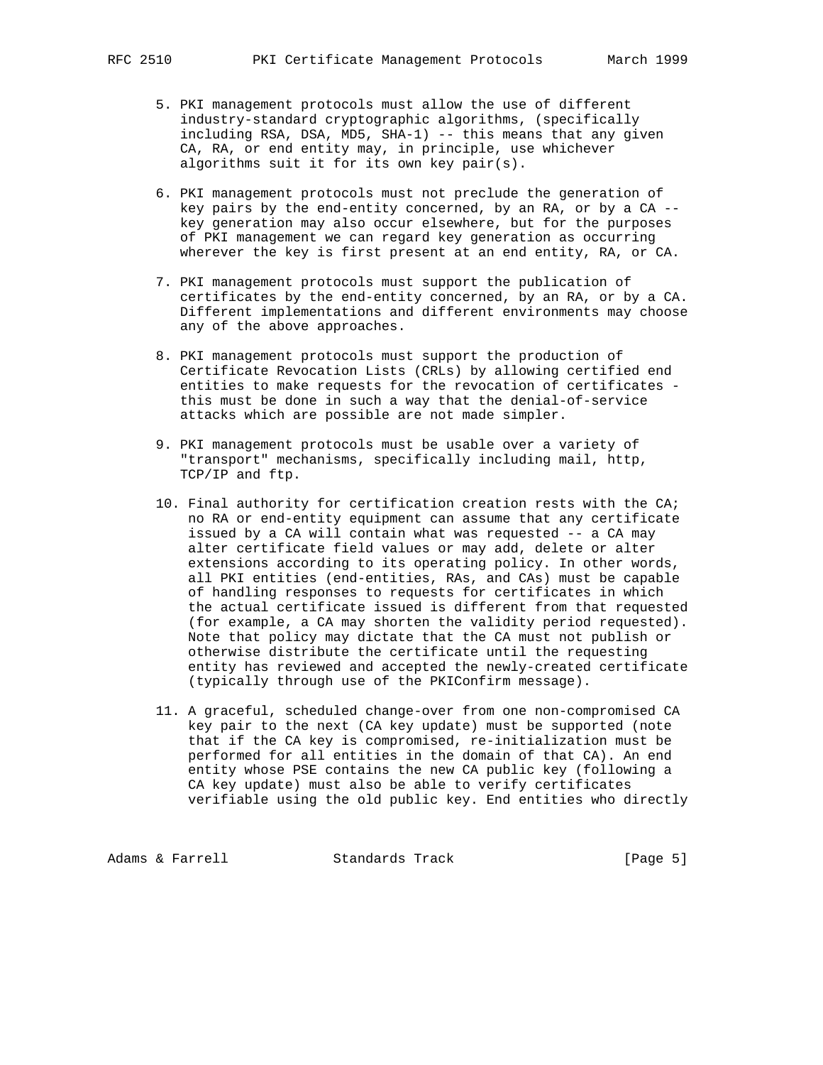5. PKI management protocols must allow the use of different industry-standard cryptographic algorithms, (specifically including RSA, DSA, MD5, SHA-1) -- this means that any given CA, RA, or end entity may, in principle, use whichever algorithms suit it for its own key pair(s).

6. PKI management protocols must not preclude the generation of key pairs by the end-entity concerned, by an RA, or by a CA -- key generation may also occur elsewhere, but for the purposes of PKI management we can regard key generation as occurring wherever the key is first present at an end entity, RA, or CA.

7. PKI management protocols must support the publication of certificates by the end-entity concerned, by an RA, or by a CA. Different implementations and different environments may choose any of the above approaches.

8. PKI management protocols must support the production of Certificate Revocation Lists (CRLs) by allowing certified end entities to make requests for the revocation of certificates - this must be done in such a way that the denial-of-service attacks which are possible are not made simpler.

9. PKI management protocols must be usable over a variety of "transport" mechanisms, specifically including mail, http, TCP/IP and ftp.

10. Final authority for certification creation rests with the CA; no RA or end-entity equipment can assume that any certificate issued by a CA will contain what was requested -- a CA may alter certificate field values or may add, delete or alter extensions according to its operating policy. In other words, all PKI entities (end-entities, RAs, and CAs) must be capable of handling responses to requests for certificates in which the actual certificate issued is different from that requested (for example, a CA may shorten the validity period requested). Note that policy may dictate that the CA must not publish or otherwise distribute the certificate until the requesting entity has reviewed and accepted the newly-created certificate (typically through use of the PKIConfirm message).

11. A graceful, scheduled change-over from one non-compromised CA key pair to the next (CA key update) must be supported (note that if the CA key is compromised, re-initialization must be performed for all entities in the domain of that CA). An end entity whose PSE contains the new CA public key (following a CA key update) must also be able to verify certificates verifiable using the old public key. End entities who directly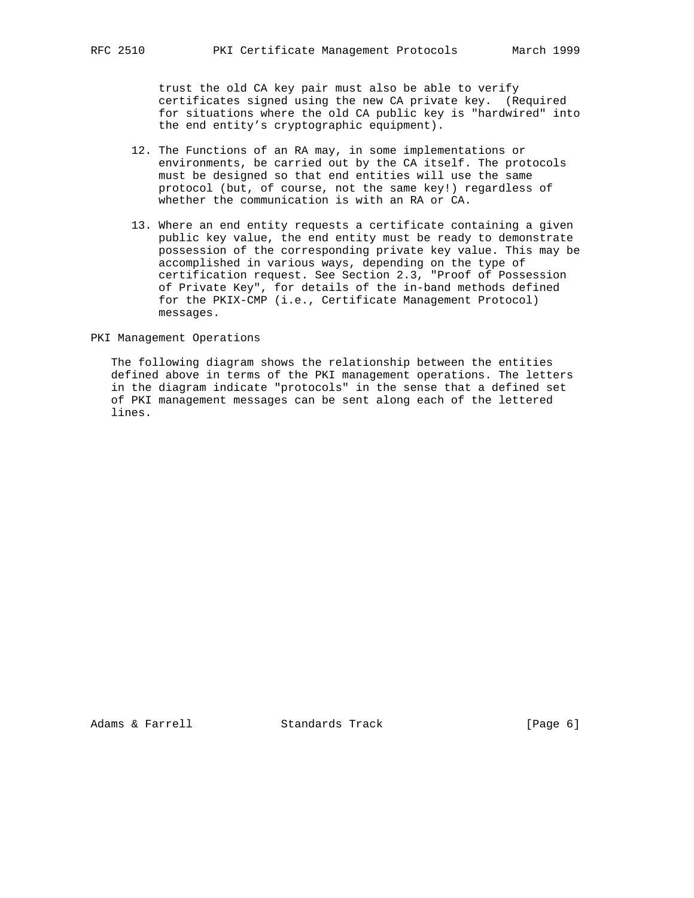trust the old CA key pair must also be able to verify certificates signed using the new CA private key. (Required for situations where the old CA public key is "hardwired" into the end entity's cryptographic equipment).

12. The Functions of an RA may, in some implementations or environments, be carried out by the CA itself. The protocols must be designed so that end entities will use the same protocol (but, of course, not the same key!) regardless of whether the communication is with an RA or CA.

13. Where an end entity requests a certificate containing a given public key value, the end entity must be ready to demonstrate possession of the corresponding private key value. This may be accomplished in various ways, depending on the type of certification request. See Section 2.3, "Proof of Possession of Private Key", for details of the in-band methods defined for the PKIX-CMP (i.e., Certificate Management Protocol) messages.

## PKI Management Operations

The following diagram shows the relationship between the entities defined above in terms of the PKI management operations. The letters in the diagram indicate "protocols" in the sense that a defined set of PKI management messages can be sent along each of the lettered lines.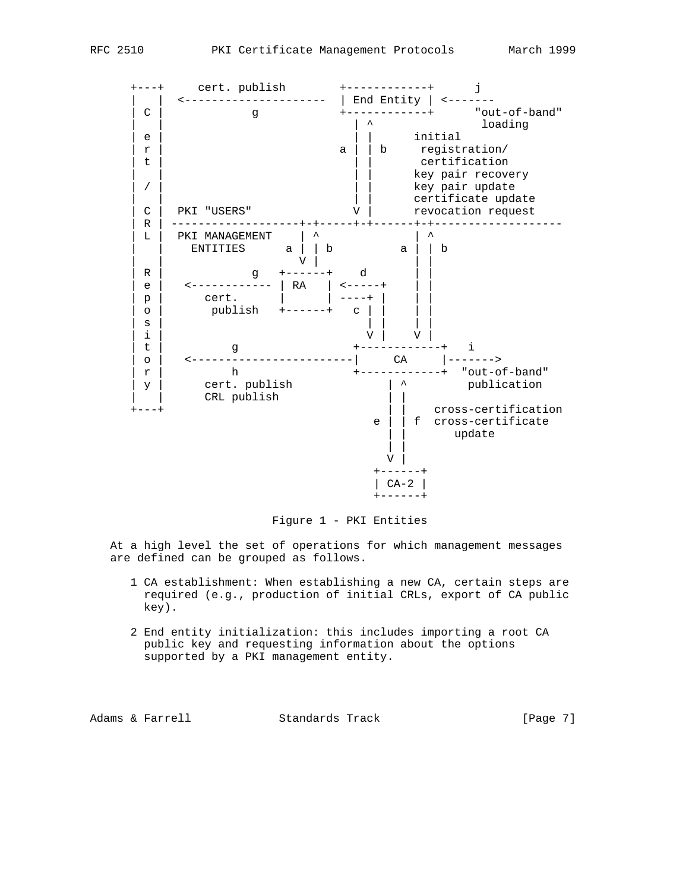```
     +---+     cert. publish        +------------+      j
     |   |  <---------------------  | End Entity | <-------
     | C |             g            +------------+      "out-of-band"
     |   |                            | ^                loading
     | e |                            | |      initial
     | r |                          a | | b     registration/
     | t |                            | |       certification
     |   |                            | |      key pair recovery
     | / |                            | |      key pair update
     |   |                            | |      certificate update
     | C |  PKI "USERS"               V |      revocation request
     | R | -------------------+-+-----+-+------+-+-------------------
     | L |  PKI MANAGEMENT    | ^              | ^
     |   |    ENTITIES      a | | b          a | | b
     |   |                    V |              | |
     | R |             g   +------+    d       | |
     | e |   <------------ | RA   | <-----+    | |
     | p |      cert.      |      | ----+ |    | |
     | o |       publish   +------+   c | |    | |
     | s |                              | |    | |
     | i |                              V |    V |
     | t |          g                 +------------+   i
     | o |   <------------------------|     CA     |------->
     | r |          h                 +------------+  "out-of-band"
     | y |      cert. publish              | ^         publication
     |   |      CRL publish                | |
     +---+                                 | |    cross-certification
                                         e | | f  cross-certificate
                                           | |       update
                                           | |
                                           V |
                                         +------+
                                         | CA-2 |
                                         +------+
```

Figure 1 - PKI Entities

At a high level the set of operations for which management messages are defined can be grouped as follows.

1 CA establishment: When establishing a new CA, certain steps are required (e.g., production of initial CRLs, export of CA public key).

2 End entity initialization: this includes importing a root CA public key and requesting information about the options supported by a PKI management entity.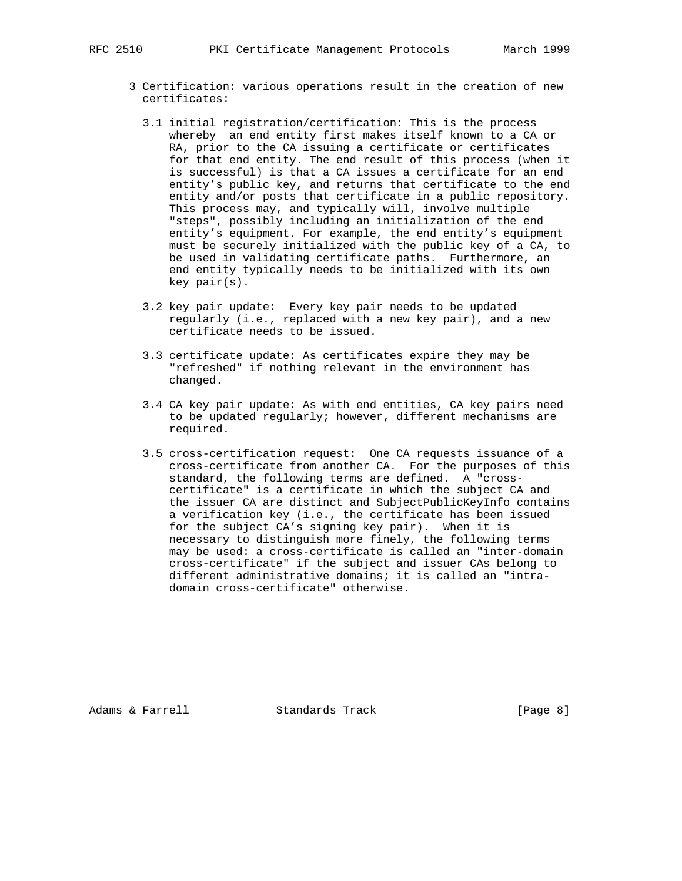3 Certification: various operations result in the creation of new certificates:

3.1 initial registration/certification: This is the process whereby an end entity first makes itself known to a CA or RA, prior to the CA issuing a certificate or certificates for that end entity. The end result of this process (when it is successful) is that a CA issues a certificate for an end entity's public key, and returns that certificate to the end entity and/or posts that certificate in a public repository. This process may, and typically will, involve multiple "steps", possibly including an initialization of the end entity's equipment. For example, the end entity's equipment must be securely initialized with the public key of a CA, to be used in validating certificate paths. Furthermore, an end entity typically needs to be initialized with its own key pair(s).

3.2 key pair update: Every key pair needs to be updated regularly (i.e., replaced with a new key pair), and a new certificate needs to be issued.

3.3 certificate update: As certificates expire they may be "refreshed" if nothing relevant in the environment has changed.

3.4 CA key pair update: As with end entities, CA key pairs need to be updated regularly; however, different mechanisms are required.

3.5 cross-certification request: One CA requests issuance of a cross-certificate from another CA. For the purposes of this standard, the following terms are defined. A "cross-certificate" is a certificate in which the subject CA and the issuer CA are distinct and SubjectPublicKeyInfo contains a verification key (i.e., the certificate has been issued for the subject CA's signing key pair). When it is necessary to distinguish more finely, the following terms may be used: a cross-certificate is called an "inter-domain cross-certificate" if the subject and issuer CAs belong to different administrative domains; it is called an "intra-domain cross-certificate" otherwise.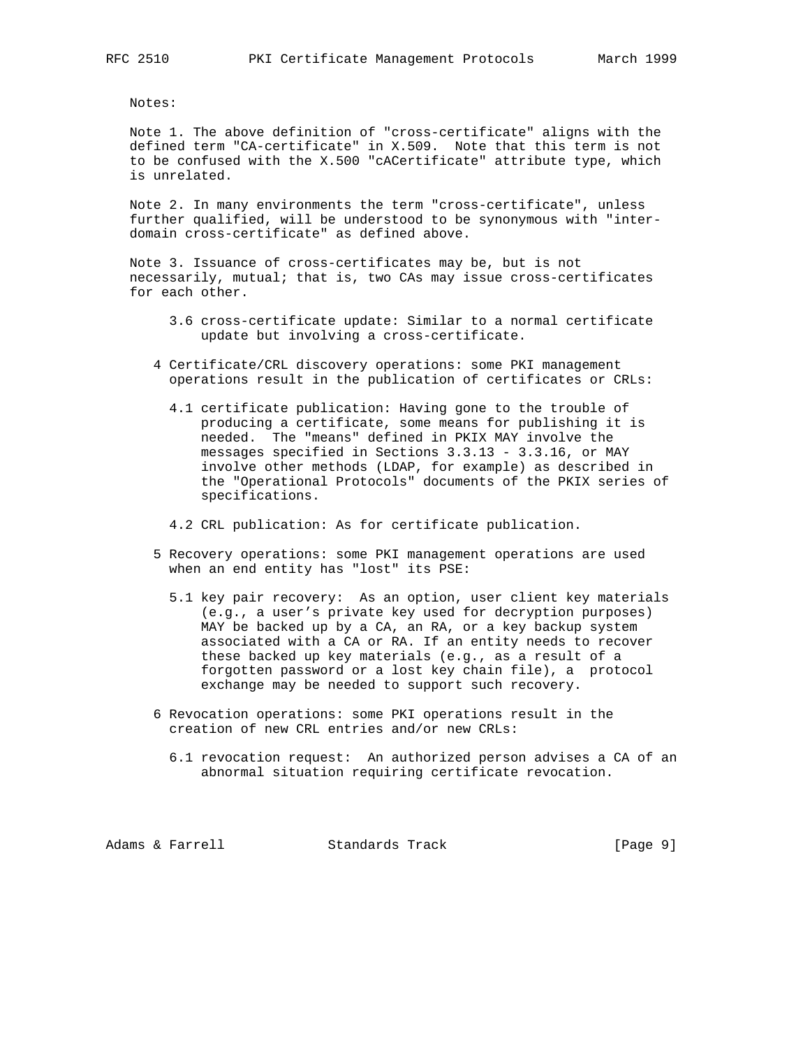Notes:

Note 1. The above definition of "cross-certificate" aligns with the defined term "CA-certificate" in X.509. Note that this term is not to be confused with the X.500 "cACertificate" attribute type, which is unrelated.

Note 2. In many environments the term "cross-certificate", unless further qualified, will be understood to be synonymous with "inter-domain cross-certificate" as defined above.

Note 3. Issuance of cross-certificates may be, but is not necessarily, mutual; that is, two CAs may issue cross-certificates for each other.

- 3.6 cross-certificate update: Similar to a normal certificate update but involving a cross-certificate.

4 Certificate/CRL discovery operations: some PKI management operations result in the publication of certificates or CRLs:

- 4.1 certificate publication: Having gone to the trouble of producing a certificate, some means for publishing it is needed. The "means" defined in PKIX MAY involve the messages specified in Sections 3.3.13 - 3.3.16, or MAY involve other methods (LDAP, for example) as described in the "Operational Protocols" documents of the PKIX series of specifications.

- 4.2 CRL publication: As for certificate publication.

5 Recovery operations: some PKI management operations are used when an end entity has "lost" its PSE:

- 5.1 key pair recovery: As an option, user client key materials (e.g., a user's private key used for decryption purposes) MAY be backed up by a CA, an RA, or a key backup system associated with a CA or RA. If an entity needs to recover these backed up key materials (e.g., as a result of a forgotten password or a lost key chain file), a protocol exchange may be needed to support such recovery.

6 Revocation operations: some PKI operations result in the creation of new CRL entries and/or new CRLs:

- 6.1 revocation request: An authorized person advises a CA of an abnormal situation requiring certificate revocation.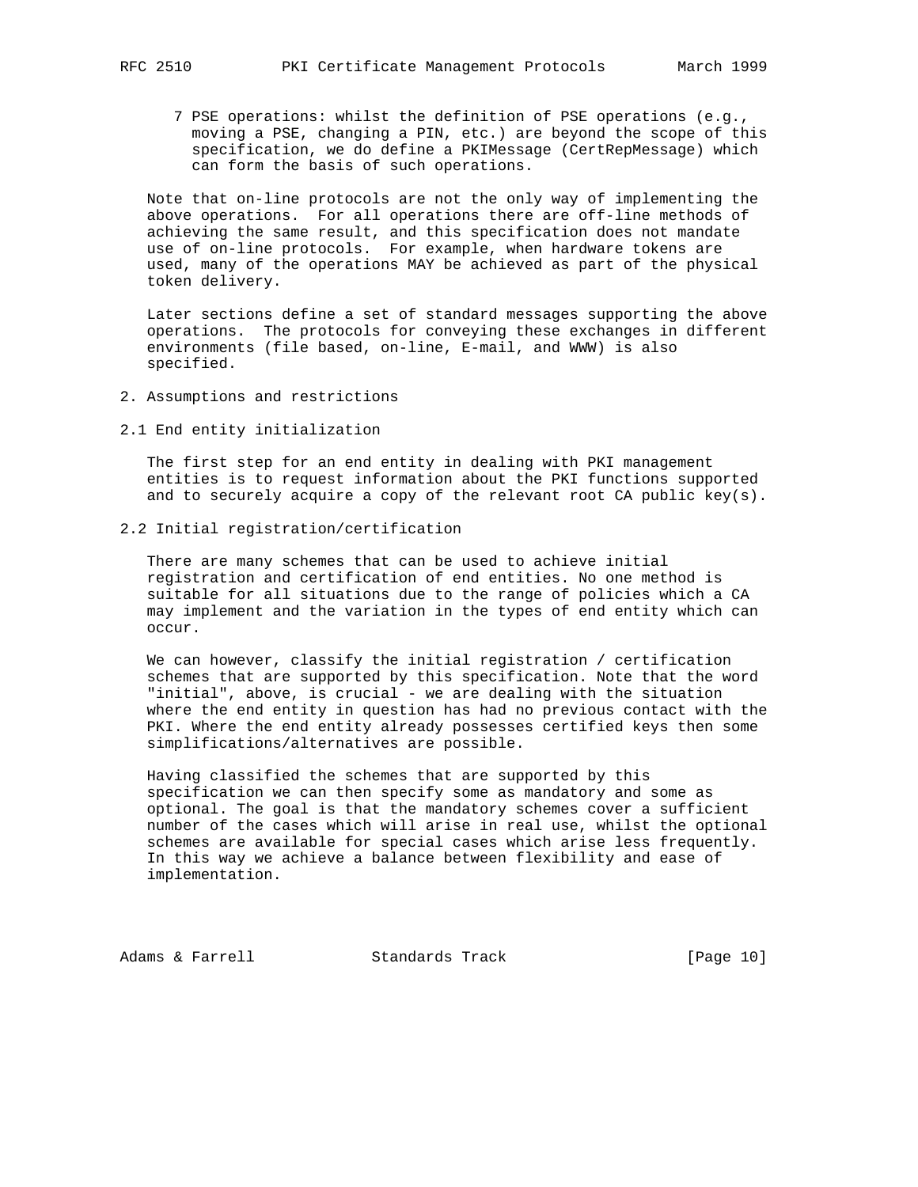7 PSE operations: whilst the definition of PSE operations (e.g., moving a PSE, changing a PIN, etc.) are beyond the scope of this specification, we do define a PKIMessage (CertRepMessage) which can form the basis of such operations.

Note that on-line protocols are not the only way of implementing the above operations. For all operations there are off-line methods of achieving the same result, and this specification does not mandate use of on-line protocols. For example, when hardware tokens are used, many of the operations MAY be achieved as part of the physical token delivery.

Later sections define a set of standard messages supporting the above operations. The protocols for conveying these exchanges in different environments (file based, on-line, E-mail, and WWW) is also specified.

## 2. Assumptions and restrictions

### 2.1 End entity initialization

The first step for an end entity in dealing with PKI management entities is to request information about the PKI functions supported and to securely acquire a copy of the relevant root CA public key(s).

### 2.2 Initial registration/certification

There are many schemes that can be used to achieve initial registration and certification of end entities. No one method is suitable for all situations due to the range of policies which a CA may implement and the variation in the types of end entity which can occur.

We can however, classify the initial registration / certification schemes that are supported by this specification. Note that the word "initial", above, is crucial - we are dealing with the situation where the end entity in question has had no previous contact with the PKI. Where the end entity already possesses certified keys then some simplifications/alternatives are possible.

Having classified the schemes that are supported by this specification we can then specify some as mandatory and some as optional. The goal is that the mandatory schemes cover a sufficient number of the cases which will arise in real use, whilst the optional schemes are available for special cases which arise less frequently. In this way we achieve a balance between flexibility and ease of implementation.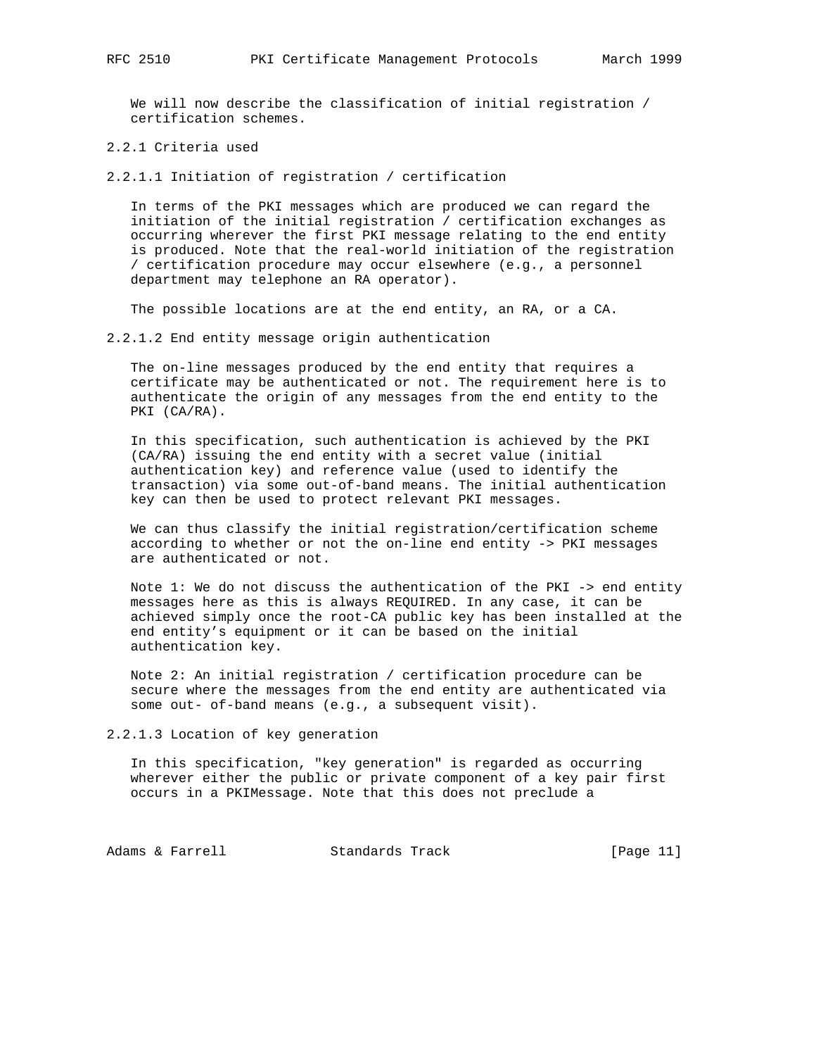We will now describe the classification of initial registration / certification schemes.

### 2.2.1 Criteria used

#### 2.2.1.1 Initiation of registration / certification

In terms of the PKI messages which are produced we can regard the initiation of the initial registration / certification exchanges as occurring wherever the first PKI message relating to the end entity is produced. Note that the real-world initiation of the registration / certification procedure may occur elsewhere (e.g., a personnel department may telephone an RA operator).

The possible locations are at the end entity, an RA, or a CA.

#### 2.2.1.2 End entity message origin authentication

The on-line messages produced by the end entity that requires a certificate may be authenticated or not. The requirement here is to authenticate the origin of any messages from the end entity to the PKI (CA/RA).

In this specification, such authentication is achieved by the PKI (CA/RA) issuing the end entity with a secret value (initial authentication key) and reference value (used to identify the transaction) via some out-of-band means. The initial authentication key can then be used to protect relevant PKI messages.

We can thus classify the initial registration/certification scheme according to whether or not the on-line end entity -> PKI messages are authenticated or not.

Note 1: We do not discuss the authentication of the PKI -> end entity messages here as this is always REQUIRED. In any case, it can be achieved simply once the root-CA public key has been installed at the end entity's equipment or it can be based on the initial authentication key.

Note 2: An initial registration / certification procedure can be secure where the messages from the end entity are authenticated via some out- of-band means (e.g., a subsequent visit).

#### 2.2.1.3 Location of key generation

In this specification, "key generation" is regarded as occurring wherever either the public or private component of a key pair first occurs in a PKIMessage. Note that this does not preclude a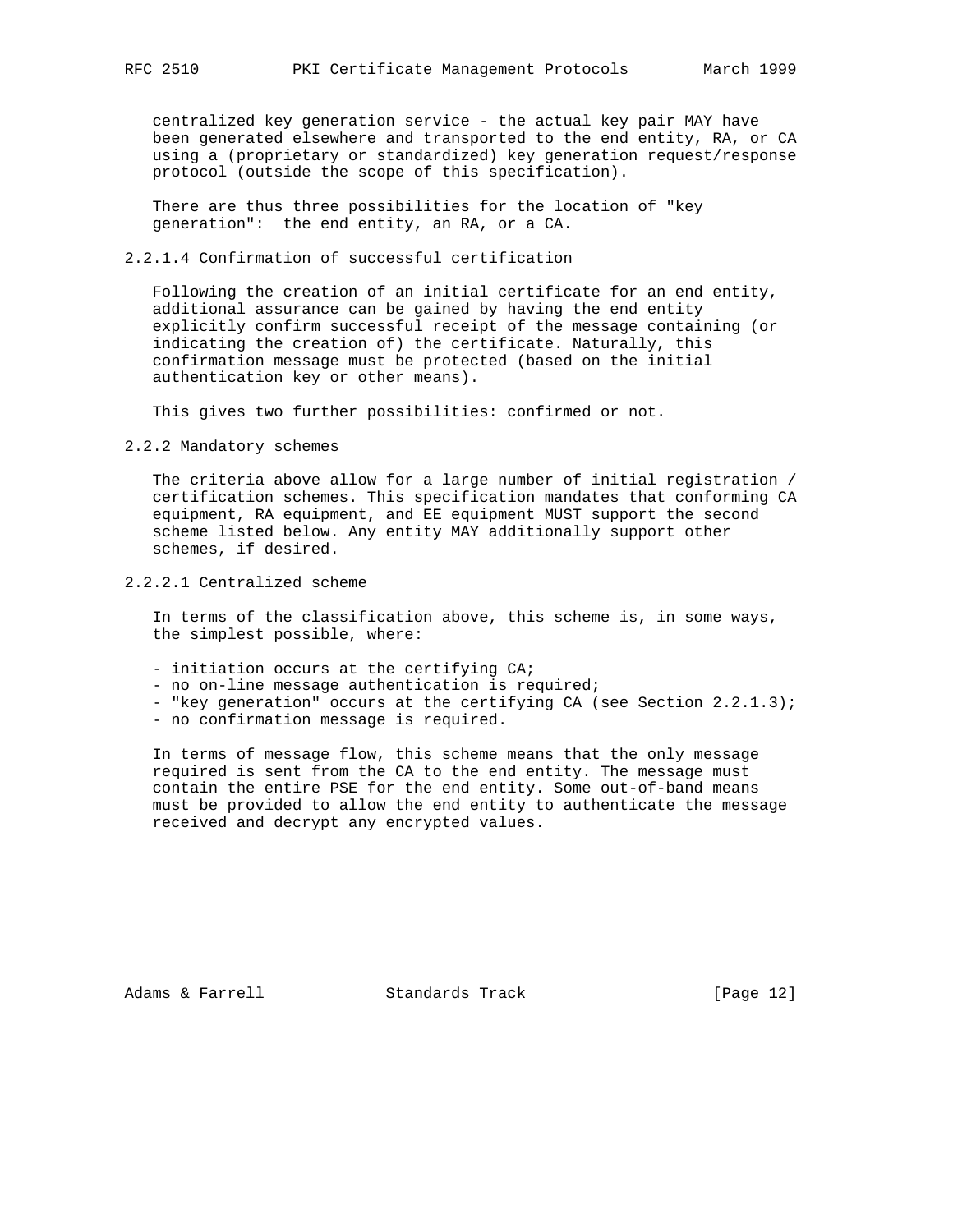centralized key generation service - the actual key pair MAY have been generated elsewhere and transported to the end entity, RA, or CA using a (proprietary or standardized) key generation request/response protocol (outside the scope of this specification).

There are thus three possibilities for the location of "key generation": the end entity, an RA, or a CA.

#### 2.2.1.4 Confirmation of successful certification

Following the creation of an initial certificate for an end entity, additional assurance can be gained by having the end entity explicitly confirm successful receipt of the message containing (or indicating the creation of) the certificate. Naturally, this confirmation message must be protected (based on the initial authentication key or other means).

This gives two further possibilities: confirmed or not.

### 2.2.2 Mandatory schemes

The criteria above allow for a large number of initial registration / certification schemes. This specification mandates that conforming CA equipment, RA equipment, and EE equipment MUST support the second scheme listed below. Any entity MAY additionally support other schemes, if desired.

#### 2.2.2.1 Centralized scheme

In terms of the classification above, this scheme is, in some ways, the simplest possible, where:

- initiation occurs at the certifying CA;
- no on-line message authentication is required;
- "key generation" occurs at the certifying CA (see Section 2.2.1.3);
- no confirmation message is required.

In terms of message flow, this scheme means that the only message required is sent from the CA to the end entity. The message must contain the entire PSE for the end entity. Some out-of-band means must be provided to allow the end entity to authenticate the message received and decrypt any encrypted values.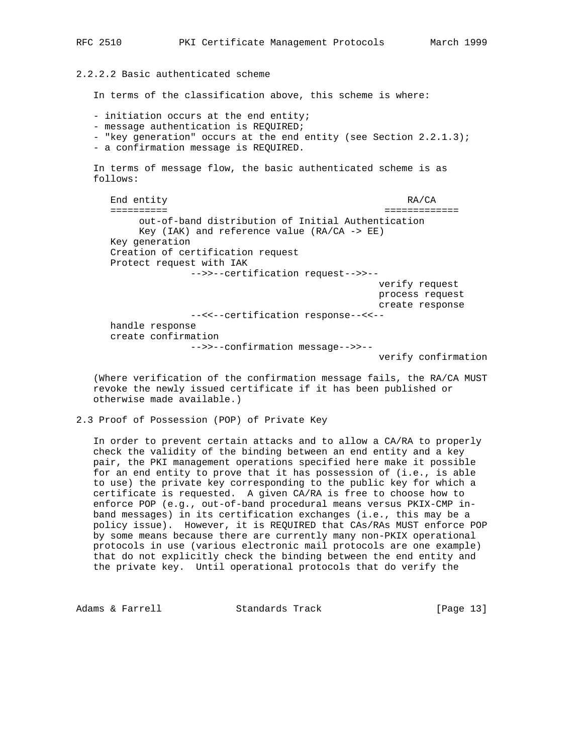#### 2.2.2.2 Basic authenticated scheme

In terms of the classification above, this scheme is where:

- initiation occurs at the end entity;
- message authentication is REQUIRED;
- "key generation" occurs at the end entity (see Section 2.2.1.3);
- a confirmation message is REQUIRED.

In terms of message flow, the basic authenticated scheme is as follows:

```
  End entity                                          RA/CA
  ==========                                      =============
       out-of-band distribution of Initial Authentication
       Key (IAK) and reference value (RA/CA -> EE)
  Key generation
  Creation of certification request
  Protect request with IAK
                -->>--certification request-->>--
                                                 verify request
                                                 process request
                                                 create response
                --<<--certification response--<<--
  handle response
  create confirmation
                -->>--confirmation message-->>--
                                                 verify confirmation
```

(Where verification of the confirmation message fails, the RA/CA MUST revoke the newly issued certificate if it has been published or otherwise made available.)

### 2.3 Proof of Possession (POP) of Private Key

In order to prevent certain attacks and to allow a CA/RA to properly check the validity of the binding between an end entity and a key pair, the PKI management operations specified here make it possible for an end entity to prove that it has possession of (i.e., is able to use) the private key corresponding to the public key for which a certificate is requested. A given CA/RA is free to choose how to enforce POP (e.g., out-of-band procedural means versus PKIX-CMP in-band messages) in its certification exchanges (i.e., this may be a policy issue). However, it is REQUIRED that CAs/RAs MUST enforce POP by some means because there are currently many non-PKIX operational protocols in use (various electronic mail protocols are one example) that do not explicitly check the binding between the end entity and the private key. Until operational protocols that do verify the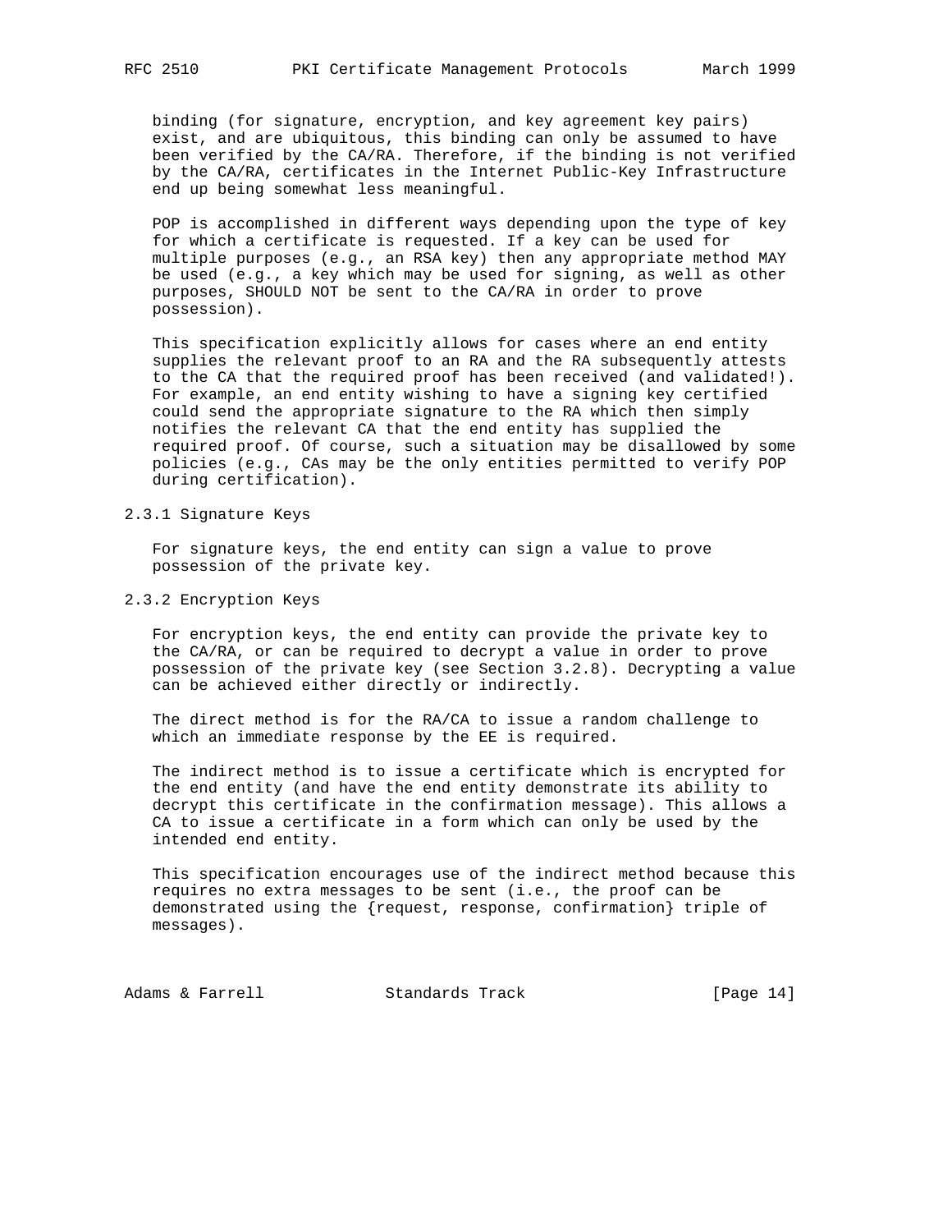binding (for signature, encryption, and key agreement key pairs) exist, and are ubiquitous, this binding can only be assumed to have been verified by the CA/RA. Therefore, if the binding is not verified by the CA/RA, certificates in the Internet Public-Key Infrastructure end up being somewhat less meaningful.

POP is accomplished in different ways depending upon the type of key for which a certificate is requested. If a key can be used for multiple purposes (e.g., an RSA key) then any appropriate method MAY be used (e.g., a key which may be used for signing, as well as other purposes, SHOULD NOT be sent to the CA/RA in order to prove possession).

This specification explicitly allows for cases where an end entity supplies the relevant proof to an RA and the RA subsequently attests to the CA that the required proof has been received (and validated!). For example, an end entity wishing to have a signing key certified could send the appropriate signature to the RA which then simply notifies the relevant CA that the end entity has supplied the required proof. Of course, such a situation may be disallowed by some policies (e.g., CAs may be the only entities permitted to verify POP during certification).

### 2.3.1 Signature Keys

For signature keys, the end entity can sign a value to prove possession of the private key.

### 2.3.2 Encryption Keys

For encryption keys, the end entity can provide the private key to the CA/RA, or can be required to decrypt a value in order to prove possession of the private key (see Section 3.2.8). Decrypting a value can be achieved either directly or indirectly.

The direct method is for the RA/CA to issue a random challenge to which an immediate response by the EE is required.

The indirect method is to issue a certificate which is encrypted for the end entity (and have the end entity demonstrate its ability to decrypt this certificate in the confirmation message). This allows a CA to issue a certificate in a form which can only be used by the intended end entity.

This specification encourages use of the indirect method because this requires no extra messages to be sent (i.e., the proof can be demonstrated using the {request, response, confirmation} triple of messages).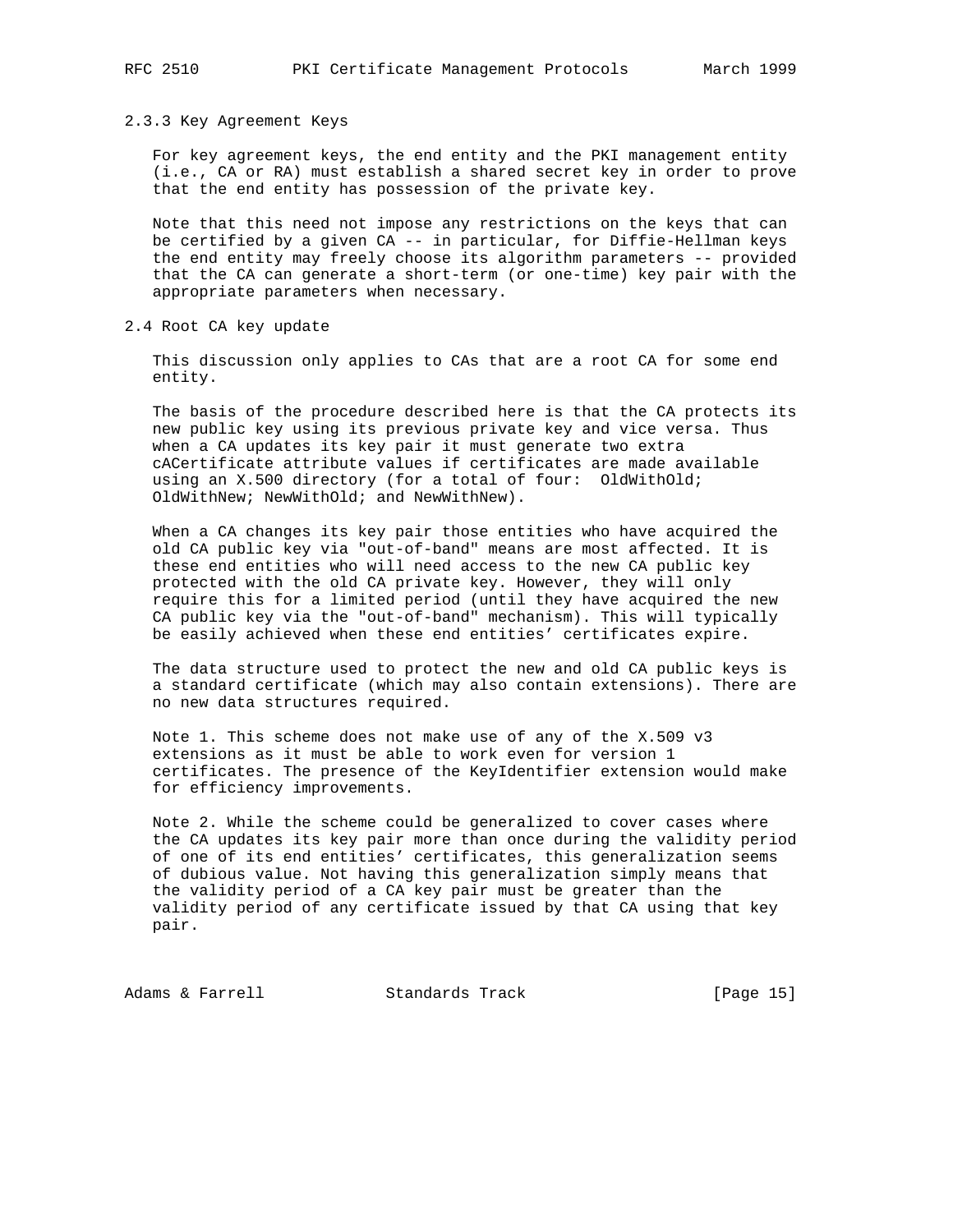### 2.3.3 Key Agreement Keys

For key agreement keys, the end entity and the PKI management entity (i.e., CA or RA) must establish a shared secret key in order to prove that the end entity has possession of the private key.

Note that this need not impose any restrictions on the keys that can be certified by a given CA -- in particular, for Diffie-Hellman keys the end entity may freely choose its algorithm parameters -- provided that the CA can generate a short-term (or one-time) key pair with the appropriate parameters when necessary.

## 2.4 Root CA key update

This discussion only applies to CAs that are a root CA for some end entity.

The basis of the procedure described here is that the CA protects its new public key using its previous private key and vice versa. Thus when a CA updates its key pair it must generate two extra cACertificate attribute values if certificates are made available using an X.500 directory (for a total of four: OldWithOld; OldWithNew; NewWithOld; and NewWithNew).

When a CA changes its key pair those entities who have acquired the old CA public key via "out-of-band" means are most affected. It is these end entities who will need access to the new CA public key protected with the old CA private key. However, they will only require this for a limited period (until they have acquired the new CA public key via the "out-of-band" mechanism). This will typically be easily achieved when these end entities' certificates expire.

The data structure used to protect the new and old CA public keys is a standard certificate (which may also contain extensions). There are no new data structures required.

Note 1. This scheme does not make use of any of the X.509 v3 extensions as it must be able to work even for version 1 certificates. The presence of the KeyIdentifier extension would make for efficiency improvements.

Note 2. While the scheme could be generalized to cover cases where the CA updates its key pair more than once during the validity period of one of its end entities' certificates, this generalization seems of dubious value. Not having this generalization simply means that the validity period of a CA key pair must be greater than the validity period of any certificate issued by that CA using that key pair.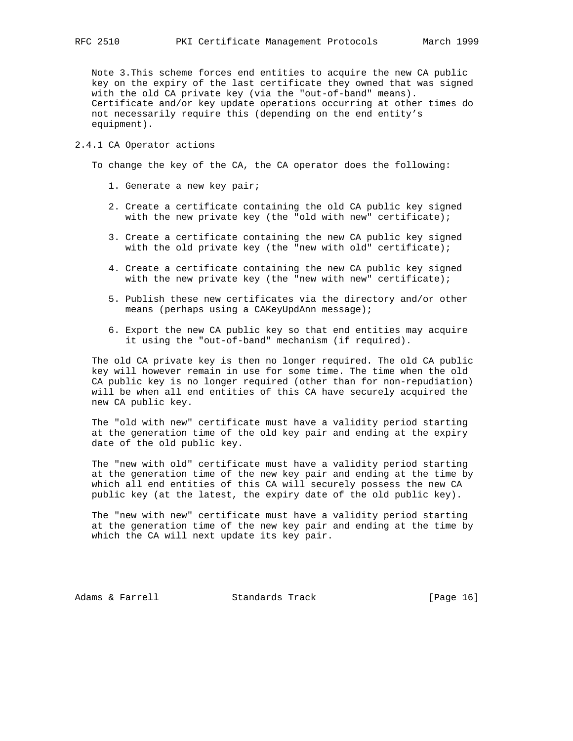Note 3.This scheme forces end entities to acquire the new CA public key on the expiry of the last certificate they owned that was signed with the old CA private key (via the "out-of-band" means). Certificate and/or key update operations occurring at other times do not necessarily require this (depending on the end entity's equipment).

### 2.4.1 CA Operator actions

To change the key of the CA, the CA operator does the following:

1. Generate a new key pair;

2. Create a certificate containing the old CA public key signed with the new private key (the "old with new" certificate);

3. Create a certificate containing the new CA public key signed with the old private key (the "new with old" certificate);

4. Create a certificate containing the new CA public key signed with the new private key (the "new with new" certificate);

5. Publish these new certificates via the directory and/or other means (perhaps using a CAKeyUpdAnn message);

6. Export the new CA public key so that end entities may acquire it using the "out-of-band" mechanism (if required).

The old CA private key is then no longer required. The old CA public key will however remain in use for some time. The time when the old CA public key is no longer required (other than for non-repudiation) will be when all end entities of this CA have securely acquired the new CA public key.

The "old with new" certificate must have a validity period starting at the generation time of the old key pair and ending at the expiry date of the old public key.

The "new with old" certificate must have a validity period starting at the generation time of the new key pair and ending at the time by which all end entities of this CA will securely possess the new CA public key (at the latest, the expiry date of the old public key).

The "new with new" certificate must have a validity period starting at the generation time of the new key pair and ending at the time by which the CA will next update its key pair.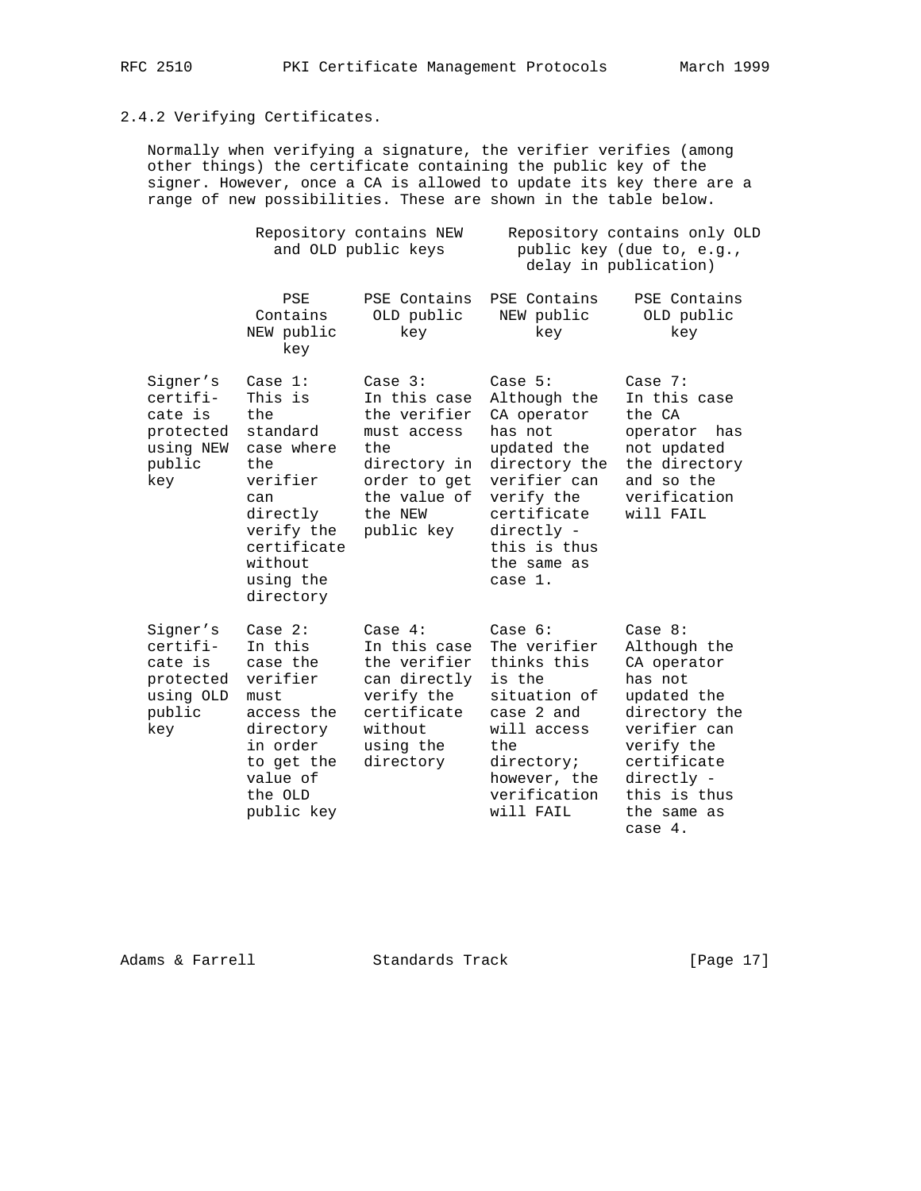### 2.4.2 Verifying Certificates.

Normally when verifying a signature, the verifier verifies (among other things) the certificate containing the public key of the signer. However, once a CA is allowed to update its key there are a range of new possibilities. These are shown in the table below.

| | Repository contains NEW and OLD public keys | | Repository contains only OLD public key (due to, e.g., delay in publication) | |
|---|---|---|---|---|
| | PSE Contains NEW public key | PSE Contains OLD public key | PSE Contains NEW public key | PSE Contains OLD public key |
| Signer's certificate is protected using NEW public key | Case 1: This is the standard case where the verifier can directly verify the certificate without using the directory | Case 3: In this case the verifier must access the directory in order to get the value of the NEW public key | Case 5: Although the CA operator has not updated the directory the verifier can verify the certificate directly - this is thus the same as case 1. | Case 7: In this case the CA operator has not updated the directory and so the verification will FAIL |
| Signer's certificate is protected using OLD public key | Case 2: In this case the verifier must access the directory in order to get the value of the OLD public key | Case 4: In this case the verifier can directly verify the certificate without using the directory | Case 6: The verifier thinks this is the situation of case 2 and will access the directory; however, the verification will FAIL | Case 8: Although the CA operator has not updated the directory the verifier can verify the certificate directly - this is thus the same as case 4. |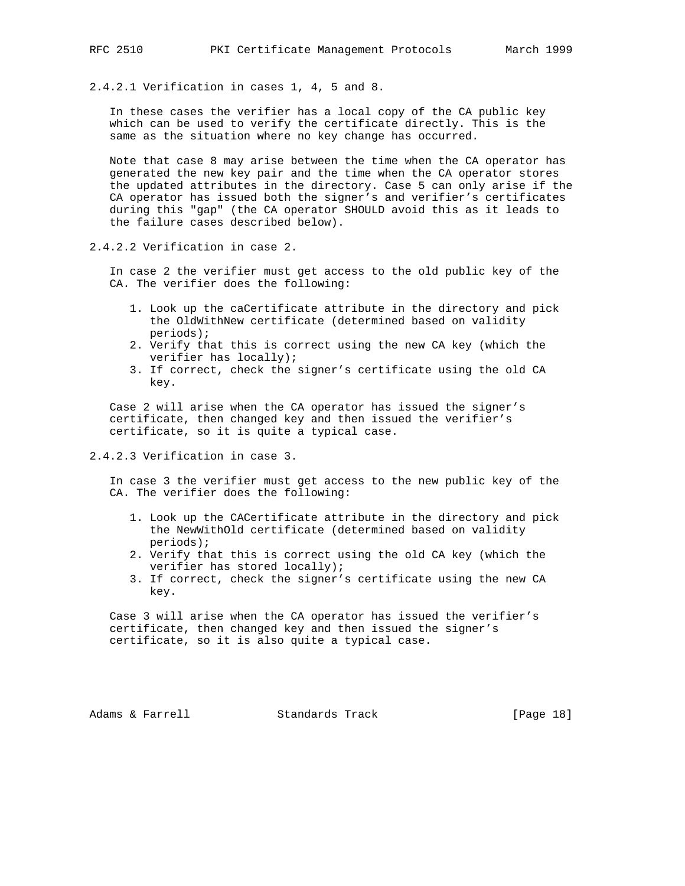#### 2.4.2.1 Verification in cases 1, 4, 5 and 8.

In these cases the verifier has a local copy of the CA public key which can be used to verify the certificate directly. This is the same as the situation where no key change has occurred.

Note that case 8 may arise between the time when the CA operator has generated the new key pair and the time when the CA operator stores the updated attributes in the directory. Case 5 can only arise if the CA operator has issued both the signer's and verifier's certificates during this "gap" (the CA operator SHOULD avoid this as it leads to the failure cases described below).

#### 2.4.2.2 Verification in case 2.

In case 2 the verifier must get access to the old public key of the CA. The verifier does the following:

1. Look up the caCertificate attribute in the directory and pick the OldWithNew certificate (determined based on validity periods);
2. Verify that this is correct using the new CA key (which the verifier has locally);
3. If correct, check the signer's certificate using the old CA key.

Case 2 will arise when the CA operator has issued the signer's certificate, then changed key and then issued the verifier's certificate, so it is quite a typical case.

#### 2.4.2.3 Verification in case 3.

In case 3 the verifier must get access to the new public key of the CA. The verifier does the following:

1. Look up the CACertificate attribute in the directory and pick the NewWithOld certificate (determined based on validity periods);
2. Verify that this is correct using the old CA key (which the verifier has stored locally);
3. If correct, check the signer's certificate using the new CA key.

Case 3 will arise when the CA operator has issued the verifier's certificate, then changed key and then issued the signer's certificate, so it is also quite a typical case.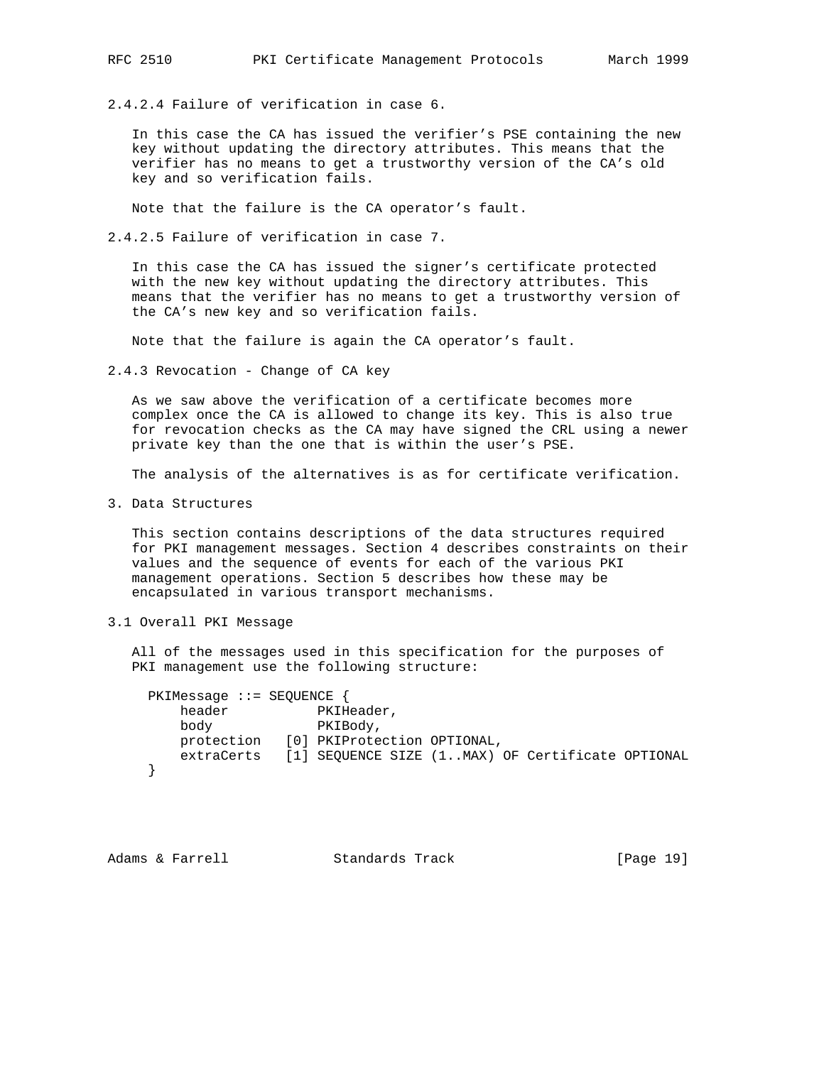#### 2.4.2.4 Failure of verification in case 6.

In this case the CA has issued the verifier's PSE containing the new key without updating the directory attributes. This means that the verifier has no means to get a trustworthy version of the CA's old key and so verification fails.

Note that the failure is the CA operator's fault.

#### 2.4.2.5 Failure of verification in case 7.

In this case the CA has issued the signer's certificate protected with the new key without updating the directory attributes. This means that the verifier has no means to get a trustworthy version of the CA's new key and so verification fails.

Note that the failure is again the CA operator's fault.

### 2.4.3 Revocation - Change of CA key

As we saw above the verification of a certificate becomes more complex once the CA is allowed to change its key. This is also true for revocation checks as the CA may have signed the CRL using a newer private key than the one that is within the user's PSE.

The analysis of the alternatives is as for certificate verification.

# 3. Data Structures

This section contains descriptions of the data structures required for PKI management messages. Section 4 describes constraints on their values and the sequence of events for each of the various PKI management operations. Section 5 describes how these may be encapsulated in various transport mechanisms.

## 3.1 Overall PKI Message

All of the messages used in this specification for the purposes of PKI management use the following structure:

```
  PKIMessage ::= SEQUENCE {
      header           PKIHeader,
      body             PKIBody,
      protection   [0] PKIProtection OPTIONAL,
      extraCerts   [1] SEQUENCE SIZE (1..MAX) OF Certificate OPTIONAL
  }
```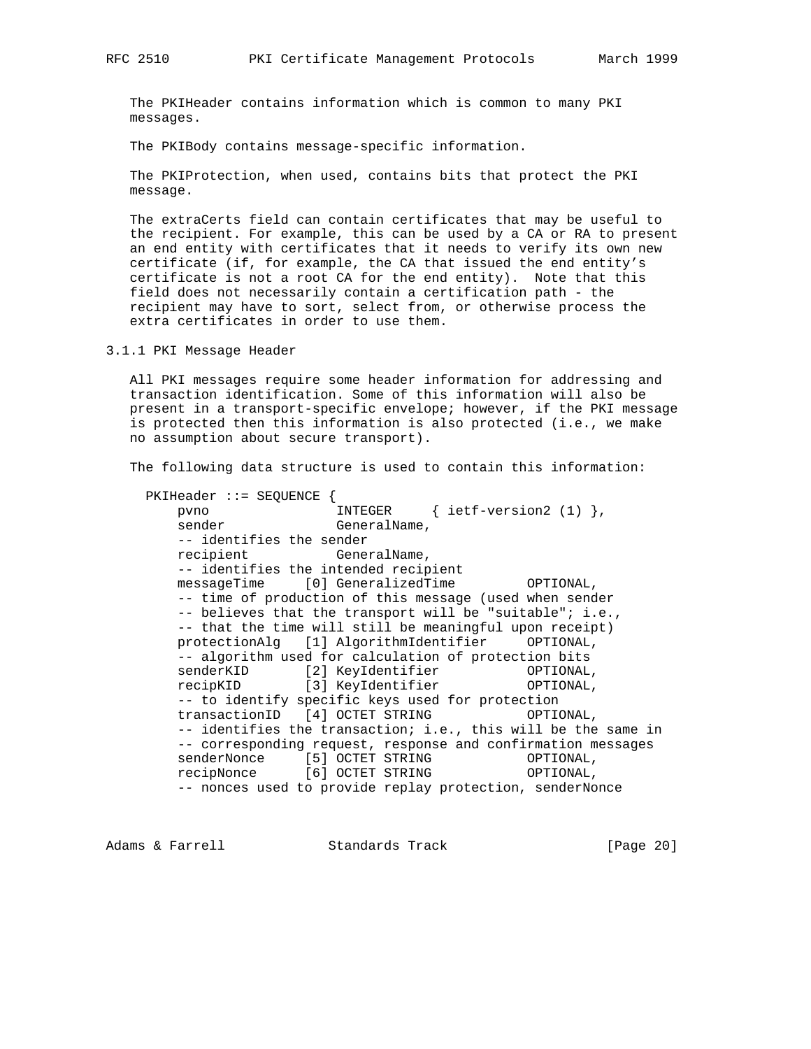The PKIHeader contains information which is common to many PKI messages.

The PKIBody contains message-specific information.

The PKIProtection, when used, contains bits that protect the PKI message.

The extraCerts field can contain certificates that may be useful to the recipient. For example, this can be used by a CA or RA to present an end entity with certificates that it needs to verify its own new certificate (if, for example, the CA that issued the end entity's certificate is not a root CA for the end entity). Note that this field does not necessarily contain a certification path - the recipient may have to sort, select from, or otherwise process the extra certificates in order to use them.

### 3.1.1 PKI Message Header

All PKI messages require some header information for addressing and transaction identification. Some of this information will also be present in a transport-specific envelope; however, if the PKI message is protected then this information is also protected (i.e., we make no assumption about secure transport).

The following data structure is used to contain this information:

```
  PKIHeader ::= SEQUENCE {
      pvno                INTEGER     { ietf-version2 (1) },
      sender              GeneralName,
      -- identifies the sender
      recipient           GeneralName,
      -- identifies the intended recipient
      messageTime     [0] GeneralizedTime         OPTIONAL,
      -- time of production of this message (used when sender
      -- believes that the transport will be "suitable"; i.e.,
      -- that the time will still be meaningful upon receipt)
      protectionAlg   [1] AlgorithmIdentifier     OPTIONAL,
      -- algorithm used for calculation of protection bits
      senderKID       [2] KeyIdentifier           OPTIONAL,
      recipKID        [3] KeyIdentifier           OPTIONAL,
      -- to identify specific keys used for protection
      transactionID   [4] OCTET STRING            OPTIONAL,
      -- identifies the transaction; i.e., this will be the same in
      -- corresponding request, response and confirmation messages
      senderNonce     [5] OCTET STRING            OPTIONAL,
      recipNonce      [6] OCTET STRING            OPTIONAL,
      -- nonces used to provide replay protection, senderNonce
```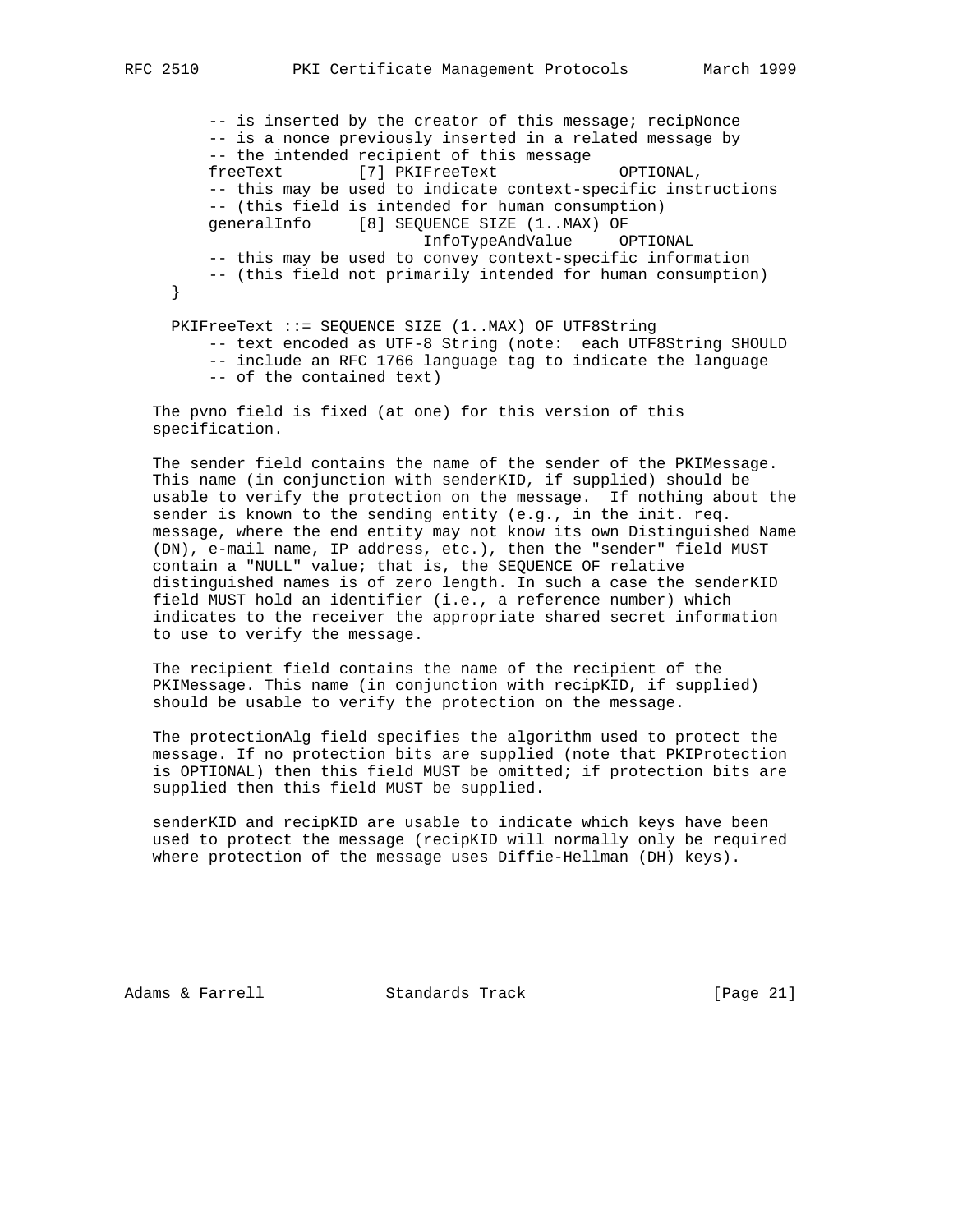```
      -- is inserted by the creator of this message; recipNonce
      -- is a nonce previously inserted in a related message by
      -- the intended recipient of this message
      freeText        [7] PKIFreeText             OPTIONAL,
      -- this may be used to indicate context-specific instructions
      -- (this field is intended for human consumption)
      generalInfo     [8] SEQUENCE SIZE (1..MAX) OF
                             InfoTypeAndValue     OPTIONAL
      -- this may be used to convey context-specific information
      -- (this field not primarily intended for human consumption)
  }

  PKIFreeText ::= SEQUENCE SIZE (1..MAX) OF UTF8String
      -- text encoded as UTF-8 String (note:  each UTF8String SHOULD
      -- include an RFC 1766 language tag to indicate the language
      -- of the contained text)
```

The pvno field is fixed (at one) for this version of this specification.

The sender field contains the name of the sender of the PKIMessage. This name (in conjunction with senderKID, if supplied) should be usable to verify the protection on the message. If nothing about the sender is known to the sending entity (e.g., in the init. req. message, where the end entity may not know its own Distinguished Name (DN), e-mail name, IP address, etc.), then the "sender" field MUST contain a "NULL" value; that is, the SEQUENCE OF relative distinguished names is of zero length. In such a case the senderKID field MUST hold an identifier (i.e., a reference number) which indicates to the receiver the appropriate shared secret information to use to verify the message.

The recipient field contains the name of the recipient of the PKIMessage. This name (in conjunction with recipKID, if supplied) should be usable to verify the protection on the message.

The protectionAlg field specifies the algorithm used to protect the message. If no protection bits are supplied (note that PKIProtection is OPTIONAL) then this field MUST be omitted; if protection bits are supplied then this field MUST be supplied.

senderKID and recipKID are usable to indicate which keys have been used to protect the message (recipKID will normally only be required where protection of the message uses Diffie-Hellman (DH) keys).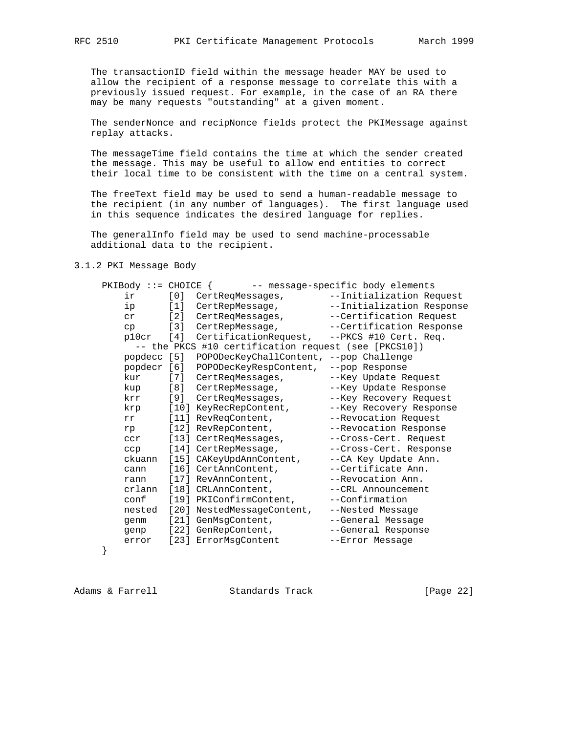The transactionID field within the message header MAY be used to allow the recipient of a response message to correlate this with a previously issued request. For example, in the case of an RA there may be many requests "outstanding" at a given moment.

The senderNonce and recipNonce fields protect the PKIMessage against replay attacks.

The messageTime field contains the time at which the sender created the message. This may be useful to allow end entities to correct their local time to be consistent with the time on a central system.

The freeText field may be used to send a human-readable message to the recipient (in any number of languages). The first language used in this sequence indicates the desired language for replies.

The generalInfo field may be used to send machine-processable additional data to the recipient.

### 3.1.2 PKI Message Body

```
PKIBody ::= CHOICE {       -- message-specific body elements
    ir      [0]  CertReqMessages,        --Initialization Request
    ip      [1]  CertRepMessage,         --Initialization Response
    cr      [2]  CertReqMessages,        --Certification Request
    cp      [3]  CertRepMessage,         --Certification Response
    p10cr   [4]  CertificationRequest,   --PKCS #10 Cert. Req.
      -- the PKCS #10 certification request (see [PKCS10])
    popdecc [5]  POPODecKeyChallContent, --pop Challenge
    popdecr [6]  POPODecKeyRespContent,  --pop Response
    kur     [7]  CertReqMessages,        --Key Update Request
    kup     [8]  CertRepMessage,         --Key Update Response
    krr     [9]  CertReqMessages,        --Key Recovery Request
    krp     [10] KeyRecRepContent,       --Key Recovery Response
    rr      [11] RevReqContent,          --Revocation Request
    rp      [12] RevRepContent,          --Revocation Response
    ccr     [13] CertReqMessages,        --Cross-Cert. Request
    ccp     [14] CertRepMessage,         --Cross-Cert. Response
    ckuann  [15] CAKeyUpdAnnContent,     --CA Key Update Ann.
    cann    [16] CertAnnContent,         --Certificate Ann.
    rann    [17] RevAnnContent,          --Revocation Ann.
    crlann  [18] CRLAnnContent,          --CRL Announcement
    conf    [19] PKIConfirmContent,      --Confirmation
    nested  [20] NestedMessageContent,   --Nested Message
    genm    [21] GenMsgContent,          --General Message
    genp    [22] GenRepContent,          --General Response
    error   [23] ErrorMsgContent         --Error Message
}
```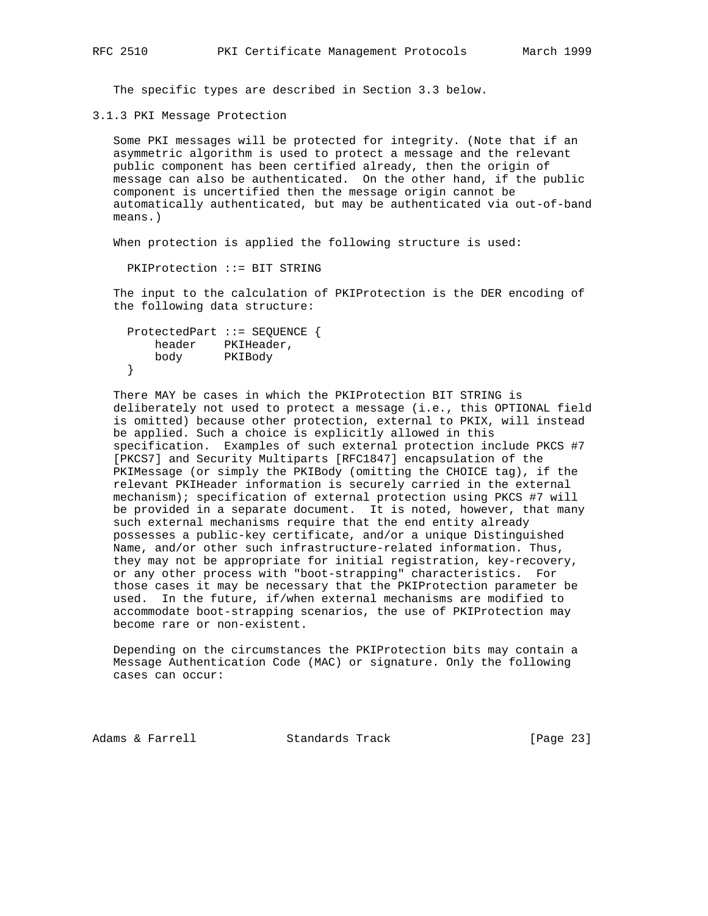The specific types are described in Section 3.3 below.

### 3.1.3 PKI Message Protection

Some PKI messages will be protected for integrity. (Note that if an asymmetric algorithm is used to protect a message and the relevant public component has been certified already, then the origin of message can also be authenticated. On the other hand, if the public component is uncertified then the message origin cannot be automatically authenticated, but may be authenticated via out-of-band means.)

When protection is applied the following structure is used:

```
PKIProtection ::= BIT STRING
```

The input to the calculation of PKIProtection is the DER encoding of the following data structure:

```
ProtectedPart ::= SEQUENCE {
    header    PKIHeader,
    body      PKIBody
}
```

There MAY be cases in which the PKIProtection BIT STRING is deliberately not used to protect a message (i.e., this OPTIONAL field is omitted) because other protection, external to PKIX, will instead be applied. Such a choice is explicitly allowed in this specification. Examples of such external protection include PKCS #7 [PKCS7] and Security Multiparts [RFC1847] encapsulation of the PKIMessage (or simply the PKIBody (omitting the CHOICE tag), if the relevant PKIHeader information is securely carried in the external mechanism); specification of external protection using PKCS #7 will be provided in a separate document. It is noted, however, that many such external mechanisms require that the end entity already possesses a public-key certificate, and/or a unique Distinguished Name, and/or other such infrastructure-related information. Thus, they may not be appropriate for initial registration, key-recovery, or any other process with "boot-strapping" characteristics. For those cases it may be necessary that the PKIProtection parameter be used. In the future, if/when external mechanisms are modified to accommodate boot-strapping scenarios, the use of PKIProtection may become rare or non-existent.

Depending on the circumstances the PKIProtection bits may contain a Message Authentication Code (MAC) or signature. Only the following cases can occur: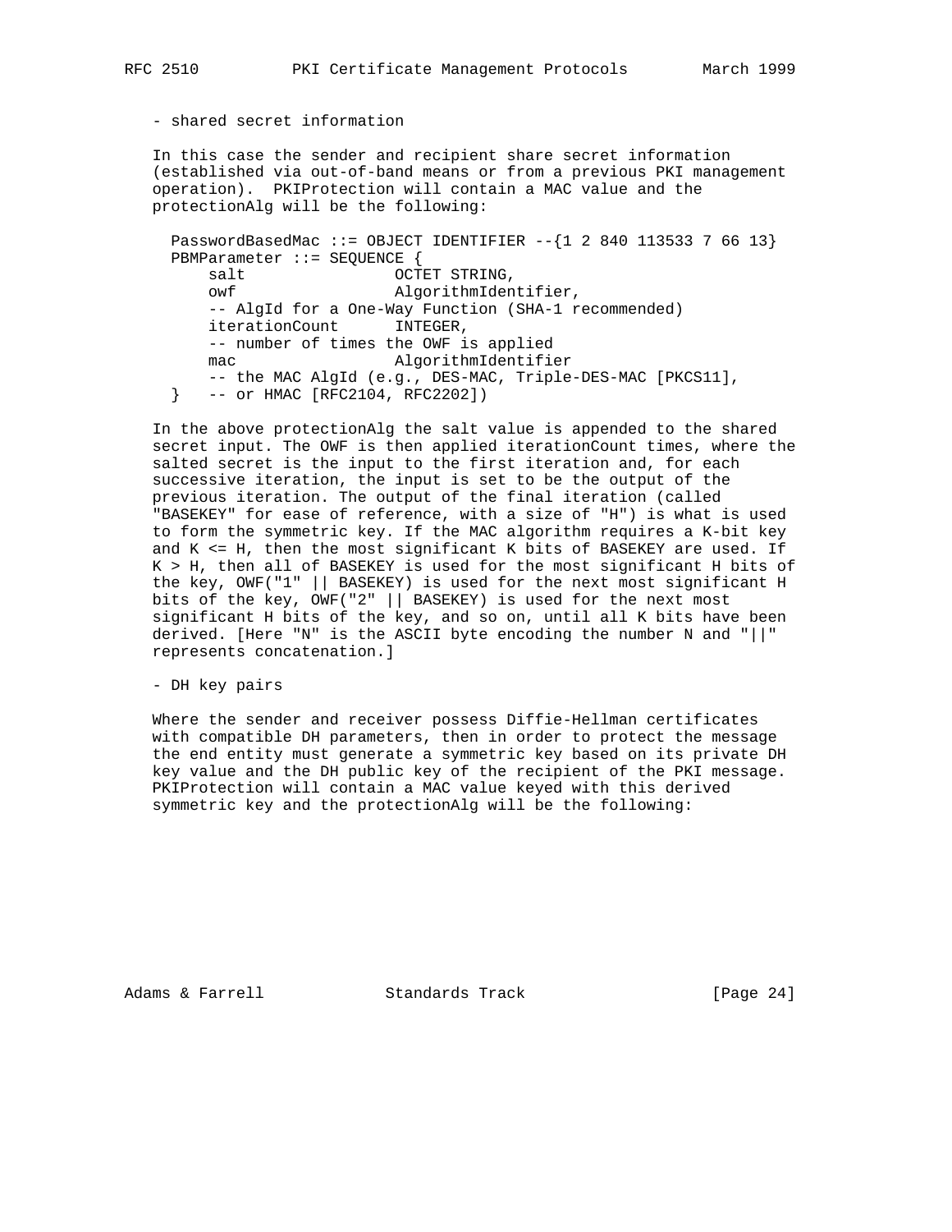- shared secret information

In this case the sender and recipient share secret information (established via out-of-band means or from a previous PKI management operation). PKIProtection will contain a MAC value and the protectionAlg will be the following:

```
  PasswordBasedMac ::= OBJECT IDENTIFIER --{1 2 840 113533 7 66 13}
  PBMParameter ::= SEQUENCE {
      salt                OCTET STRING,
      owf                 AlgorithmIdentifier,
      -- AlgId for a One-Way Function (SHA-1 recommended)
      iterationCount      INTEGER,
      -- number of times the OWF is applied
      mac                 AlgorithmIdentifier
      -- the MAC AlgId (e.g., DES-MAC, Triple-DES-MAC [PKCS11],
  }   -- or HMAC [RFC2104, RFC2202])
```

In the above protectionAlg the salt value is appended to the shared secret input. The OWF is then applied iterationCount times, where the salted secret is the input to the first iteration and, for each successive iteration, the input is set to be the output of the previous iteration. The output of the final iteration (called "BASEKEY" for ease of reference, with a size of "H") is what is used to form the symmetric key. If the MAC algorithm requires a K-bit key and K <= H, then the most significant K bits of BASEKEY are used. If K > H, then all of BASEKEY is used for the most significant H bits of the key, OWF("1" || BASEKEY) is used for the next most significant H bits of the key, OWF("2" || BASEKEY) is used for the next most significant H bits of the key, and so on, until all K bits have been derived. [Here "N" is the ASCII byte encoding the number N and "||" represents concatenation.]

- DH key pairs

Where the sender and receiver possess Diffie-Hellman certificates with compatible DH parameters, then in order to protect the message the end entity must generate a symmetric key based on its private DH key value and the DH public key of the recipient of the PKI message. PKIProtection will contain a MAC value keyed with this derived symmetric key and the protectionAlg will be the following: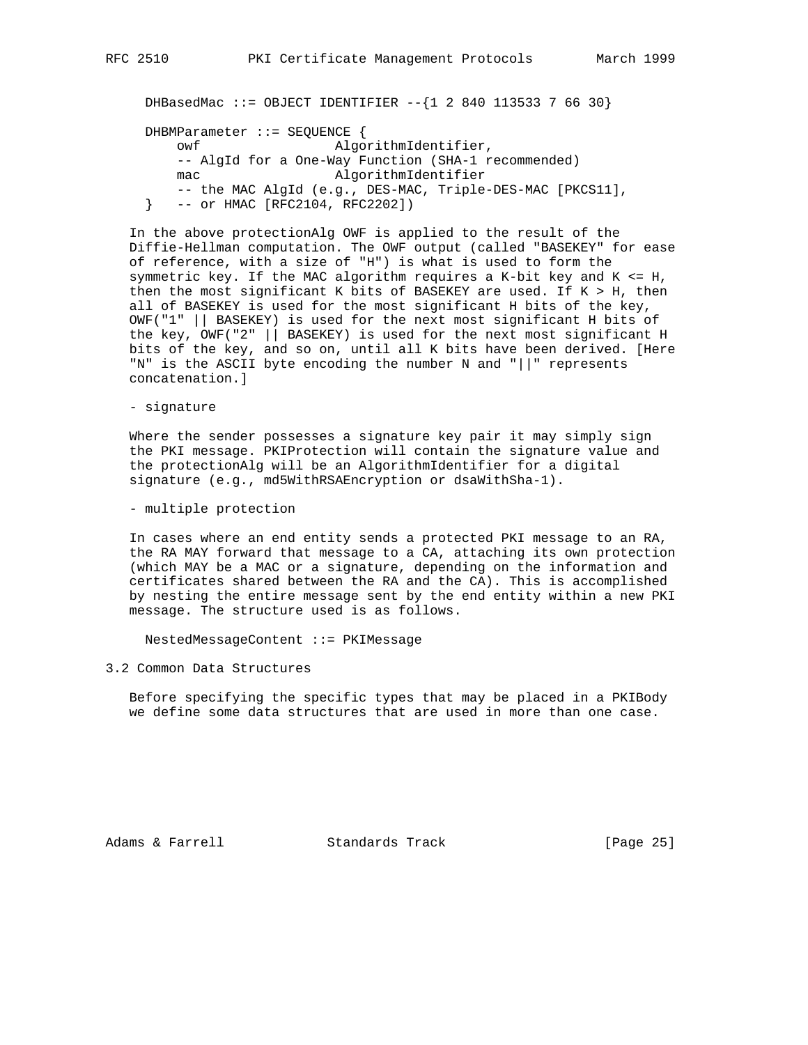```
DHBasedMac ::= OBJECT IDENTIFIER --{1 2 840 113533 7 66 30}

DHBMParameter ::= SEQUENCE {
    owf                 AlgorithmIdentifier,
    -- AlgId for a One-Way Function (SHA-1 recommended)
    mac                 AlgorithmIdentifier
    -- the MAC AlgId (e.g., DES-MAC, Triple-DES-MAC [PKCS11],
}   -- or HMAC [RFC2104, RFC2202])
```

In the above protectionAlg OWF is applied to the result of the Diffie-Hellman computation. The OWF output (called "BASEKEY" for ease of reference, with a size of "H") is what is used to form the symmetric key. If the MAC algorithm requires a K-bit key and K <= H, then the most significant K bits of BASEKEY are used. If K > H, then all of BASEKEY is used for the most significant H bits of the key, OWF("1" || BASEKEY) is used for the next most significant H bits of the key, OWF("2" || BASEKEY) is used for the next most significant H bits of the key, and so on, until all K bits have been derived. [Here "N" is the ASCII byte encoding the number N and "||" represents concatenation.]

- signature

Where the sender possesses a signature key pair it may simply sign the PKI message. PKIProtection will contain the signature value and the protectionAlg will be an AlgorithmIdentifier for a digital signature (e.g., md5WithRSAEncryption or dsaWithSha-1).

- multiple protection

In cases where an end entity sends a protected PKI message to an RA, the RA MAY forward that message to a CA, attaching its own protection (which MAY be a MAC or a signature, depending on the information and certificates shared between the RA and the CA). This is accomplished by nesting the entire message sent by the end entity within a new PKI message. The structure used is as follows.

```
NestedMessageContent ::= PKIMessage
```

## 3.2 Common Data Structures

Before specifying the specific types that may be placed in a PKIBody we define some data structures that are used in more than one case.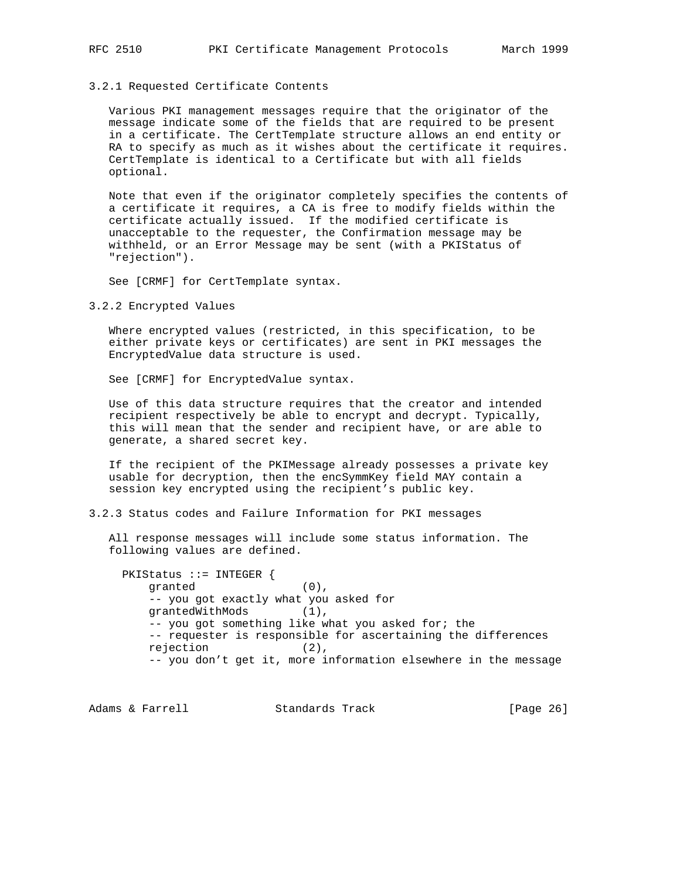### 3.2.1 Requested Certificate Contents

Various PKI management messages require that the originator of the message indicate some of the fields that are required to be present in a certificate. The CertTemplate structure allows an end entity or RA to specify as much as it wishes about the certificate it requires. CertTemplate is identical to a Certificate but with all fields optional.

Note that even if the originator completely specifies the contents of a certificate it requires, a CA is free to modify fields within the certificate actually issued. If the modified certificate is unacceptable to the requester, the Confirmation message may be withheld, or an Error Message may be sent (with a PKIStatus of "rejection").

See [CRMF] for CertTemplate syntax.

### 3.2.2 Encrypted Values

Where encrypted values (restricted, in this specification, to be either private keys or certificates) are sent in PKI messages the EncryptedValue data structure is used.

See [CRMF] for EncryptedValue syntax.

Use of this data structure requires that the creator and intended recipient respectively be able to encrypt and decrypt. Typically, this will mean that the sender and recipient have, or are able to generate, a shared secret key.

If the recipient of the PKIMessage already possesses a private key usable for decryption, then the encSymmKey field MAY contain a session key encrypted using the recipient's public key.

### 3.2.3 Status codes and Failure Information for PKI messages

All response messages will include some status information. The following values are defined.

```
  PKIStatus ::= INTEGER {
      granted                (0),
      -- you got exactly what you asked for
      grantedWithMods        (1),
      -- you got something like what you asked for; the
      -- requester is responsible for ascertaining the differences
      rejection              (2),
      -- you don't get it, more information elsewhere in the message
```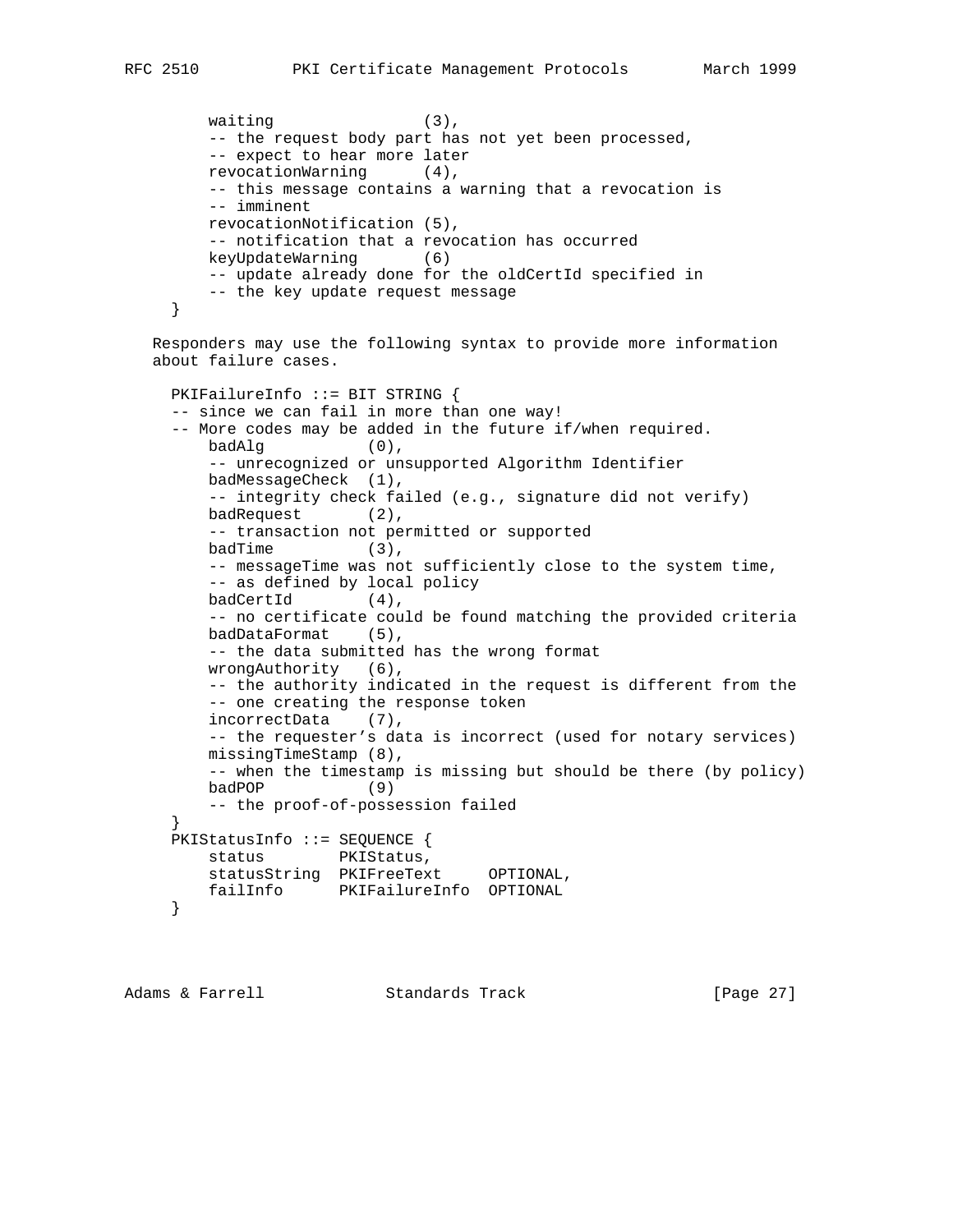```
        waiting                (3),
        -- the request body part has not yet been processed,
        -- expect to hear more later
        revocationWarning      (4),
        -- this message contains a warning that a revocation is
        -- imminent
        revocationNotification (5),
        -- notification that a revocation has occurred
        keyUpdateWarning       (6)
        -- update already done for the oldCertId specified in
        -- the key update request message
    }
```

Responders may use the following syntax to provide more information about failure cases.

```
    PKIFailureInfo ::= BIT STRING {
    -- since we can fail in more than one way!
    -- More codes may be added in the future if/when required.
        badAlg           (0),
        -- unrecognized or unsupported Algorithm Identifier
        badMessageCheck  (1),
        -- integrity check failed (e.g., signature did not verify)
        badRequest       (2),
        -- transaction not permitted or supported
        badTime          (3),
        -- messageTime was not sufficiently close to the system time,
        -- as defined by local policy
        badCertId        (4),
        -- no certificate could be found matching the provided criteria
        badDataFormat    (5),
        -- the data submitted has the wrong format
        wrongAuthority   (6),
        -- the authority indicated in the request is different from the
        -- one creating the response token
        incorrectData    (7),
        -- the requester's data is incorrect (used for notary services)
        missingTimeStamp (8),
        -- when the timestamp is missing but should be there (by policy)
        badPOP           (9)
        -- the proof-of-possession failed
    }
    PKIStatusInfo ::= SEQUENCE {
        status        PKIStatus,
        statusString  PKIFreeText     OPTIONAL,
        failInfo      PKIFailureInfo  OPTIONAL
    }
```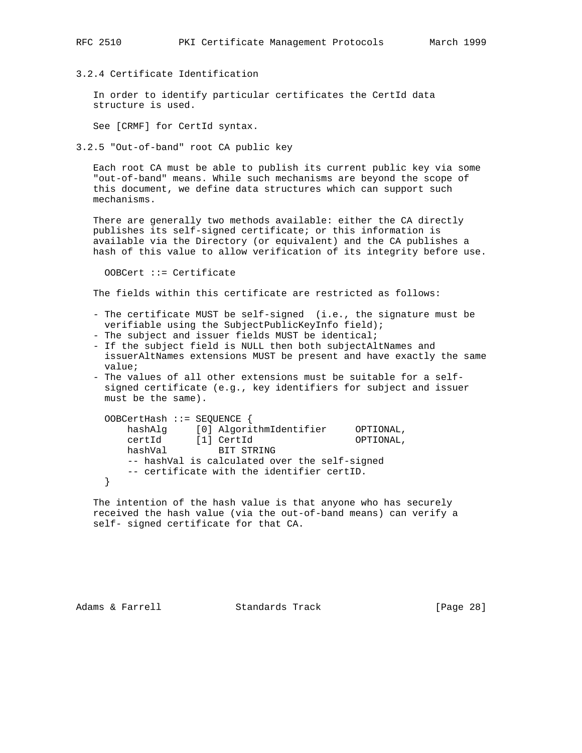### 3.2.4 Certificate Identification

In order to identify particular certificates the CertId data structure is used.

See [CRMF] for CertId syntax.

### 3.2.5 "Out-of-band" root CA public key

Each root CA must be able to publish its current public key via some "out-of-band" means. While such mechanisms are beyond the scope of this document, we define data structures which can support such mechanisms.

There are generally two methods available: either the CA directly publishes its self-signed certificate; or this information is available via the Directory (or equivalent) and the CA publishes a hash of this value to allow verification of its integrity before use.

```
OOBCert ::= Certificate
```

The fields within this certificate are restricted as follows:

- The certificate MUST be self-signed  (i.e., the signature must be verifiable using the SubjectPublicKeyInfo field);
- The subject and issuer fields MUST be identical;
- If the subject field is NULL then both subjectAltNames and issuerAltNames extensions MUST be present and have exactly the same value;
- The values of all other extensions must be suitable for a self-signed certificate (e.g., key identifiers for subject and issuer must be the same).

```
OOBCertHash ::= SEQUENCE {
    hashAlg     [0] AlgorithmIdentifier     OPTIONAL,
    certId      [1] CertId                  OPTIONAL,
    hashVal         BIT STRING
    -- hashVal is calculated over the self-signed
    -- certificate with the identifier certID.
}
```

The intention of the hash value is that anyone who has securely received the hash value (via the out-of-band means) can verify a self- signed certificate for that CA.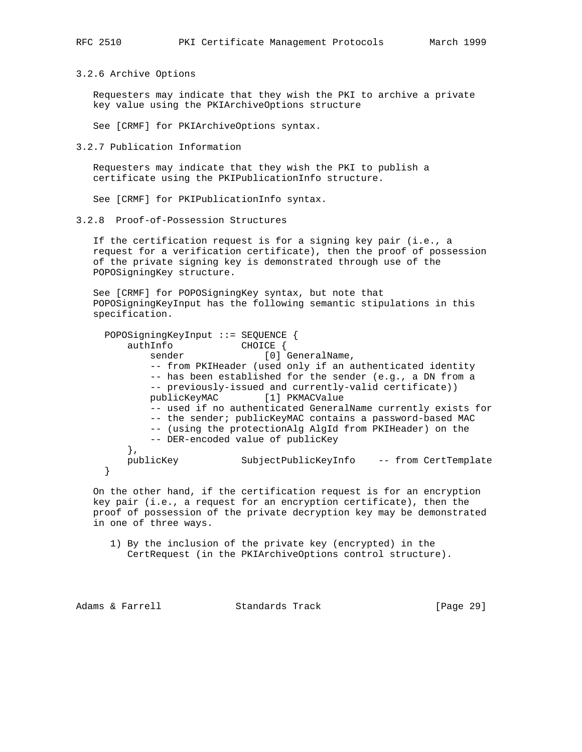### 3.2.6 Archive Options

Requesters may indicate that they wish the PKI to archive a private key value using the PKIArchiveOptions structure

See [CRMF] for PKIArchiveOptions syntax.

### 3.2.7 Publication Information

Requesters may indicate that they wish the PKI to publish a certificate using the PKIPublicationInfo structure.

See [CRMF] for PKIPublicationInfo syntax.

### 3.2.8 Proof-of-Possession Structures

If the certification request is for a signing key pair (i.e., a request for a verification certificate), then the proof of possession of the private signing key is demonstrated through use of the POPOSigningKey structure.

See [CRMF] for POPOSigningKey syntax, but note that POPOSigningKeyInput has the following semantic stipulations in this specification.

```
  POPOSigningKeyInput ::= SEQUENCE {
      authInfo            CHOICE {
          sender              [0] GeneralName,
          -- from PKIHeader (used only if an authenticated identity
          -- has been established for the sender (e.g., a DN from a
          -- previously-issued and currently-valid certificate))
          publicKeyMAC        [1] PKMACValue
          -- used if no authenticated GeneralName currently exists for
          -- the sender; publicKeyMAC contains a password-based MAC
          -- (using the protectionAlg AlgId from PKIHeader) on the
          -- DER-encoded value of publicKey
      },
      publicKey           SubjectPublicKeyInfo    -- from CertTemplate
  }
```

On the other hand, if the certification request is for an encryption key pair (i.e., a request for an encryption certificate), then the proof of possession of the private decryption key may be demonstrated in one of three ways.

1) By the inclusion of the private key (encrypted) in the CertRequest (in the PKIArchiveOptions control structure).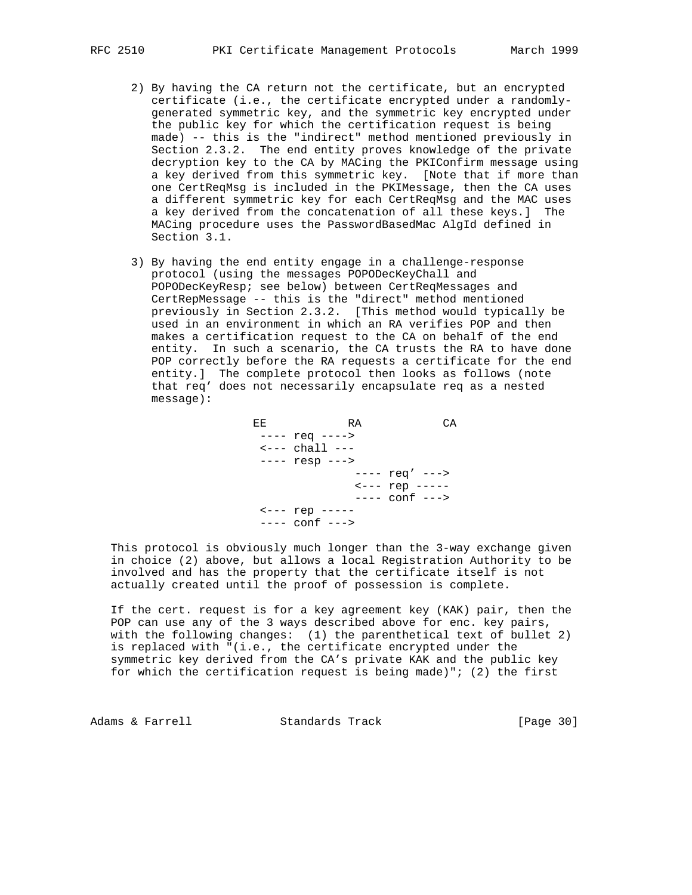2) By having the CA return not the certificate, but an encrypted certificate (i.e., the certificate encrypted under a randomly-generated symmetric key, and the symmetric key encrypted under the public key for which the certification request is being made) -- this is the "indirect" method mentioned previously in Section 2.3.2. The end entity proves knowledge of the private decryption key to the CA by MACing the PKIConfirm message using a key derived from this symmetric key. [Note that if more than one CertReqMsg is included in the PKIMessage, then the CA uses a different symmetric key for each CertReqMsg and the MAC uses a key derived from the concatenation of all these keys.] The MACing procedure uses the PasswordBasedMac AlgId defined in Section 3.1.

3) By having the end entity engage in a challenge-response protocol (using the messages POPODecKeyChall and POPODecKeyResp; see below) between CertReqMessages and CertRepMessage -- this is the "direct" method mentioned previously in Section 2.3.2. [This method would typically be used in an environment in which an RA verifies POP and then makes a certification request to the CA on behalf of the end entity. In such a scenario, the CA trusts the RA to have done POP correctly before the RA requests a certificate for the end entity.] The complete protocol then looks as follows (note that req' does not necessarily encapsulate req as a nested message):

```
                EE            RA            CA
                 ---- req ---->
                 <--- chall ---
                 ---- resp --->
                               ---- req' --->
                               <--- rep -----
                               ---- conf --->
                 <--- rep -----
                 ---- conf --->
```

This protocol is obviously much longer than the 3-way exchange given in choice (2) above, but allows a local Registration Authority to be involved and has the property that the certificate itself is not actually created until the proof of possession is complete.

If the cert. request is for a key agreement key (KAK) pair, then the POP can use any of the 3 ways described above for enc. key pairs, with the following changes: (1) the parenthetical text of bullet 2) is replaced with "(i.e., the certificate encrypted under the symmetric key derived from the CA's private KAK and the public key for which the certification request is being made)"; (2) the first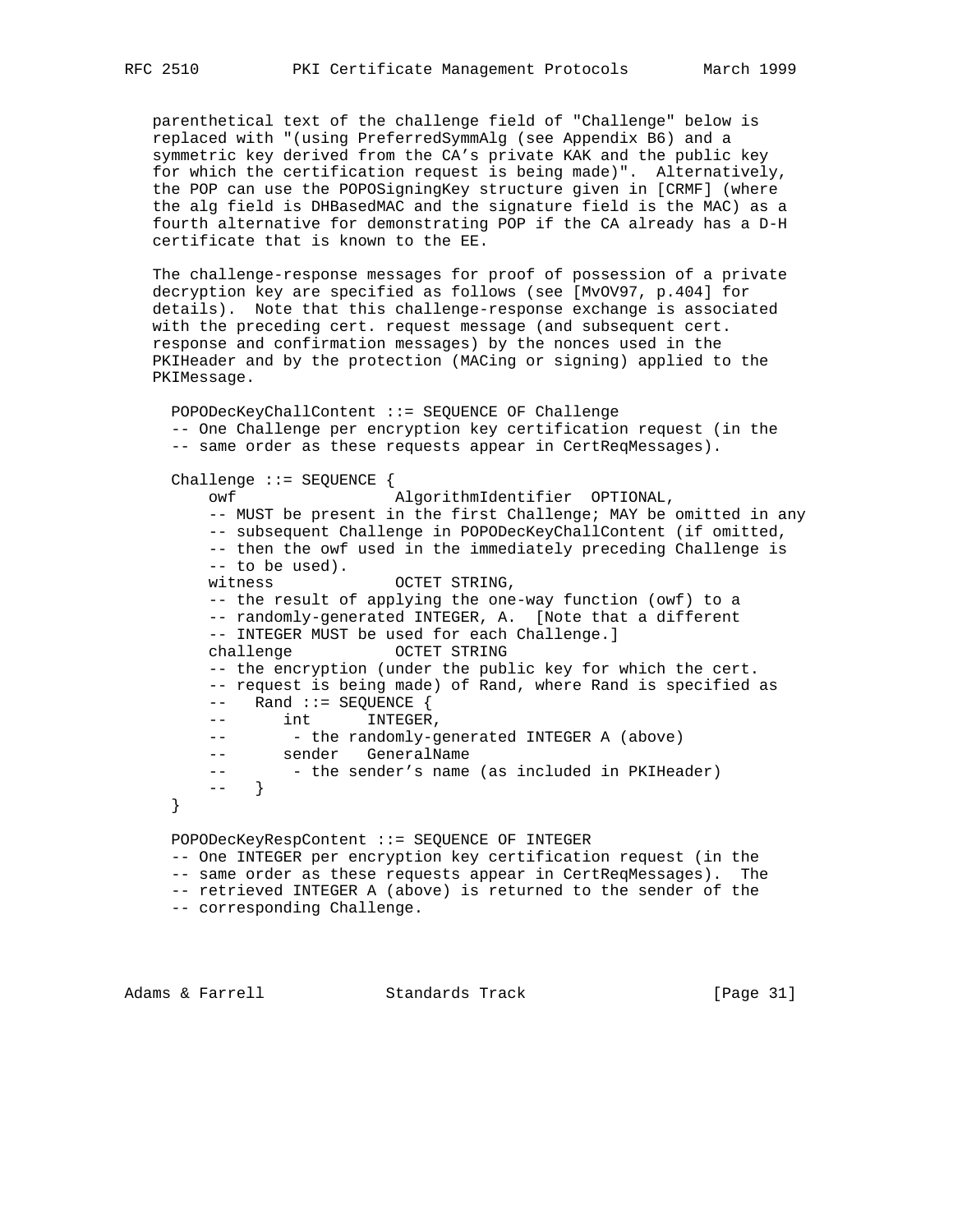parenthetical text of the challenge field of "Challenge" below is replaced with "(using PreferredSymmAlg (see Appendix B6) and a symmetric key derived from the CA's private KAK and the public key for which the certification request is being made)". Alternatively, the POP can use the POPOSigningKey structure given in [CRMF] (where the alg field is DHBasedMAC and the signature field is the MAC) as a fourth alternative for demonstrating POP if the CA already has a D-H certificate that is known to the EE.

The challenge-response messages for proof of possession of a private decryption key are specified as follows (see [MvOV97, p.404] for details). Note that this challenge-response exchange is associated with the preceding cert. request message (and subsequent cert. response and confirmation messages) by the nonces used in the PKIHeader and by the protection (MACing or signing) applied to the PKIMessage.

```
POPODecKeyChallContent ::= SEQUENCE OF Challenge
-- One Challenge per encryption key certification request (in the
-- same order as these requests appear in CertReqMessages).

Challenge ::= SEQUENCE {
    owf                 AlgorithmIdentifier  OPTIONAL,
    -- MUST be present in the first Challenge; MAY be omitted in any
    -- subsequent Challenge in POPODecKeyChallContent (if omitted,
    -- then the owf used in the immediately preceding Challenge is
    -- to be used).
    witness             OCTET STRING,
    -- the result of applying the one-way function (owf) to a
    -- randomly-generated INTEGER, A.  [Note that a different
    -- INTEGER MUST be used for each Challenge.]
    challenge           OCTET STRING
    -- the encryption (under the public key for which the cert.
    -- request is being made) of Rand, where Rand is specified as
    --   Rand ::= SEQUENCE {
    --      int      INTEGER,
    --       - the randomly-generated INTEGER A (above)
    --      sender   GeneralName
    --       - the sender's name (as included in PKIHeader)
    --   }
}

POPODecKeyRespContent ::= SEQUENCE OF INTEGER
-- One INTEGER per encryption key certification request (in the
-- same order as these requests appear in CertReqMessages).  The
-- retrieved INTEGER A (above) is returned to the sender of the
-- corresponding Challenge.
```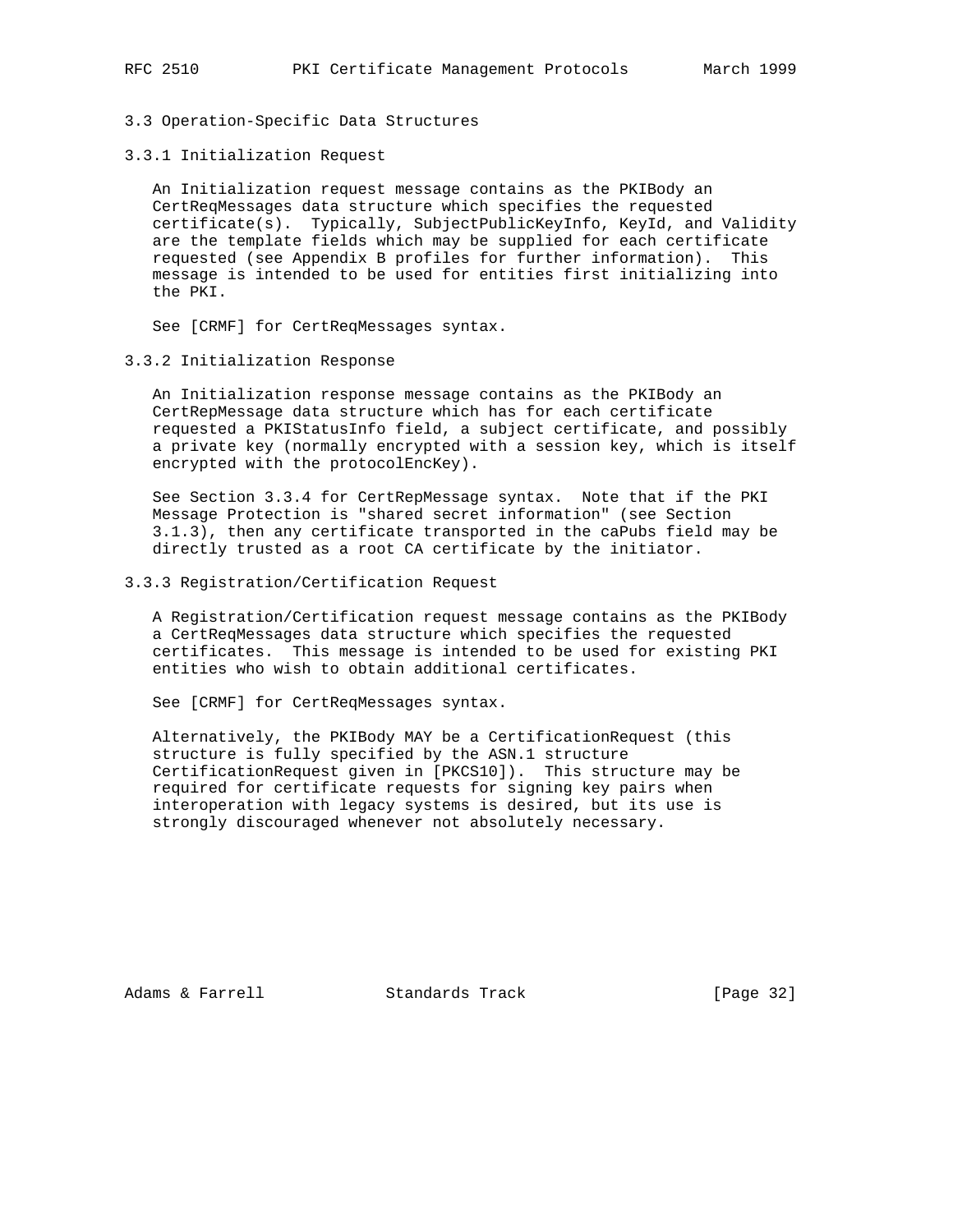### 3.3 Operation-Specific Data Structures

#### 3.3.1 Initialization Request

An Initialization request message contains as the PKIBody an CertReqMessages data structure which specifies the requested certificate(s). Typically, SubjectPublicKeyInfo, KeyId, and Validity are the template fields which may be supplied for each certificate requested (see Appendix B profiles for further information). This message is intended to be used for entities first initializing into the PKI.

See [CRMF] for CertReqMessages syntax.

#### 3.3.2 Initialization Response

An Initialization response message contains as the PKIBody an CertRepMessage data structure which has for each certificate requested a PKIStatusInfo field, a subject certificate, and possibly a private key (normally encrypted with a session key, which is itself encrypted with the protocolEncKey).

See Section 3.3.4 for CertRepMessage syntax. Note that if the PKI Message Protection is "shared secret information" (see Section 3.1.3), then any certificate transported in the caPubs field may be directly trusted as a root CA certificate by the initiator.

#### 3.3.3 Registration/Certification Request

A Registration/Certification request message contains as the PKIBody a CertReqMessages data structure which specifies the requested certificates. This message is intended to be used for existing PKI entities who wish to obtain additional certificates.

See [CRMF] for CertReqMessages syntax.

Alternatively, the PKIBody MAY be a CertificationRequest (this structure is fully specified by the ASN.1 structure CertificationRequest given in [PKCS10]). This structure may be required for certificate requests for signing key pairs when interoperation with legacy systems is desired, but its use is strongly discouraged whenever not absolutely necessary.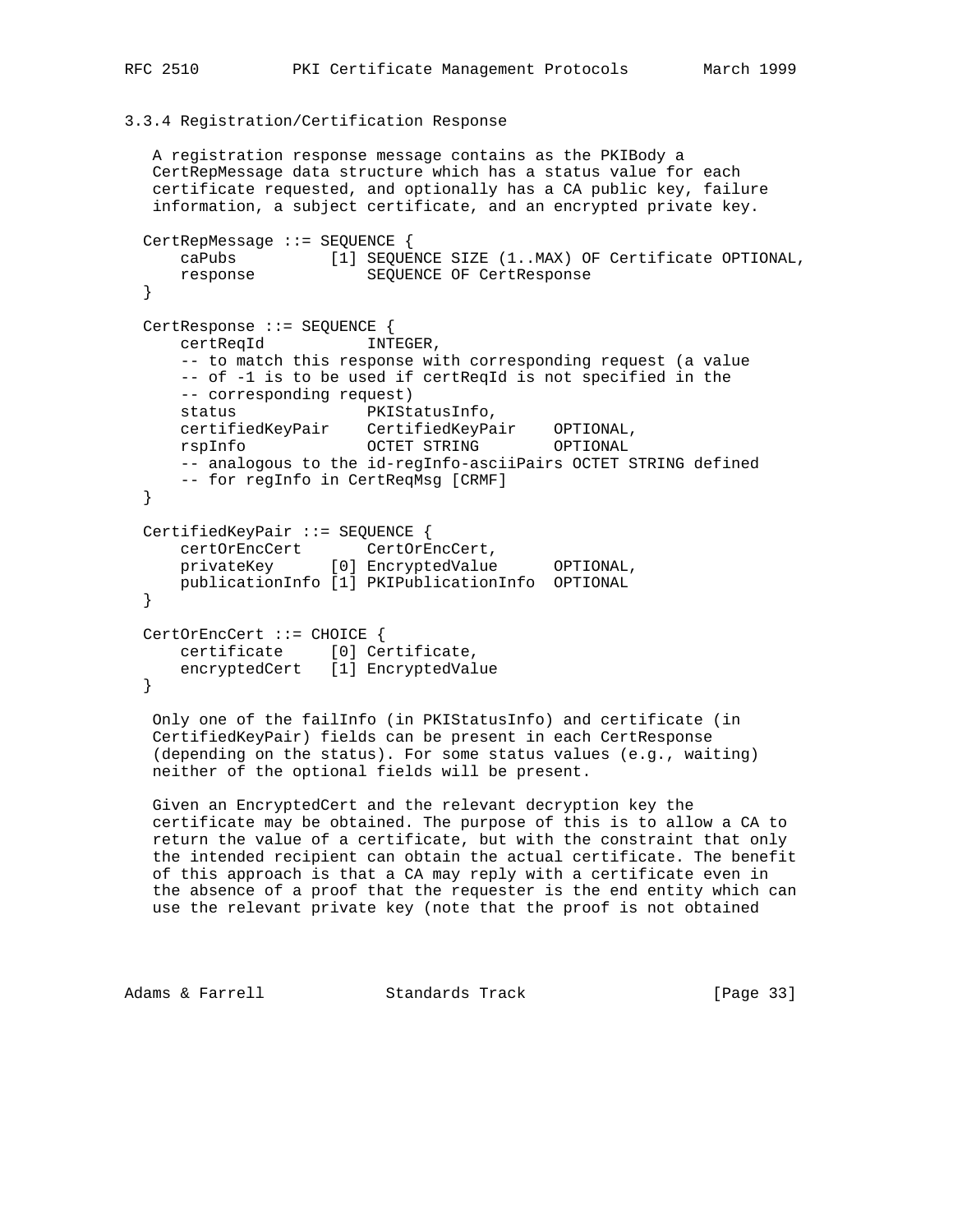### 3.3.4 Registration/Certification Response

A registration response message contains as the PKIBody a CertRepMessage data structure which has a status value for each certificate requested, and optionally has a CA public key, failure information, a subject certificate, and an encrypted private key.

```
CertRepMessage ::= SEQUENCE {
    caPubs          [1] SEQUENCE SIZE (1..MAX) OF Certificate OPTIONAL,
    response            SEQUENCE OF CertResponse
}

CertResponse ::= SEQUENCE {
    certReqId           INTEGER,
    -- to match this response with corresponding request (a value
    -- of -1 is to be used if certReqId is not specified in the
    -- corresponding request)
    status              PKIStatusInfo,
    certifiedKeyPair    CertifiedKeyPair    OPTIONAL,
    rspInfo             OCTET STRING        OPTIONAL
    -- analogous to the id-regInfo-asciiPairs OCTET STRING defined
    -- for regInfo in CertReqMsg [CRMF]
}

CertifiedKeyPair ::= SEQUENCE {
    certOrEncCert       CertOrEncCert,
    privateKey      [0] EncryptedValue      OPTIONAL,
    publicationInfo [1] PKIPublicationInfo  OPTIONAL
}

CertOrEncCert ::= CHOICE {
    certificate     [0] Certificate,
    encryptedCert   [1] EncryptedValue
}
```

Only one of the failInfo (in PKIStatusInfo) and certificate (in CertifiedKeyPair) fields can be present in each CertResponse (depending on the status). For some status values (e.g., waiting) neither of the optional fields will be present.

Given an EncryptedCert and the relevant decryption key the certificate may be obtained. The purpose of this is to allow a CA to return the value of a certificate, but with the constraint that only the intended recipient can obtain the actual certificate. The benefit of this approach is that a CA may reply with a certificate even in the absence of a proof that the requester is the end entity which can use the relevant private key (note that the proof is not obtained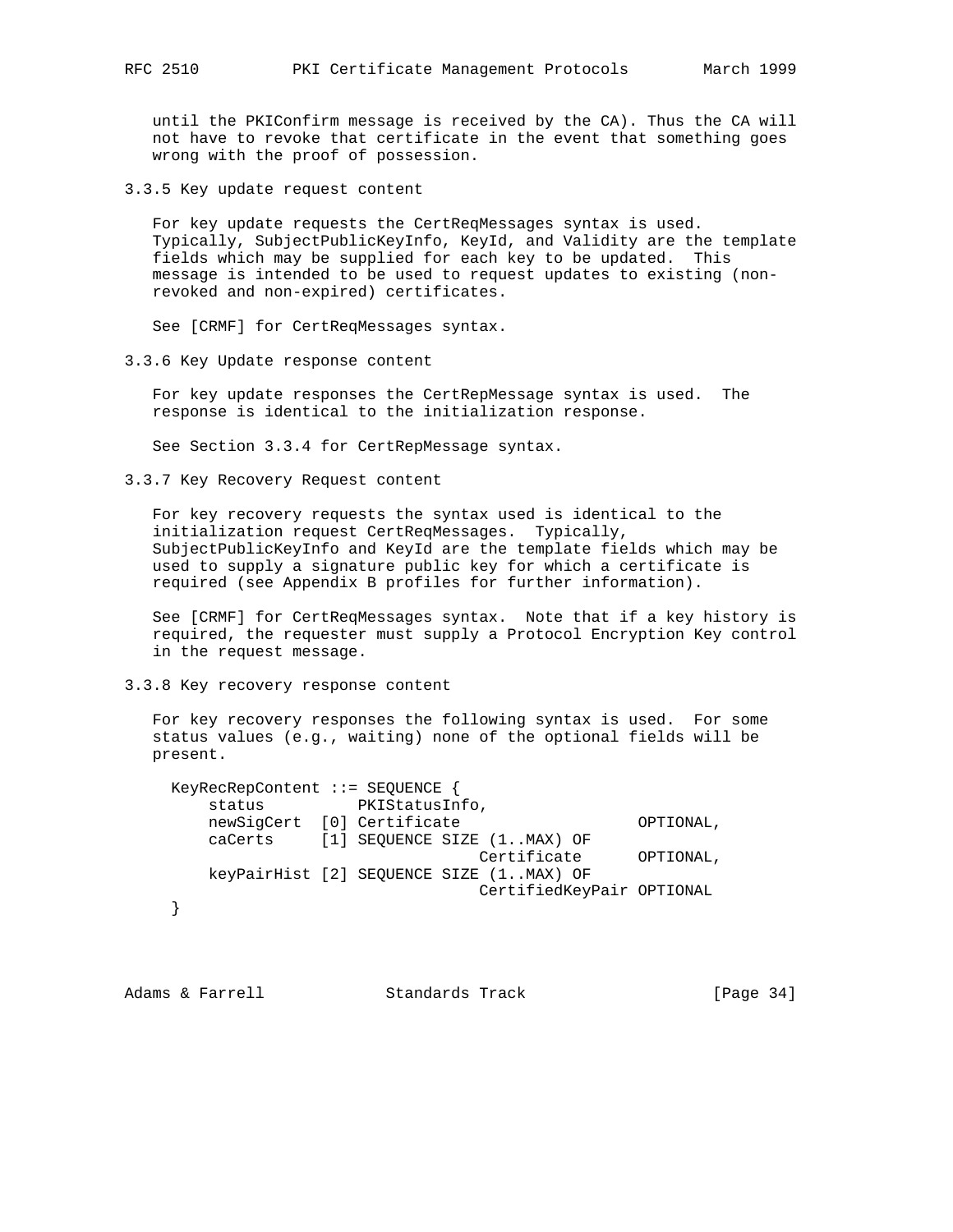until the PKIConfirm message is received by the CA). Thus the CA will not have to revoke that certificate in the event that something goes wrong with the proof of possession.

### 3.3.5 Key update request content

For key update requests the CertReqMessages syntax is used. Typically, SubjectPublicKeyInfo, KeyId, and Validity are the template fields which may be supplied for each key to be updated. This message is intended to be used to request updates to existing (non-revoked and non-expired) certificates.

See [CRMF] for CertReqMessages syntax.

### 3.3.6 Key Update response content

For key update responses the CertRepMessage syntax is used. The response is identical to the initialization response.

See Section 3.3.4 for CertRepMessage syntax.

### 3.3.7 Key Recovery Request content

For key recovery requests the syntax used is identical to the initialization request CertReqMessages. Typically, SubjectPublicKeyInfo and KeyId are the template fields which may be used to supply a signature public key for which a certificate is required (see Appendix B profiles for further information).

See [CRMF] for CertReqMessages syntax. Note that if a key history is required, the requester must supply a Protocol Encryption Key control in the request message.

### 3.3.8 Key recovery response content

For key recovery responses the following syntax is used. For some status values (e.g., waiting) none of the optional fields will be present.

```
KeyRecRepContent ::= SEQUENCE {
    status          PKIStatusInfo,
    newSigCert  [0] Certificate                   OPTIONAL,
    caCerts     [1] SEQUENCE SIZE (1..MAX) OF
                                 Certificate      OPTIONAL,
    keyPairHist [2] SEQUENCE SIZE (1..MAX) OF
                                 CertifiedKeyPair OPTIONAL
}
```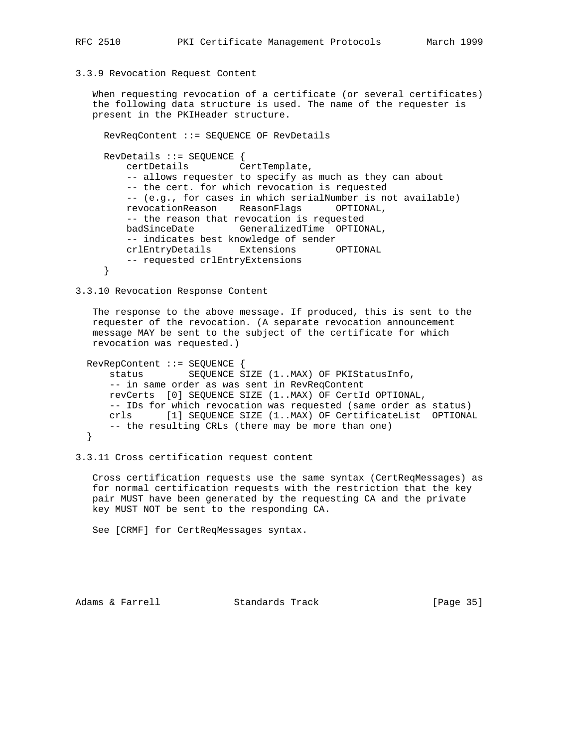### 3.3.9 Revocation Request Content

When requesting revocation of a certificate (or several certificates) the following data structure is used. The name of the requester is present in the PKIHeader structure.

```
RevReqContent ::= SEQUENCE OF RevDetails

RevDetails ::= SEQUENCE {
    certDetails         CertTemplate,
    -- allows requester to specify as much as they can about
    -- the cert. for which revocation is requested
    -- (e.g., for cases in which serialNumber is not available)
    revocationReason    ReasonFlags      OPTIONAL,
    -- the reason that revocation is requested
    badSinceDate        GeneralizedTime  OPTIONAL,
    -- indicates best knowledge of sender
    crlEntryDetails     Extensions       OPTIONAL
    -- requested crlEntryExtensions
}
```

### 3.3.10 Revocation Response Content

The response to the above message. If produced, this is sent to the requester of the revocation. (A separate revocation announcement message MAY be sent to the subject of the certificate for which revocation was requested.)

```
RevRepContent ::= SEQUENCE {
    status        SEQUENCE SIZE (1..MAX) OF PKIStatusInfo,
    -- in same order as was sent in RevReqContent
    revCerts  [0] SEQUENCE SIZE (1..MAX) OF CertId OPTIONAL,
    -- IDs for which revocation was requested (same order as status)
    crls      [1] SEQUENCE SIZE (1..MAX) OF CertificateList  OPTIONAL
    -- the resulting CRLs (there may be more than one)
}
```

### 3.3.11 Cross certification request content

Cross certification requests use the same syntax (CertReqMessages) as for normal certification requests with the restriction that the key pair MUST have been generated by the requesting CA and the private key MUST NOT be sent to the responding CA.

See [CRMF] for CertReqMessages syntax.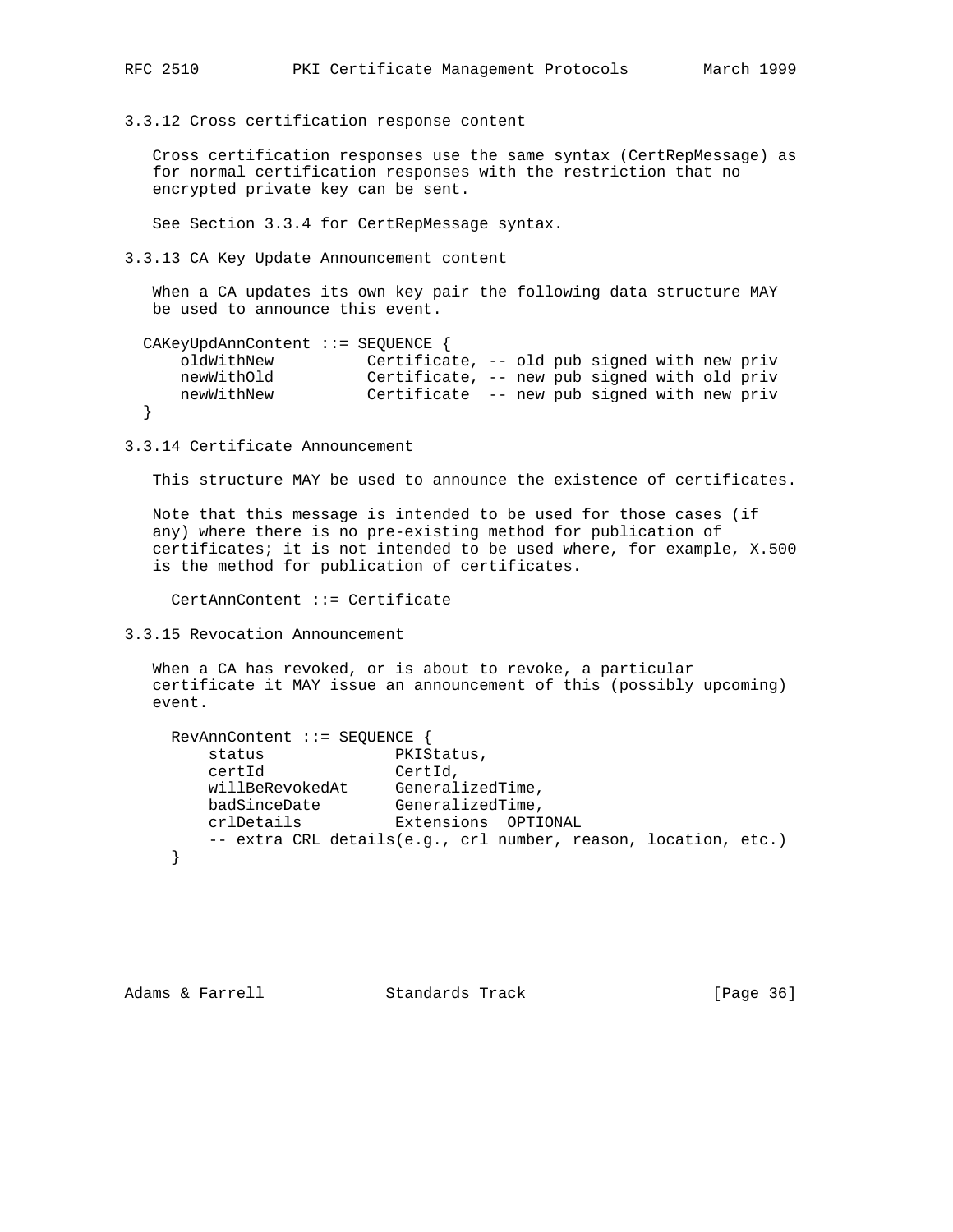### 3.3.12 Cross certification response content

Cross certification responses use the same syntax (CertRepMessage) as for normal certification responses with the restriction that no encrypted private key can be sent.

See Section 3.3.4 for CertRepMessage syntax.

### 3.3.13 CA Key Update Announcement content

When a CA updates its own key pair the following data structure MAY be used to announce this event.

```
  CAKeyUpdAnnContent ::= SEQUENCE {
     oldWithNew          Certificate, -- old pub signed with new priv
     newWithOld          Certificate, -- new pub signed with old priv
     newWithNew          Certificate  -- new pub signed with new priv
  }
```

### 3.3.14 Certificate Announcement

This structure MAY be used to announce the existence of certificates.

Note that this message is intended to be used for those cases (if any) where there is no pre-existing method for publication of certificates; it is not intended to be used where, for example, X.500 is the method for publication of certificates.

```
    CertAnnContent ::= Certificate
```

### 3.3.15 Revocation Announcement

When a CA has revoked, or is about to revoke, a particular certificate it MAY issue an announcement of this (possibly upcoming) event.

```
    RevAnnContent ::= SEQUENCE {
        status              PKIStatus,
        certId              CertId,
        willBeRevokedAt     GeneralizedTime,
        badSinceDate        GeneralizedTime,
        crlDetails          Extensions  OPTIONAL
        -- extra CRL details(e.g., crl number, reason, location, etc.)
    }
```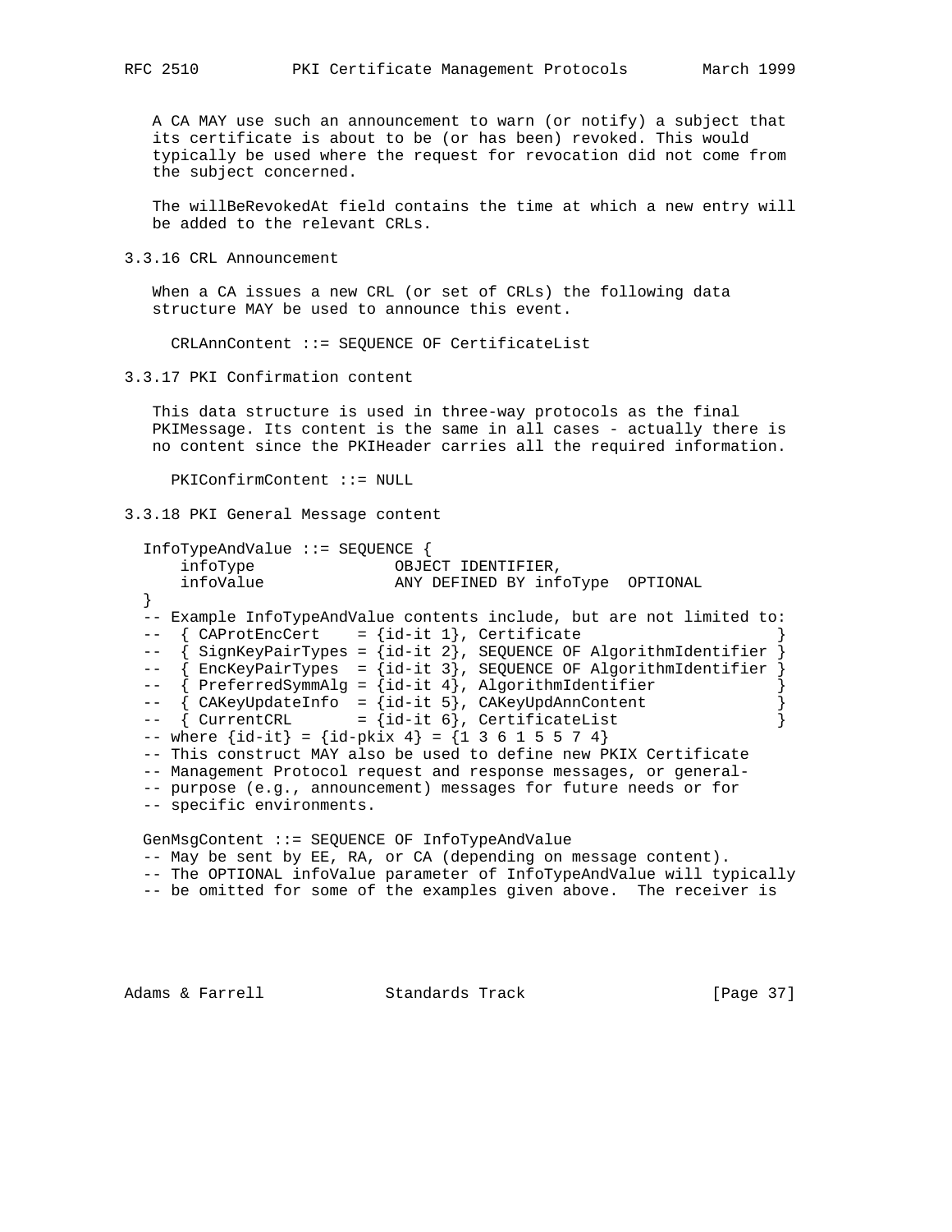A CA MAY use such an announcement to warn (or notify) a subject that its certificate is about to be (or has been) revoked. This would typically be used where the request for revocation did not come from the subject concerned.

The willBeRevokedAt field contains the time at which a new entry will be added to the relevant CRLs.

### 3.3.16 CRL Announcement

When a CA issues a new CRL (or set of CRLs) the following data structure MAY be used to announce this event.

```
  CRLAnnContent ::= SEQUENCE OF CertificateList
```

### 3.3.17 PKI Confirmation content

This data structure is used in three-way protocols as the final PKIMessage. Its content is the same in all cases - actually there is no content since the PKIHeader carries all the required information.

```
  PKIConfirmContent ::= NULL
```

### 3.3.18 PKI General Message content

```
InfoTypeAndValue ::= SEQUENCE {
    infoType               OBJECT IDENTIFIER,
    infoValue              ANY DEFINED BY infoType  OPTIONAL
}
-- Example InfoTypeAndValue contents include, but are not limited to:
--  { CAProtEncCert    = {id-it 1}, Certificate                     }
--  { SignKeyPairTypes = {id-it 2}, SEQUENCE OF AlgorithmIdentifier }
--  { EncKeyPairTypes  = {id-it 3}, SEQUENCE OF AlgorithmIdentifier }
--  { PreferredSymmAlg = {id-it 4}, AlgorithmIdentifier             }
--  { CAKeyUpdateInfo  = {id-it 5}, CAKeyUpdAnnContent              }
--  { CurrentCRL       = {id-it 6}, CertificateList                 }
-- where {id-it} = {id-pkix 4} = {1 3 6 1 5 5 7 4}
-- This construct MAY also be used to define new PKIX Certificate
-- Management Protocol request and response messages, or general-
-- purpose (e.g., announcement) messages for future needs or for
-- specific environments.

GenMsgContent ::= SEQUENCE OF InfoTypeAndValue
-- May be sent by EE, RA, or CA (depending on message content).
-- The OPTIONAL infoValue parameter of InfoTypeAndValue will typically
-- be omitted for some of the examples given above.  The receiver is
```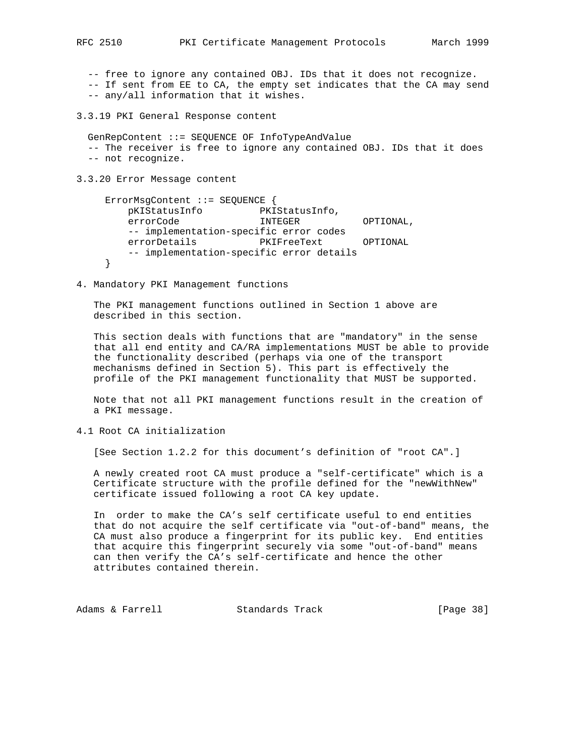```
-- free to ignore any contained OBJ. IDs that it does not recognize.
-- If sent from EE to CA, the empty set indicates that the CA may send
-- any/all information that it wishes.
```

### 3.3.19 PKI General Response content

```
GenRepContent ::= SEQUENCE OF InfoTypeAndValue
-- The receiver is free to ignore any contained OBJ. IDs that it does
-- not recognize.
```

### 3.3.20 Error Message content

```
ErrorMsgContent ::= SEQUENCE {
    pKIStatusInfo          PKIStatusInfo,
    errorCode              INTEGER           OPTIONAL,
    -- implementation-specific error codes
    errorDetails           PKIFreeText       OPTIONAL
    -- implementation-specific error details
}
```

## 4. Mandatory PKI Management functions

The PKI management functions outlined in Section 1 above are described in this section.

This section deals with functions that are "mandatory" in the sense that all end entity and CA/RA implementations MUST be able to provide the functionality described (perhaps via one of the transport mechanisms defined in Section 5). This part is effectively the profile of the PKI management functionality that MUST be supported.

Note that not all PKI management functions result in the creation of a PKI message.

### 4.1 Root CA initialization

[See Section 1.2.2 for this document's definition of "root CA".]

A newly created root CA must produce a "self-certificate" which is a Certificate structure with the profile defined for the "newWithNew" certificate issued following a root CA key update.

In order to make the CA's self certificate useful to end entities that do not acquire the self certificate via "out-of-band" means, the CA must also produce a fingerprint for its public key. End entities that acquire this fingerprint securely via some "out-of-band" means can then verify the CA's self-certificate and hence the other attributes contained therein.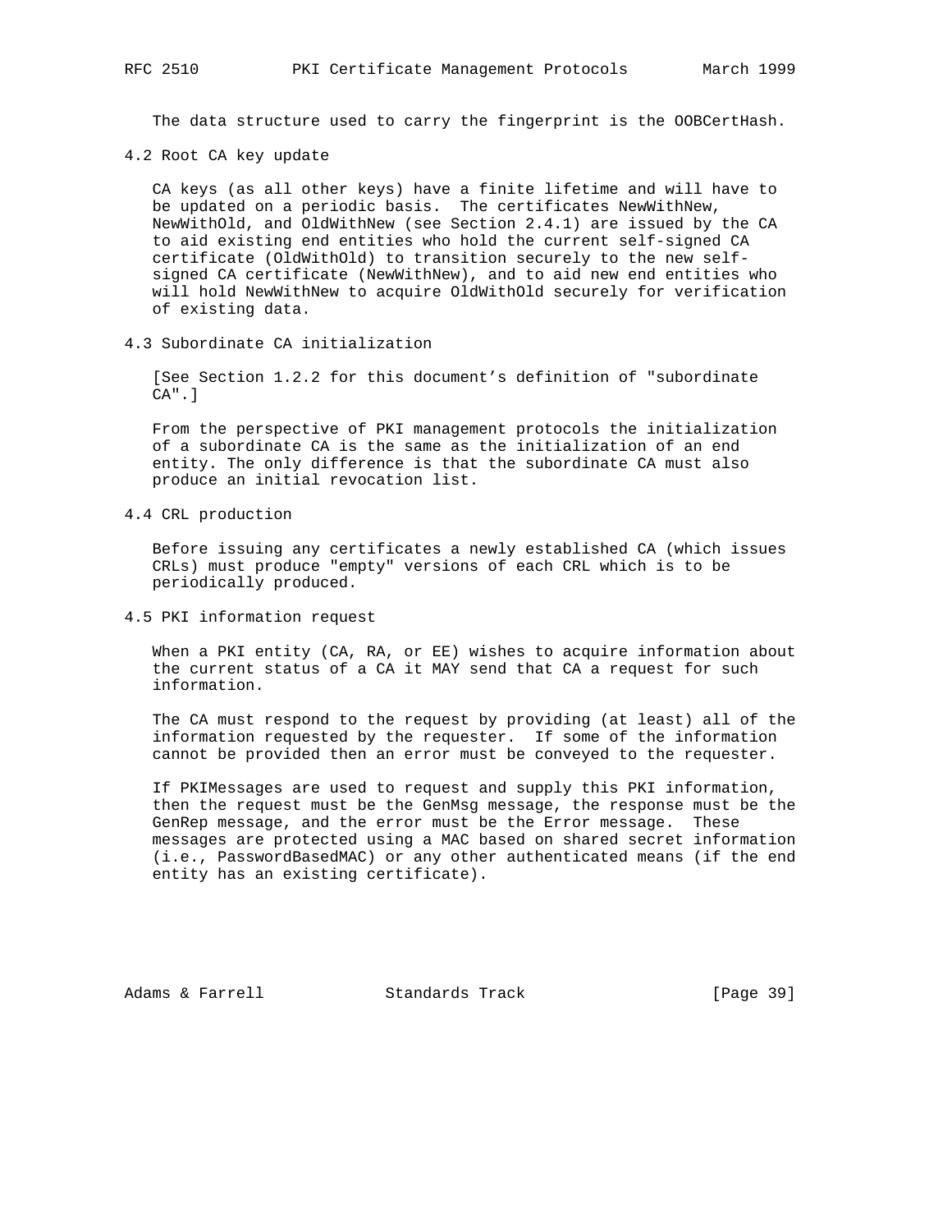The data structure used to carry the fingerprint is the OOBCertHash.

### 4.2 Root CA key update

CA keys (as all other keys) have a finite lifetime and will have to be updated on a periodic basis. The certificates NewWithNew, NewWithOld, and OldWithNew (see Section 2.4.1) are issued by the CA to aid existing end entities who hold the current self-signed CA certificate (OldWithOld) to transition securely to the new self-signed CA certificate (NewWithNew), and to aid new end entities who will hold NewWithNew to acquire OldWithOld securely for verification of existing data.

### 4.3 Subordinate CA initialization

[See Section 1.2.2 for this document's definition of "subordinate CA".]

From the perspective of PKI management protocols the initialization of a subordinate CA is the same as the initialization of an end entity. The only difference is that the subordinate CA must also produce an initial revocation list.

### 4.4 CRL production

Before issuing any certificates a newly established CA (which issues CRLs) must produce "empty" versions of each CRL which is to be periodically produced.

### 4.5 PKI information request

When a PKI entity (CA, RA, or EE) wishes to acquire information about the current status of a CA it MAY send that CA a request for such information.

The CA must respond to the request by providing (at least) all of the information requested by the requester. If some of the information cannot be provided then an error must be conveyed to the requester.

If PKIMessages are used to request and supply this PKI information, then the request must be the GenMsg message, the response must be the GenRep message, and the error must be the Error message. These messages are protected using a MAC based on shared secret information (i.e., PasswordBasedMAC) or any other authenticated means (if the end entity has an existing certificate).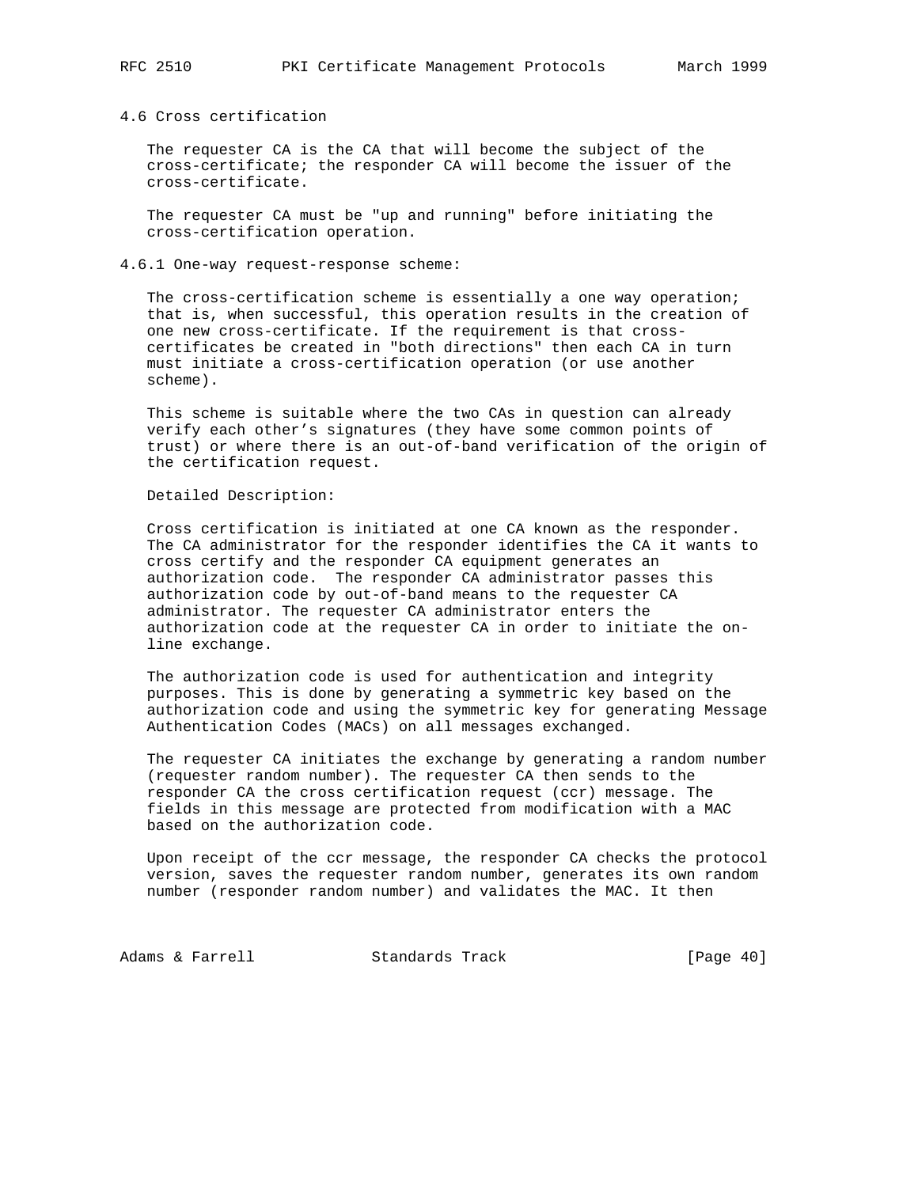### 4.6 Cross certification

The requester CA is the CA that will become the subject of the cross-certificate; the responder CA will become the issuer of the cross-certificate.

The requester CA must be "up and running" before initiating the cross-certification operation.

#### 4.6.1 One-way request-response scheme:

The cross-certification scheme is essentially a one way operation; that is, when successful, this operation results in the creation of one new cross-certificate. If the requirement is that cross-certificates be created in "both directions" then each CA in turn must initiate a cross-certification operation (or use another scheme).

This scheme is suitable where the two CAs in question can already verify each other's signatures (they have some common points of trust) or where there is an out-of-band verification of the origin of the certification request.

Detailed Description:

Cross certification is initiated at one CA known as the responder. The CA administrator for the responder identifies the CA it wants to cross certify and the responder CA equipment generates an authorization code. The responder CA administrator passes this authorization code by out-of-band means to the requester CA administrator. The requester CA administrator enters the authorization code at the requester CA in order to initiate the on-line exchange.

The authorization code is used for authentication and integrity purposes. This is done by generating a symmetric key based on the authorization code and using the symmetric key for generating Message Authentication Codes (MACs) on all messages exchanged.

The requester CA initiates the exchange by generating a random number (requester random number). The requester CA then sends to the responder CA the cross certification request (ccr) message. The fields in this message are protected from modification with a MAC based on the authorization code.

Upon receipt of the ccr message, the responder CA checks the protocol version, saves the requester random number, generates its own random number (responder random number) and validates the MAC. It then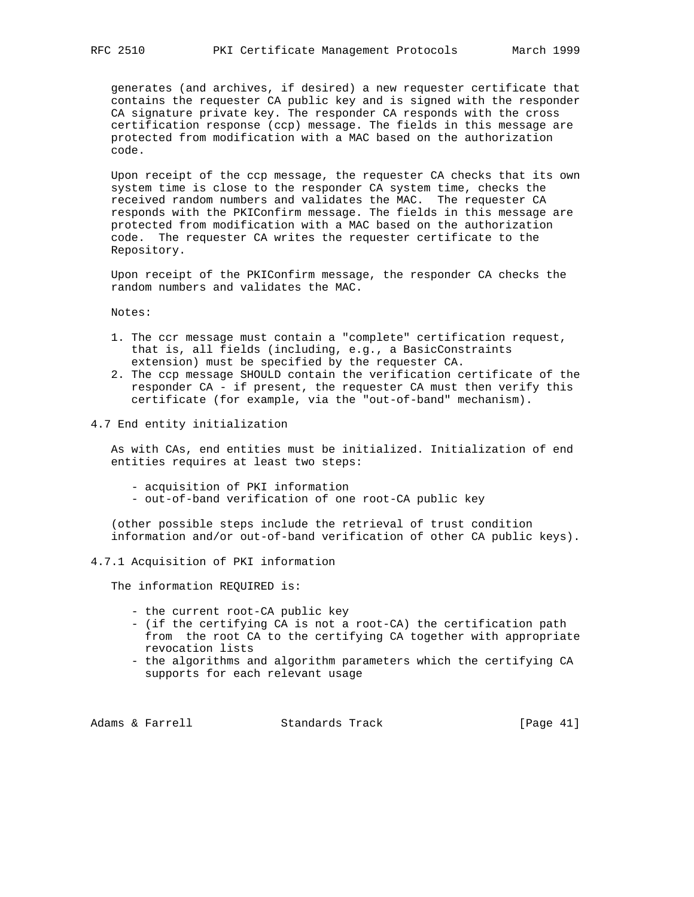generates (and archives, if desired) a new requester certificate that contains the requester CA public key and is signed with the responder CA signature private key. The responder CA responds with the cross certification response (ccp) message. The fields in this message are protected from modification with a MAC based on the authorization code.

Upon receipt of the ccp message, the requester CA checks that its own system time is close to the responder CA system time, checks the received random numbers and validates the MAC. The requester CA responds with the PKIConfirm message. The fields in this message are protected from modification with a MAC based on the authorization code. The requester CA writes the requester certificate to the Repository.

Upon receipt of the PKIConfirm message, the responder CA checks the random numbers and validates the MAC.

Notes:

1. The ccr message must contain a "complete" certification request, that is, all fields (including, e.g., a BasicConstraints extension) must be specified by the requester CA.
2. The ccp message SHOULD contain the verification certificate of the responder CA - if present, the requester CA must then verify this certificate (for example, via the "out-of-band" mechanism).

## 4.7 End entity initialization

As with CAs, end entities must be initialized. Initialization of end entities requires at least two steps:

- acquisition of PKI information
- out-of-band verification of one root-CA public key

(other possible steps include the retrieval of trust condition information and/or out-of-band verification of other CA public keys).

### 4.7.1 Acquisition of PKI information

The information REQUIRED is:

- the current root-CA public key
- (if the certifying CA is not a root-CA) the certification path from the root CA to the certifying CA together with appropriate revocation lists
- the algorithms and algorithm parameters which the certifying CA supports for each relevant usage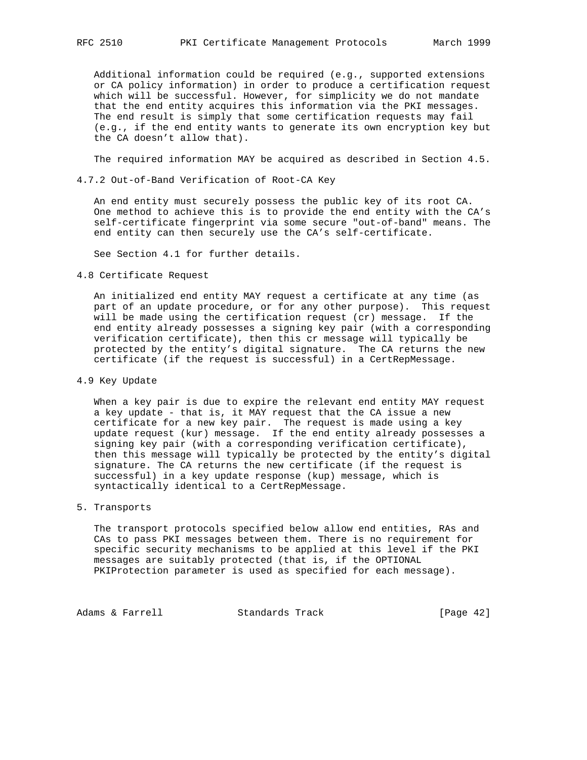Additional information could be required (e.g., supported extensions or CA policy information) in order to produce a certification request which will be successful. However, for simplicity we do not mandate that the end entity acquires this information via the PKI messages. The end result is simply that some certification requests may fail (e.g., if the end entity wants to generate its own encryption key but the CA doesn't allow that).

The required information MAY be acquired as described in Section 4.5.

### 4.7.2 Out-of-Band Verification of Root-CA Key

An end entity must securely possess the public key of its root CA. One method to achieve this is to provide the end entity with the CA's self-certificate fingerprint via some secure "out-of-band" means. The end entity can then securely use the CA's self-certificate.

See Section 4.1 for further details.

## 4.8 Certificate Request

An initialized end entity MAY request a certificate at any time (as part of an update procedure, or for any other purpose). This request will be made using the certification request (cr) message. If the end entity already possesses a signing key pair (with a corresponding verification certificate), then this cr message will typically be protected by the entity's digital signature. The CA returns the new certificate (if the request is successful) in a CertRepMessage.

## 4.9 Key Update

When a key pair is due to expire the relevant end entity MAY request a key update - that is, it MAY request that the CA issue a new certificate for a new key pair. The request is made using a key update request (kur) message. If the end entity already possesses a signing key pair (with a corresponding verification certificate), then this message will typically be protected by the entity's digital signature. The CA returns the new certificate (if the request is successful) in a key update response (kup) message, which is syntactically identical to a CertRepMessage.

# 5. Transports

The transport protocols specified below allow end entities, RAs and CAs to pass PKI messages between them. There is no requirement for specific security mechanisms to be applied at this level if the PKI messages are suitably protected (that is, if the OPTIONAL PKIProtection parameter is used as specified for each message).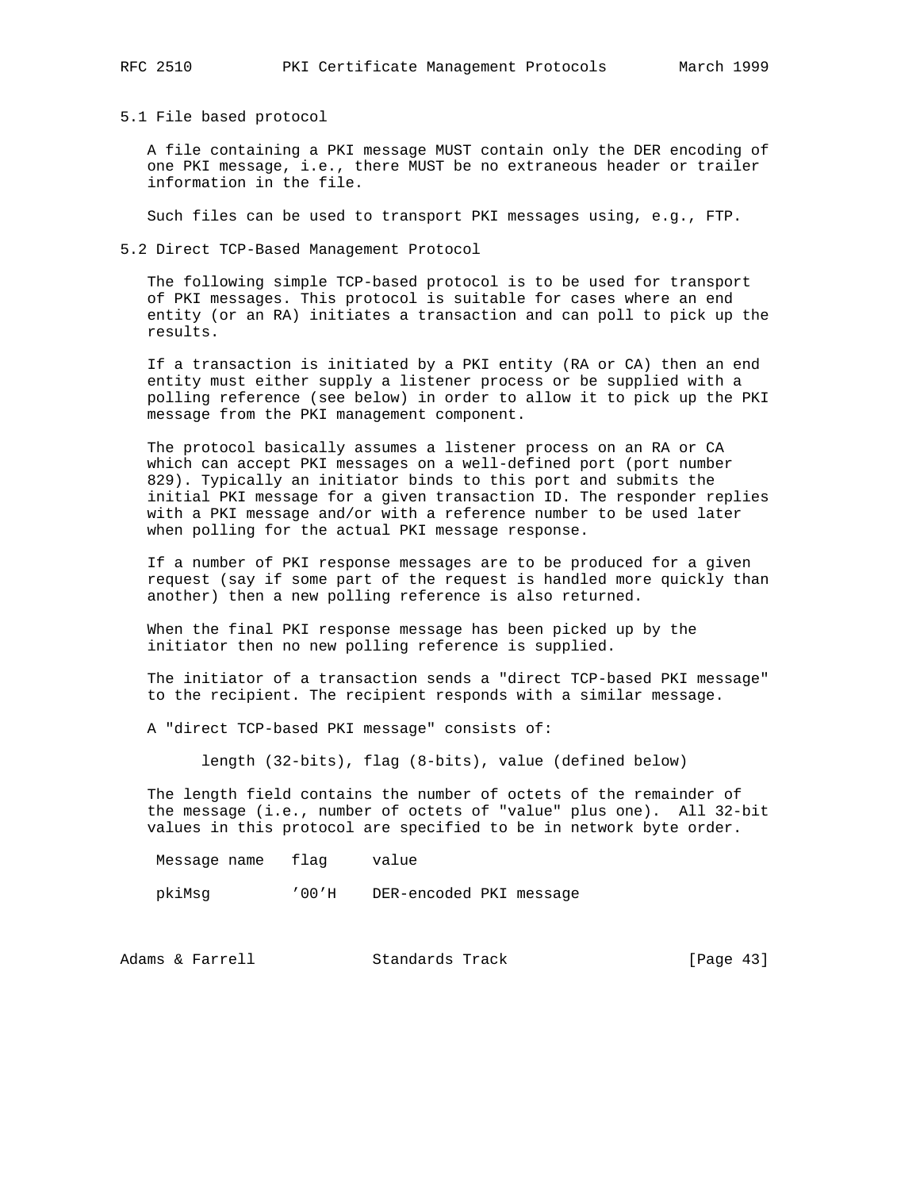## 5.1 File based protocol

A file containing a PKI message MUST contain only the DER encoding of one PKI message, i.e., there MUST be no extraneous header or trailer information in the file.

Such files can be used to transport PKI messages using, e.g., FTP.

## 5.2 Direct TCP-Based Management Protocol

The following simple TCP-based protocol is to be used for transport of PKI messages. This protocol is suitable for cases where an end entity (or an RA) initiates a transaction and can poll to pick up the results.

If a transaction is initiated by a PKI entity (RA or CA) then an end entity must either supply a listener process or be supplied with a polling reference (see below) in order to allow it to pick up the PKI message from the PKI management component.

The protocol basically assumes a listener process on an RA or CA which can accept PKI messages on a well-defined port (port number 829). Typically an initiator binds to this port and submits the initial PKI message for a given transaction ID. The responder replies with a PKI message and/or with a reference number to be used later when polling for the actual PKI message response.

If a number of PKI response messages are to be produced for a given request (say if some part of the request is handled more quickly than another) then a new polling reference is also returned.

When the final PKI response message has been picked up by the initiator then no new polling reference is supplied.

The initiator of a transaction sends a "direct TCP-based PKI message" to the recipient. The recipient responds with a similar message.

A "direct TCP-based PKI message" consists of:

```
length (32-bits), flag (8-bits), value (defined below)
```

The length field contains the number of octets of the remainder of the message (i.e., number of octets of "value" plus one). All 32-bit values in this protocol are specified to be in network byte order.

| Message name | flag | value |
|---|---|---|
| pkiMsg | '00'H | DER-encoded PKI message |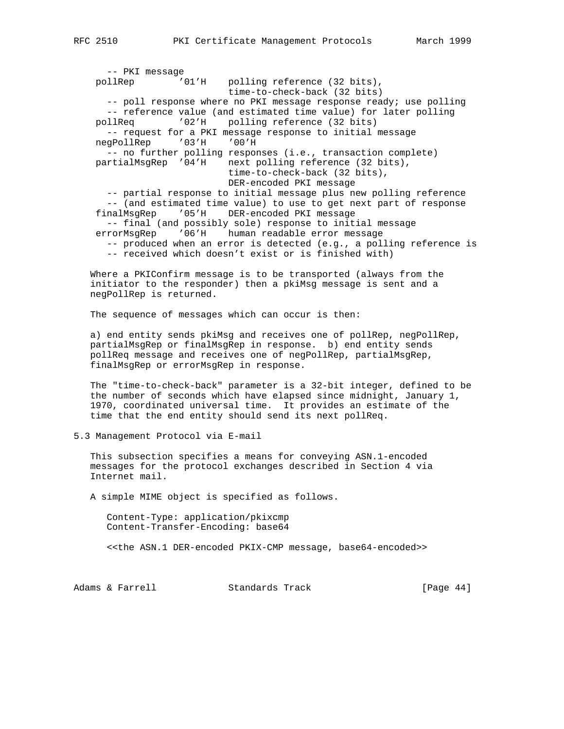```
      -- PKI message
    pollRep        '01'H    polling reference (32 bits),
                            time-to-check-back (32 bits)
      -- poll response where no PKI message response ready; use polling
      -- reference value (and estimated time value) for later polling
    pollReq        '02'H    polling reference (32 bits)
      -- request for a PKI message response to initial message
    negPollRep     '03'H    '00'H
      -- no further polling responses (i.e., transaction complete)
    partialMsgRep  '04'H    next polling reference (32 bits),
                            time-to-check-back (32 bits),
                            DER-encoded PKI message
      -- partial response to initial message plus new polling reference
      -- (and estimated time value) to use to get next part of response
    finalMsgRep    '05'H    DER-encoded PKI message
      -- final (and possibly sole) response to initial message
    errorMsgRep    '06'H    human readable error message
      -- produced when an error is detected (e.g., a polling reference is
      -- received which doesn't exist or is finished with)
```

Where a PKIConfirm message is to be transported (always from the initiator to the responder) then a pkiMsg message is sent and a negPollRep is returned.

The sequence of messages which can occur is then:

a) end entity sends pkiMsg and receives one of pollRep, negPollRep, partialMsgRep or finalMsgRep in response. b) end entity sends pollReq message and receives one of negPollRep, partialMsgRep, finalMsgRep or errorMsgRep in response.

The "time-to-check-back" parameter is a 32-bit integer, defined to be the number of seconds which have elapsed since midnight, January 1, 1970, coordinated universal time. It provides an estimate of the time that the end entity should send its next pollReq.

## 5.3 Management Protocol via E-mail

This subsection specifies a means for conveying ASN.1-encoded messages for the protocol exchanges described in Section 4 via Internet mail.

A simple MIME object is specified as follows.

```
   Content-Type: application/pkixcmp
   Content-Transfer-Encoding: base64

   <<the ASN.1 DER-encoded PKIX-CMP message, base64-encoded>>
```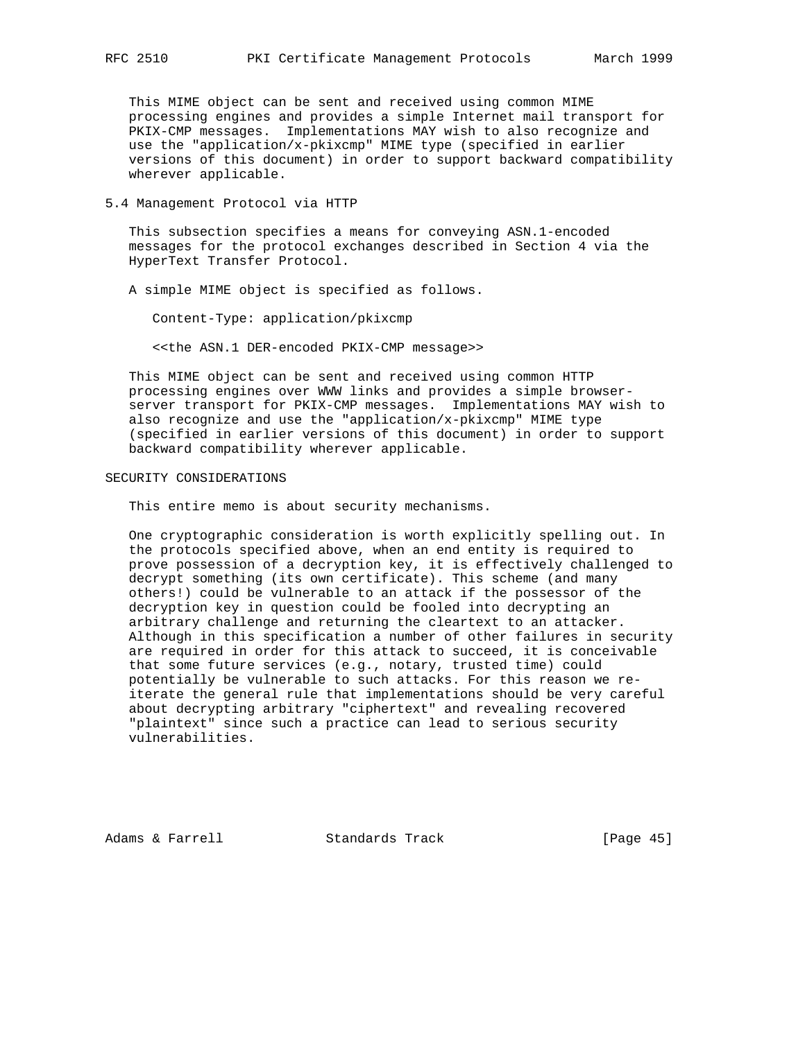This MIME object can be sent and received using common MIME processing engines and provides a simple Internet mail transport for PKIX-CMP messages. Implementations MAY wish to also recognize and use the "application/x-pkixcmp" MIME type (specified in earlier versions of this document) in order to support backward compatibility wherever applicable.

### 5.4 Management Protocol via HTTP

This subsection specifies a means for conveying ASN.1-encoded messages for the protocol exchanges described in Section 4 via the HyperText Transfer Protocol.

A simple MIME object is specified as follows.

```
Content-Type: application/pkixcmp

<<the ASN.1 DER-encoded PKIX-CMP message>>
```

This MIME object can be sent and received using common HTTP processing engines over WWW links and provides a simple browser-server transport for PKIX-CMP messages. Implementations MAY wish to also recognize and use the "application/x-pkixcmp" MIME type (specified in earlier versions of this document) in order to support backward compatibility wherever applicable.

## SECURITY CONSIDERATIONS

This entire memo is about security mechanisms.

One cryptographic consideration is worth explicitly spelling out. In the protocols specified above, when an end entity is required to prove possession of a decryption key, it is effectively challenged to decrypt something (its own certificate). This scheme (and many others!) could be vulnerable to an attack if the possessor of the decryption key in question could be fooled into decrypting an arbitrary challenge and returning the cleartext to an attacker. Although in this specification a number of other failures in security are required in order for this attack to succeed, it is conceivable that some future services (e.g., notary, trusted time) could potentially be vulnerable to such attacks. For this reason we re-iterate the general rule that implementations should be very careful about decrypting arbitrary "ciphertext" and revealing recovered "plaintext" since such a practice can lead to serious security vulnerabilities.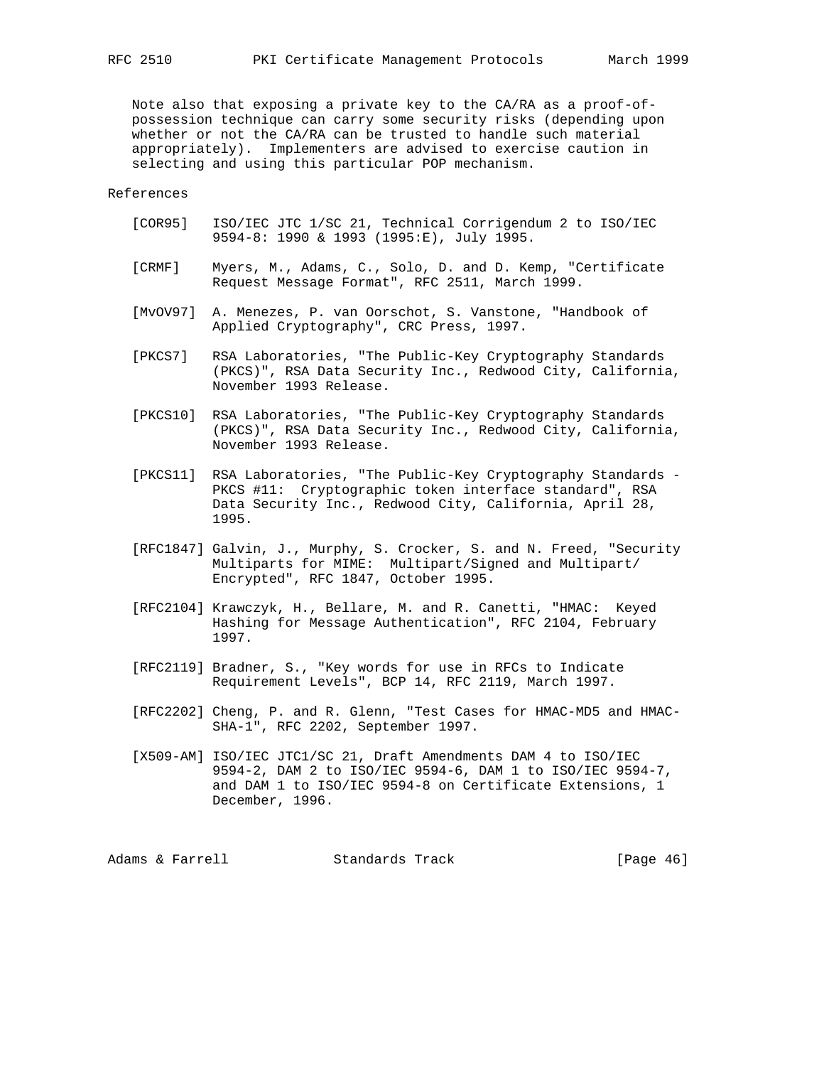Note also that exposing a private key to the CA/RA as a proof-of-possession technique can carry some security risks (depending upon whether or not the CA/RA can be trusted to handle such material appropriately). Implementers are advised to exercise caution in selecting and using this particular POP mechanism.

## References

[COR95] ISO/IEC JTC 1/SC 21, Technical Corrigendum 2 to ISO/IEC 9594-8: 1990 & 1993 (1995:E), July 1995.

[CRMF] Myers, M., Adams, C., Solo, D. and D. Kemp, "Certificate Request Message Format", RFC 2511, March 1999.

[MvOV97] A. Menezes, P. van Oorschot, S. Vanstone, "Handbook of Applied Cryptography", CRC Press, 1997.

[PKCS7] RSA Laboratories, "The Public-Key Cryptography Standards (PKCS)", RSA Data Security Inc., Redwood City, California, November 1993 Release.

[PKCS10] RSA Laboratories, "The Public-Key Cryptography Standards (PKCS)", RSA Data Security Inc., Redwood City, California, November 1993 Release.

[PKCS11] RSA Laboratories, "The Public-Key Cryptography Standards - PKCS #11: Cryptographic token interface standard", RSA Data Security Inc., Redwood City, California, April 28, 1995.

[RFC1847] Galvin, J., Murphy, S. Crocker, S. and N. Freed, "Security Multiparts for MIME: Multipart/Signed and Multipart/Encrypted", RFC 1847, October 1995.

[RFC2104] Krawczyk, H., Bellare, M. and R. Canetti, "HMAC: Keyed Hashing for Message Authentication", RFC 2104, February 1997.

[RFC2119] Bradner, S., "Key words for use in RFCs to Indicate Requirement Levels", BCP 14, RFC 2119, March 1997.

[RFC2202] Cheng, P. and R. Glenn, "Test Cases for HMAC-MD5 and HMAC-SHA-1", RFC 2202, September 1997.

[X509-AM] ISO/IEC JTC1/SC 21, Draft Amendments DAM 4 to ISO/IEC 9594-2, DAM 2 to ISO/IEC 9594-6, DAM 1 to ISO/IEC 9594-7, and DAM 1 to ISO/IEC 9594-8 on Certificate Extensions, 1 December, 1996.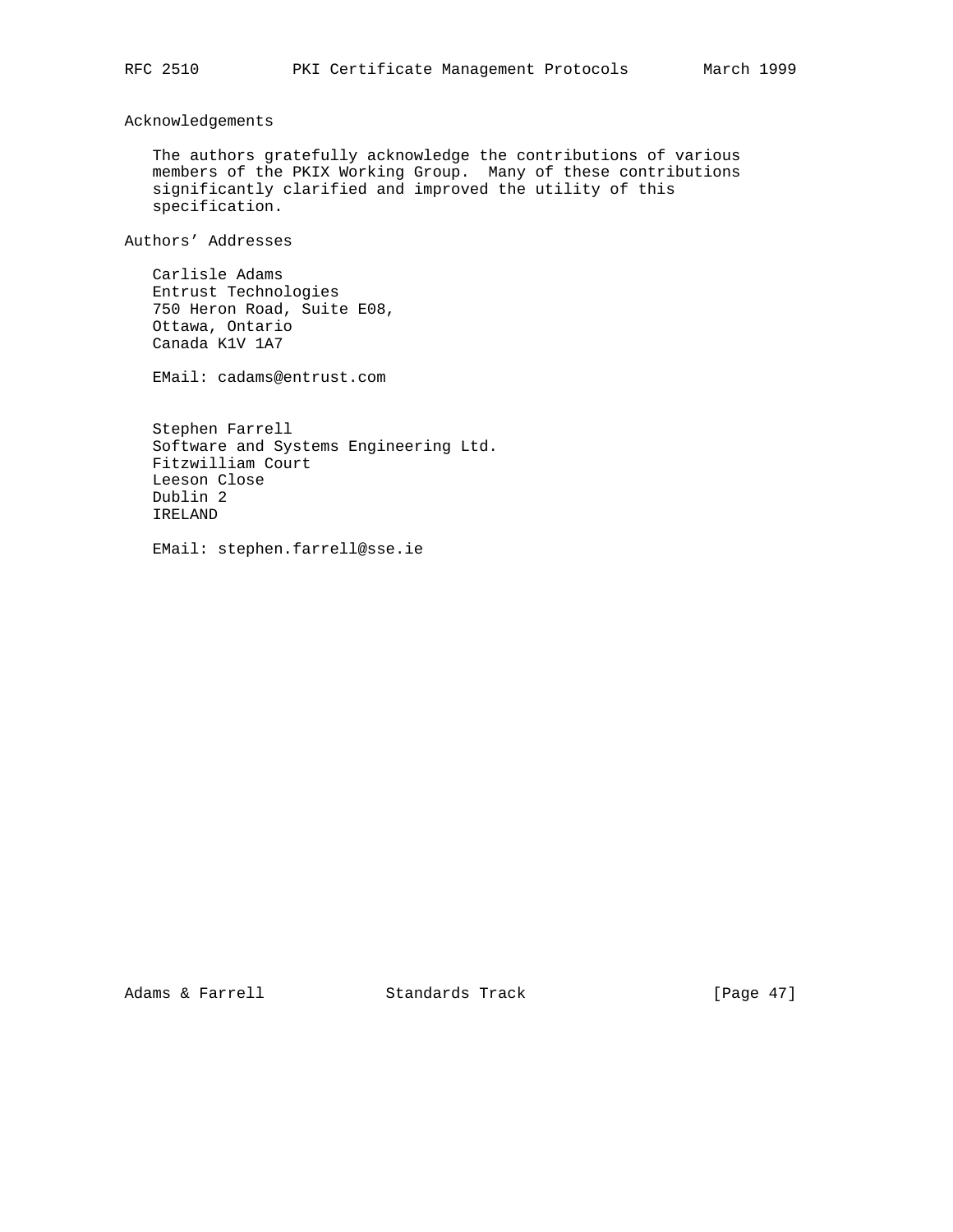## Acknowledgements

The authors gratefully acknowledge the contributions of various members of the PKIX Working Group. Many of these contributions significantly clarified and improved the utility of this specification.

## Authors' Addresses

Carlisle Adams
Entrust Technologies
750 Heron Road, Suite E08,
Ottawa, Ontario
Canada K1V 1A7

EMail: cadams@entrust.com

Stephen Farrell
Software and Systems Engineering Ltd.
Fitzwilliam Court
Leeson Close
Dublin 2
IRELAND

EMail: stephen.farrell@sse.ie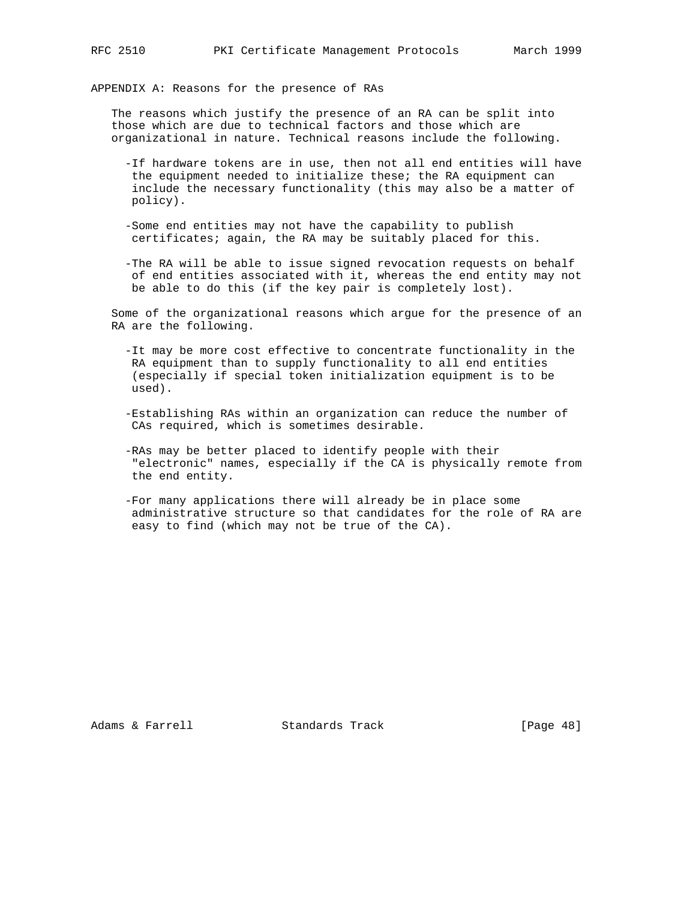# APPENDIX A: Reasons for the presence of RAs

The reasons which justify the presence of an RA can be split into those which are due to technical factors and those which are organizational in nature. Technical reasons include the following.

- If hardware tokens are in use, then not all end entities will have the equipment needed to initialize these; the RA equipment can include the necessary functionality (this may also be a matter of policy).
- Some end entities may not have the capability to publish certificates; again, the RA may be suitably placed for this.
- The RA will be able to issue signed revocation requests on behalf of end entities associated with it, whereas the end entity may not be able to do this (if the key pair is completely lost).

Some of the organizational reasons which argue for the presence of an RA are the following.

- It may be more cost effective to concentrate functionality in the RA equipment than to supply functionality to all end entities (especially if special token initialization equipment is to be used).
- Establishing RAs within an organization can reduce the number of CAs required, which is sometimes desirable.
- RAs may be better placed to identify people with their "electronic" names, especially if the CA is physically remote from the end entity.
- For many applications there will already be in place some administrative structure so that candidates for the role of RA are easy to find (which may not be true of the CA).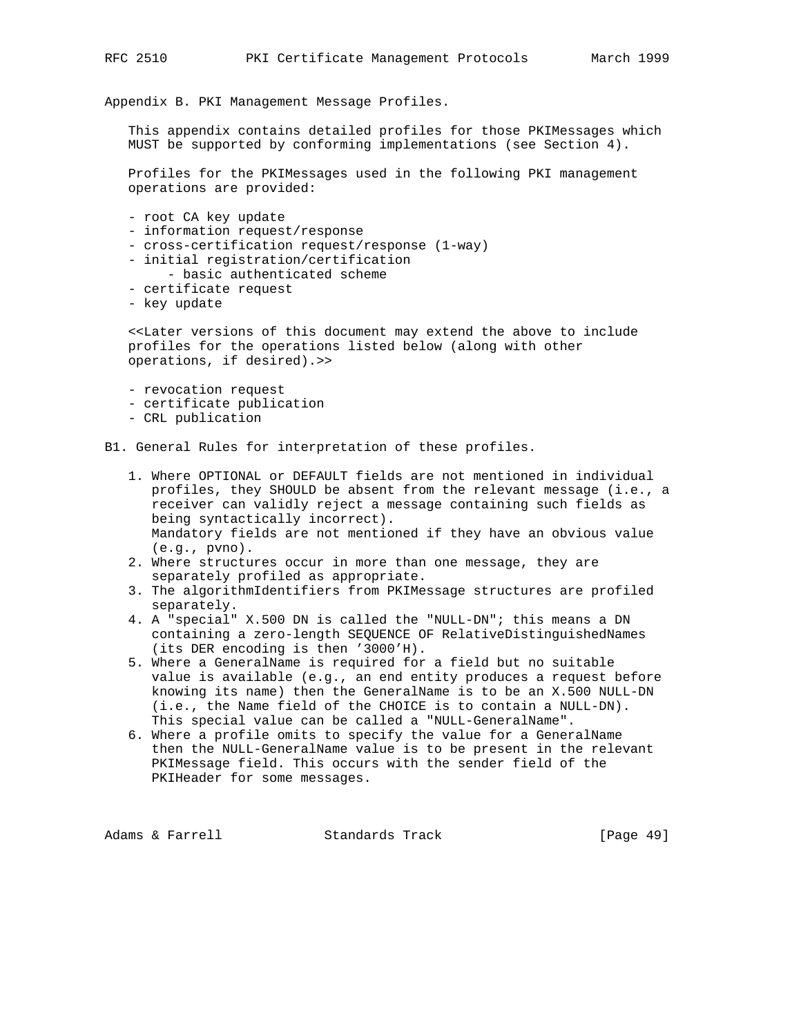# Appendix B. PKI Management Message Profiles.

This appendix contains detailed profiles for those PKIMessages which MUST be supported by conforming implementations (see Section 4).

Profiles for the PKIMessages used in the following PKI management operations are provided:

- root CA key update
- information request/response
- cross-certification request/response (1-way)
- initial registration/certification
    - basic authenticated scheme
- certificate request
- key update

<<Later versions of this document may extend the above to include profiles for the operations listed below (along with other operations, if desired).>>

- revocation request
- certificate publication
- CRL publication

## B1. General Rules for interpretation of these profiles.

1. Where OPTIONAL or DEFAULT fields are not mentioned in individual profiles, they SHOULD be absent from the relevant message (i.e., a receiver can validly reject a message containing such fields as being syntactically incorrect). Mandatory fields are not mentioned if they have an obvious value (e.g., pvno).
2. Where structures occur in more than one message, they are separately profiled as appropriate.
3. The algorithmIdentifiers from PKIMessage structures are profiled separately.
4. A "special" X.500 DN is called the "NULL-DN"; this means a DN containing a zero-length SEQUENCE OF RelativeDistinguishedNames (its DER encoding is then '3000'H).
5. Where a GeneralName is required for a field but no suitable value is available (e.g., an end entity produces a request before knowing its name) then the GeneralName is to be an X.500 NULL-DN (i.e., the Name field of the CHOICE is to contain a NULL-DN). This special value can be called a "NULL-GeneralName".
6. Where a profile omits to specify the value for a GeneralName then the NULL-GeneralName value is to be present in the relevant PKIMessage field. This occurs with the sender field of the PKIHeader for some messages.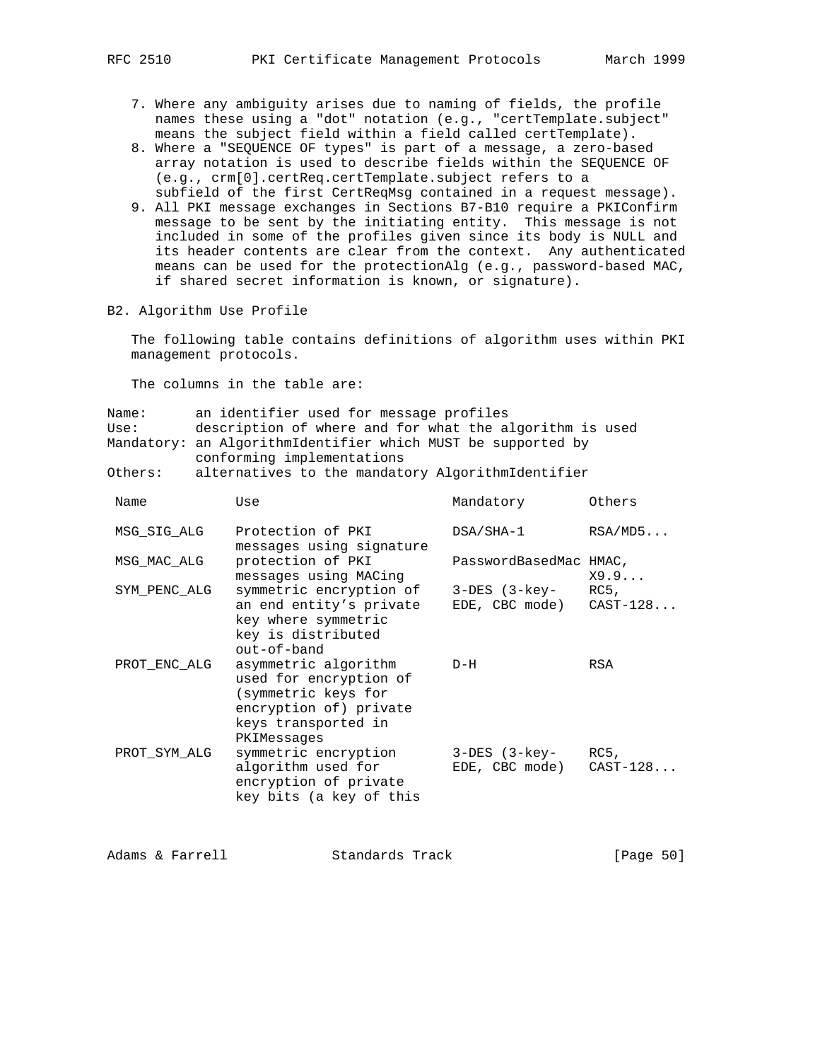7. Where any ambiguity arises due to naming of fields, the profile names these using a "dot" notation (e.g., "certTemplate.subject" means the subject field within a field called certTemplate).
8. Where a "SEQUENCE OF types" is part of a message, a zero-based array notation is used to describe fields within the SEQUENCE OF (e.g., crm[0].certReq.certTemplate.subject refers to a subfield of the first CertReqMsg contained in a request message).
9. All PKI message exchanges in Sections B7-B10 require a PKIConfirm message to be sent by the initiating entity. This message is not included in some of the profiles given since its body is NULL and its header contents are clear from the context. Any authenticated means can be used for the protectionAlg (e.g., password-based MAC, if shared secret information is known, or signature).

## B2. Algorithm Use Profile

The following table contains definitions of algorithm uses within PKI management protocols.

The columns in the table are:

- Name: an identifier used for message profiles
- Use: description of where and for what the algorithm is used
- Mandatory: an AlgorithmIdentifier which MUST be supported by conforming implementations
- Others: alternatives to the mandatory AlgorithmIdentifier

| Name | Use | Mandatory | Others |
|---|---|---|---|
| MSG_SIG_ALG | Protection of PKI messages using signature | DSA/SHA-1 | RSA/MD5... |
| MSG_MAC_ALG | protection of PKI messages using MACing | PasswordBasedMac | HMAC, X9.9... |
| SYM_PENC_ALG | symmetric encryption of an end entity's private key where symmetric key is distributed out-of-band | 3-DES (3-key-EDE, CBC mode) | RC5, CAST-128... |
| PROT_ENC_ALG | asymmetric algorithm used for encryption of (symmetric keys for encryption of) private keys transported in PKIMessages | D-H | RSA |
| PROT_SYM_ALG | symmetric encryption algorithm used for encryption of private key bits (a key of this | 3-DES (3-key-EDE, CBC mode) | RC5, CAST-128... |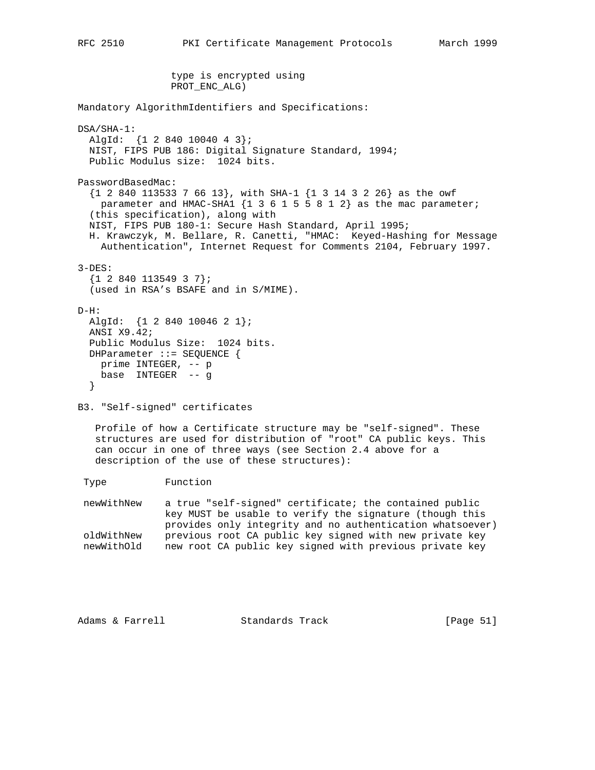type is encrypted using
PROT_ENC_ALG)

Mandatory AlgorithmIdentifiers and Specifications:

DSA/SHA-1:
  AlgId:  {1 2 840 10040 4 3};
  NIST, FIPS PUB 186: Digital Signature Standard, 1994;
  Public Modulus size:  1024 bits.

PasswordBasedMac:
  {1 2 840 113533 7 66 13}, with SHA-1 {1 3 14 3 2 26} as the owf
    parameter and HMAC-SHA1 {1 3 6 1 5 5 8 1 2} as the mac parameter;
  (this specification), along with
  NIST, FIPS PUB 180-1: Secure Hash Standard, April 1995;
  H. Krawczyk, M. Bellare, R. Canetti, "HMAC:  Keyed-Hashing for Message
    Authentication", Internet Request for Comments 2104, February 1997.

3-DES:
  {1 2 840 113549 3 7};
  (used in RSA's BSAFE and in S/MIME).

D-H:
  AlgId:  {1 2 840 10046 2 1};
  ANSI X9.42;
  Public Modulus Size:  1024 bits.

```
DHParameter ::= SEQUENCE {
  prime INTEGER, -- p
  base  INTEGER  -- g
}
```

B3. "Self-signed" certificates

Profile of how a Certificate structure may be "self-signed". These structures are used for distribution of "root" CA public keys. This can occur in one of three ways (see Section 2.4 above for a description of the use of these structures):

| Type | Function |
| --- | --- |
| newWithNew | a true "self-signed" certificate; the contained public key MUST be usable to verify the signature (though this provides only integrity and no authentication whatsoever) |
| oldWithNew | previous root CA public key signed with new private key |
| newWithOld | new root CA public key signed with previous private key |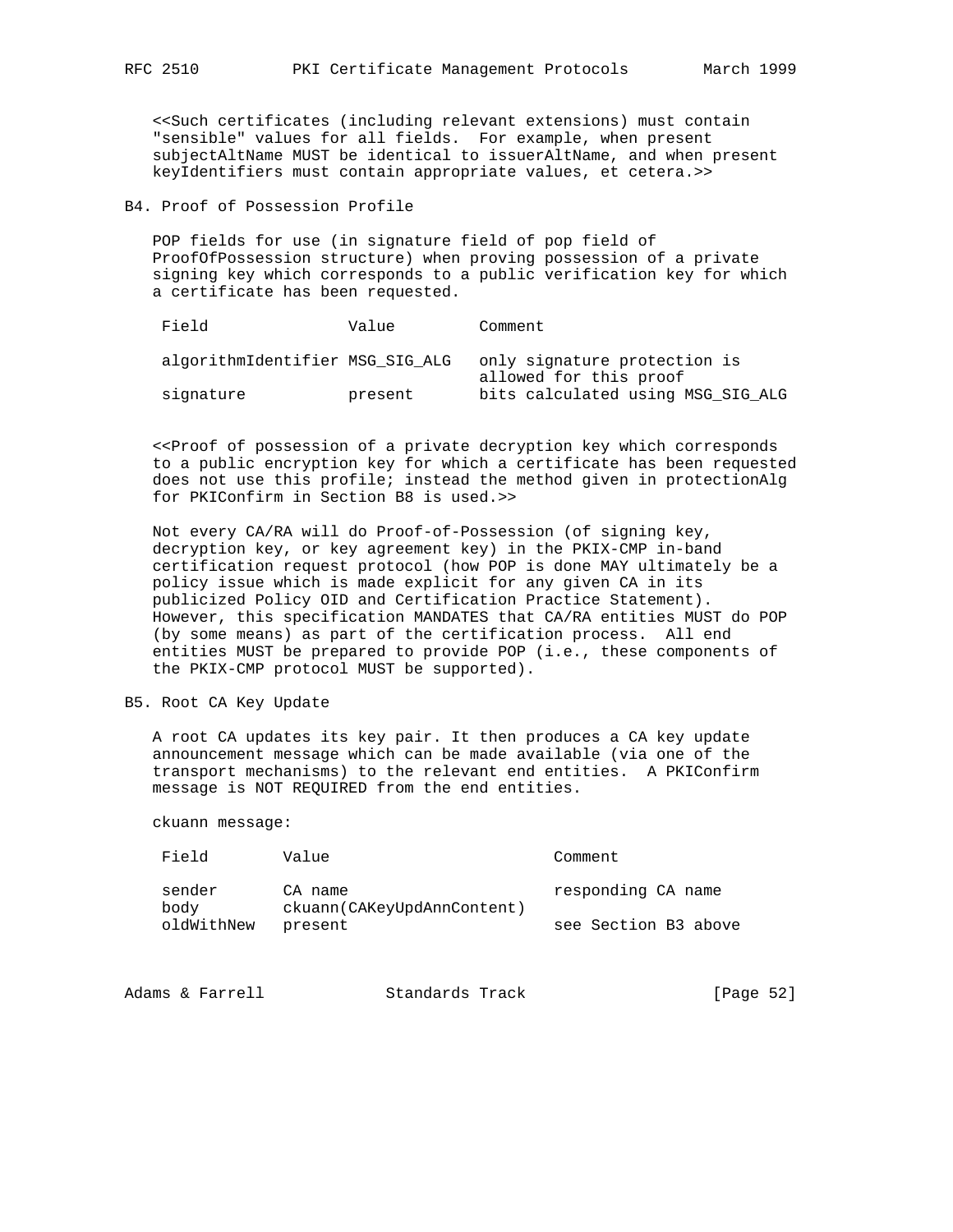<<Such certificates (including relevant extensions) must contain "sensible" values for all fields. For example, when present subjectAltName MUST be identical to issuerAltName, and when present keyIdentifiers must contain appropriate values, et cetera.>>

## B4. Proof of Possession Profile

POP fields for use (in signature field of pop field of ProofOfPossession structure) when proving possession of a private signing key which corresponds to a public verification key for which a certificate has been requested.

| Field | Value | Comment |
|---|---|---|
| algorithmIdentifier | MSG_SIG_ALG | only signature protection is allowed for this proof |
| signature | present | bits calculated using MSG_SIG_ALG |

<<Proof of possession of a private decryption key which corresponds to a public encryption key for which a certificate has been requested does not use this profile; instead the method given in protectionAlg for PKIConfirm in Section B8 is used.>>

Not every CA/RA will do Proof-of-Possession (of signing key, decryption key, or key agreement key) in the PKIX-CMP in-band certification request protocol (how POP is done MAY ultimately be a policy issue which is made explicit for any given CA in its publicized Policy OID and Certification Practice Statement). However, this specification MANDATES that CA/RA entities MUST do POP (by some means) as part of the certification process. All end entities MUST be prepared to provide POP (i.e., these components of the PKIX-CMP protocol MUST be supported).

## B5. Root CA Key Update

A root CA updates its key pair. It then produces a CA key update announcement message which can be made available (via one of the transport mechanisms) to the relevant end entities. A PKIConfirm message is NOT REQUIRED from the end entities.

ckuann message:

| Field | Value | Comment |
|---|---|---|
| sender | CA name | responding CA name |
| body | ckuann(CAKeyUpdAnnContent) | |
| oldWithNew | present | see Section B3 above |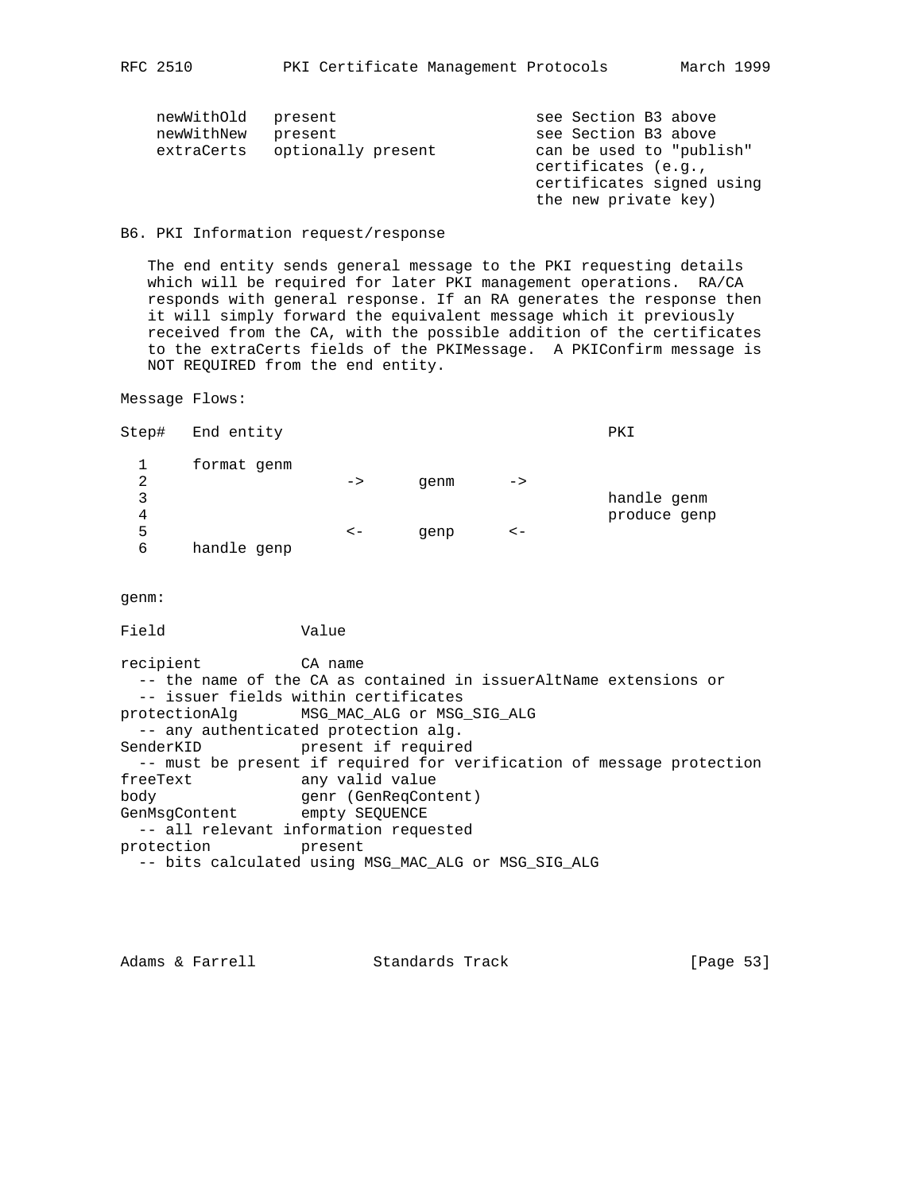```
 newWithOld   present                      see Section B3 above
 newWithNew   present                      see Section B3 above
 extraCerts   optionally present           can be used to "publish"
                                           certificates (e.g.,
                                           certificates signed using
                                           the new private key)
```

B6. PKI Information request/response

The end entity sends general message to the PKI requesting details which will be required for later PKI management operations. RA/CA responds with general response. If an RA generates the response then it will simply forward the equivalent message which it previously received from the CA, with the possible addition of the certificates to the extraCerts fields of the PKIMessage. A PKIConfirm message is NOT REQUIRED from the end entity.

Message Flows:

```
Step#   End entity                                 PKI

  1     format genm
  2                   ->      genm      ->
  3                                                handle genm
  4                                                produce genp
  5                   <-      genp      <-
  6     handle genp
```

genm:

```
Field              Value

recipient          CA name
  -- the name of the CA as contained in issuerAltName extensions or
  -- issuer fields within certificates
protectionAlg      MSG_MAC_ALG or MSG_SIG_ALG
  -- any authenticated protection alg.
SenderKID          present if required
  -- must be present if required for verification of message protection
freeText           any valid value
body               genr (GenReqContent)
GenMsgContent      empty SEQUENCE
  -- all relevant information requested
protection         present
  -- bits calculated using MSG_MAC_ALG or MSG_SIG_ALG
```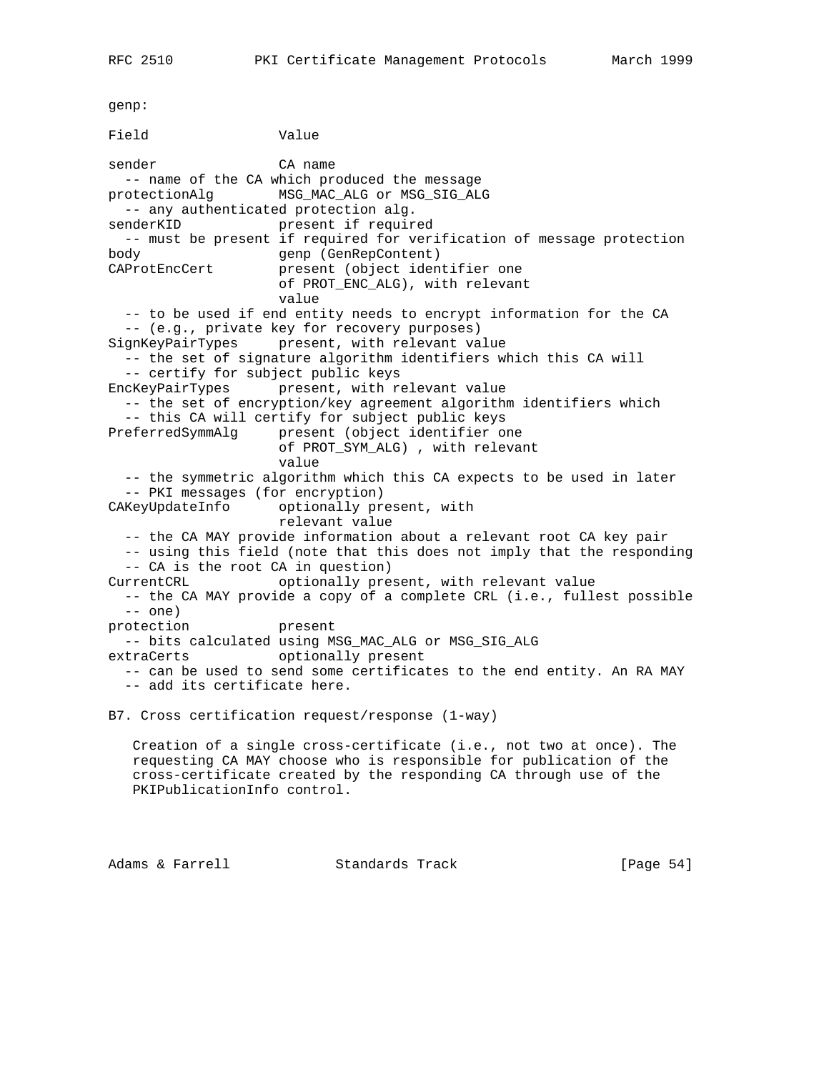genp:

```
Field                Value

sender               CA name
  -- name of the CA which produced the message
protectionAlg        MSG_MAC_ALG or MSG_SIG_ALG
  -- any authenticated protection alg.
senderKID            present if required
  -- must be present if required for verification of message protection
body                 genp (GenRepContent)
CAProtEncCert        present (object identifier one
                     of PROT_ENC_ALG), with relevant
                     value
  -- to be used if end entity needs to encrypt information for the CA
  -- (e.g., private key for recovery purposes)
SignKeyPairTypes     present, with relevant value
  -- the set of signature algorithm identifiers which this CA will
  -- certify for subject public keys
EncKeyPairTypes      present, with relevant value
  -- the set of encryption/key agreement algorithm identifiers which
  -- this CA will certify for subject public keys
PreferredSymmAlg     present (object identifier one
                     of PROT_SYM_ALG) , with relevant
                     value
  -- the symmetric algorithm which this CA expects to be used in later
  -- PKI messages (for encryption)
CAKeyUpdateInfo      optionally present, with
                     relevant value
  -- the CA MAY provide information about a relevant root CA key pair
  -- using this field (note that this does not imply that the responding
  -- CA is the root CA in question)
CurrentCRL           optionally present, with relevant value
  -- the CA MAY provide a copy of a complete CRL (i.e., fullest possible
  -- one)
protection           present
  -- bits calculated using MSG_MAC_ALG or MSG_SIG_ALG
extraCerts           optionally present
  -- can be used to send some certificates to the end entity. An RA MAY
  -- add its certificate here.
```

## B7. Cross certification request/response (1-way)

Creation of a single cross-certificate (i.e., not two at once). The requesting CA MAY choose who is responsible for publication of the cross-certificate created by the responding CA through use of the PKIPublicationInfo control.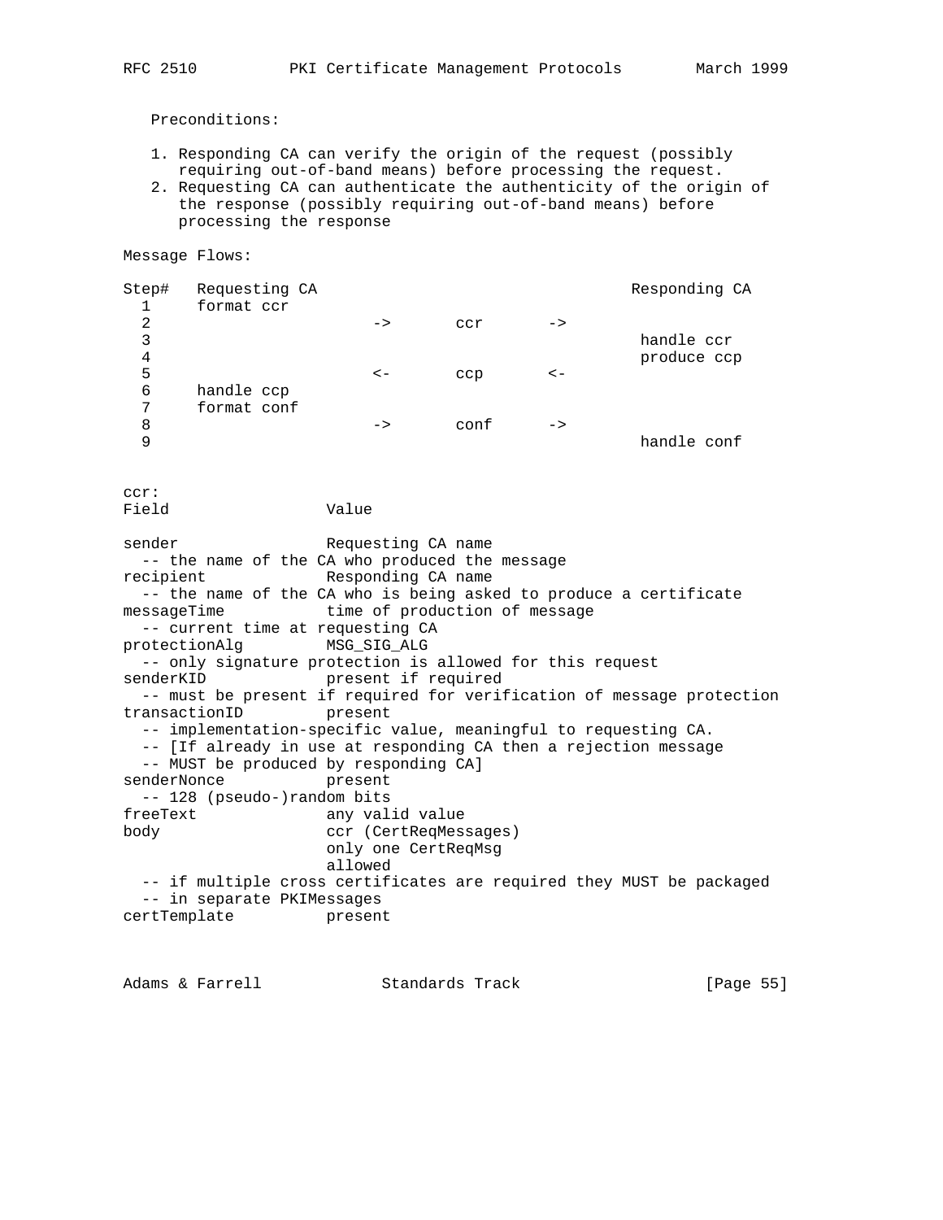Preconditions:

1. Responding CA can verify the origin of the request (possibly requiring out-of-band means) before processing the request.
2. Requesting CA can authenticate the authenticity of the origin of the response (possibly requiring out-of-band means) before processing the response

Message Flows:

```
Step#   Requesting CA                                  Responding CA
  1     format ccr
  2                      ->       ccr       ->
  3                                                     handle ccr
  4                                                     produce ccp
  5                      <-       ccp       <-
  6     handle ccp
  7     format conf
  8                      ->       conf      ->
  9                                                     handle conf
```

```
ccr:
Field                 Value

sender                Requesting CA name
  -- the name of the CA who produced the message
recipient             Responding CA name
  -- the name of the CA who is being asked to produce a certificate
messageTime           time of production of message
  -- current time at requesting CA
protectionAlg         MSG_SIG_ALG
  -- only signature protection is allowed for this request
senderKID             present if required
  -- must be present if required for verification of message protection
transactionID         present
  -- implementation-specific value, meaningful to requesting CA.
  -- [If already in use at responding CA then a rejection message
  -- MUST be produced by responding CA]
senderNonce           present
  -- 128 (pseudo-)random bits
freeText              any valid value
body                  ccr (CertReqMessages)
                      only one CertReqMsg
                      allowed
  -- if multiple cross certificates are required they MUST be packaged
  -- in separate PKIMessages
certTemplate          present
```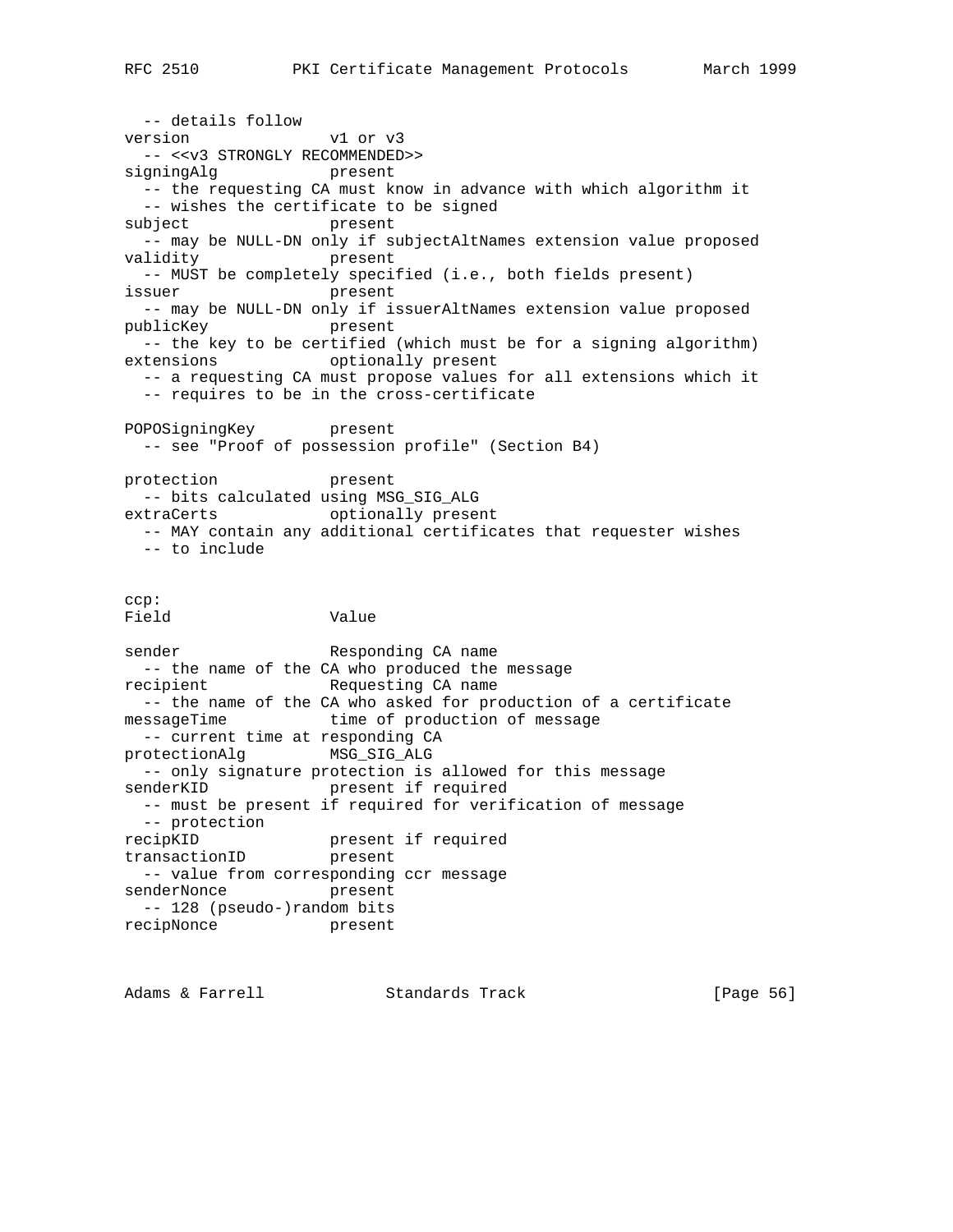```
  -- details follow
version              v1 or v3
  -- <<v3 STRONGLY RECOMMENDED>>
signingAlg           present
  -- the requesting CA must know in advance with which algorithm it
  -- wishes the certificate to be signed
subject              present
  -- may be NULL-DN only if subjectAltNames extension value proposed
validity             present
  -- MUST be completely specified (i.e., both fields present)
issuer               present
  -- may be NULL-DN only if issuerAltNames extension value proposed
publicKey            present
  -- the key to be certified (which must be for a signing algorithm)
extensions           optionally present
  -- a requesting CA must propose values for all extensions which it
  -- requires to be in the cross-certificate

POPOSigningKey       present
  -- see "Proof of possession profile" (Section B4)

protection           present
  -- bits calculated using MSG_SIG_ALG
extraCerts           optionally present
  -- MAY contain any additional certificates that requester wishes
  -- to include


ccp:
Field                Value

sender               Responding CA name
  -- the name of the CA who produced the message
recipient            Requesting CA name
  -- the name of the CA who asked for production of a certificate
messageTime          time of production of message
  -- current time at responding CA
protectionAlg        MSG_SIG_ALG
  -- only signature protection is allowed for this message
senderKID            present if required
  -- must be present if required for verification of message
  -- protection
recipKID             present if required
transactionID        present
  -- value from corresponding ccr message
senderNonce          present
  -- 128 (pseudo-)random bits
recipNonce           present
```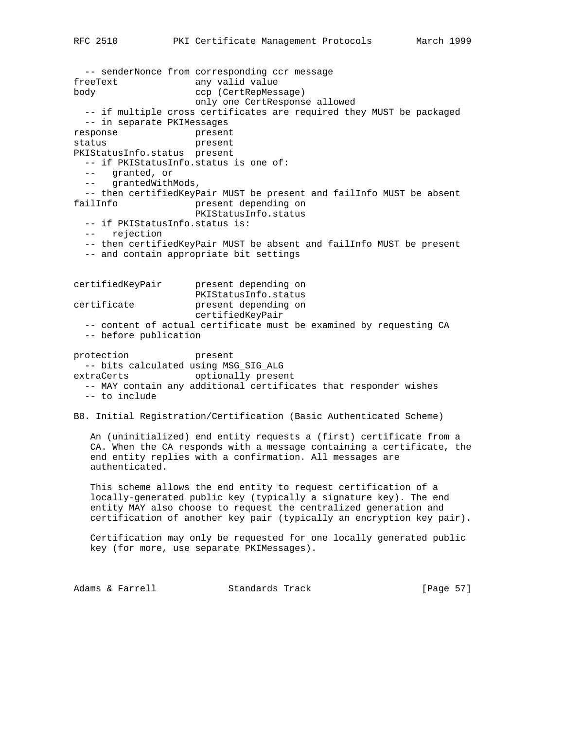```
  -- senderNonce from corresponding ccr message
freeText              any valid value
body                  ccp (CertRepMessage)
                      only one CertResponse allowed
  -- if multiple cross certificates are required they MUST be packaged
  -- in separate PKIMessages
response              present
status                present
PKIStatusInfo.status  present
  -- if PKIStatusInfo.status is one of:
  --   granted, or
  --   grantedWithMods,
  -- then certifiedKeyPair MUST be present and failInfo MUST be absent
failInfo              present depending on
                      PKIStatusInfo.status
  -- if PKIStatusInfo.status is:
  --   rejection
  -- then certifiedKeyPair MUST be absent and failInfo MUST be present
  -- and contain appropriate bit settings


certifiedKeyPair      present depending on
                      PKIStatusInfo.status
certificate           present depending on
                      certifiedKeyPair
  -- content of actual certificate must be examined by requesting CA
  -- before publication

protection            present
  -- bits calculated using MSG_SIG_ALG
extraCerts            optionally present
  -- MAY contain any additional certificates that responder wishes
  -- to include
```

## B8. Initial Registration/Certification (Basic Authenticated Scheme)

An (uninitialized) end entity requests a (first) certificate from a CA. When the CA responds with a message containing a certificate, the end entity replies with a confirmation. All messages are authenticated.

This scheme allows the end entity to request certification of a locally-generated public key (typically a signature key). The end entity MAY also choose to request the centralized generation and certification of another key pair (typically an encryption key pair).

Certification may only be requested for one locally generated public key (for more, use separate PKIMessages).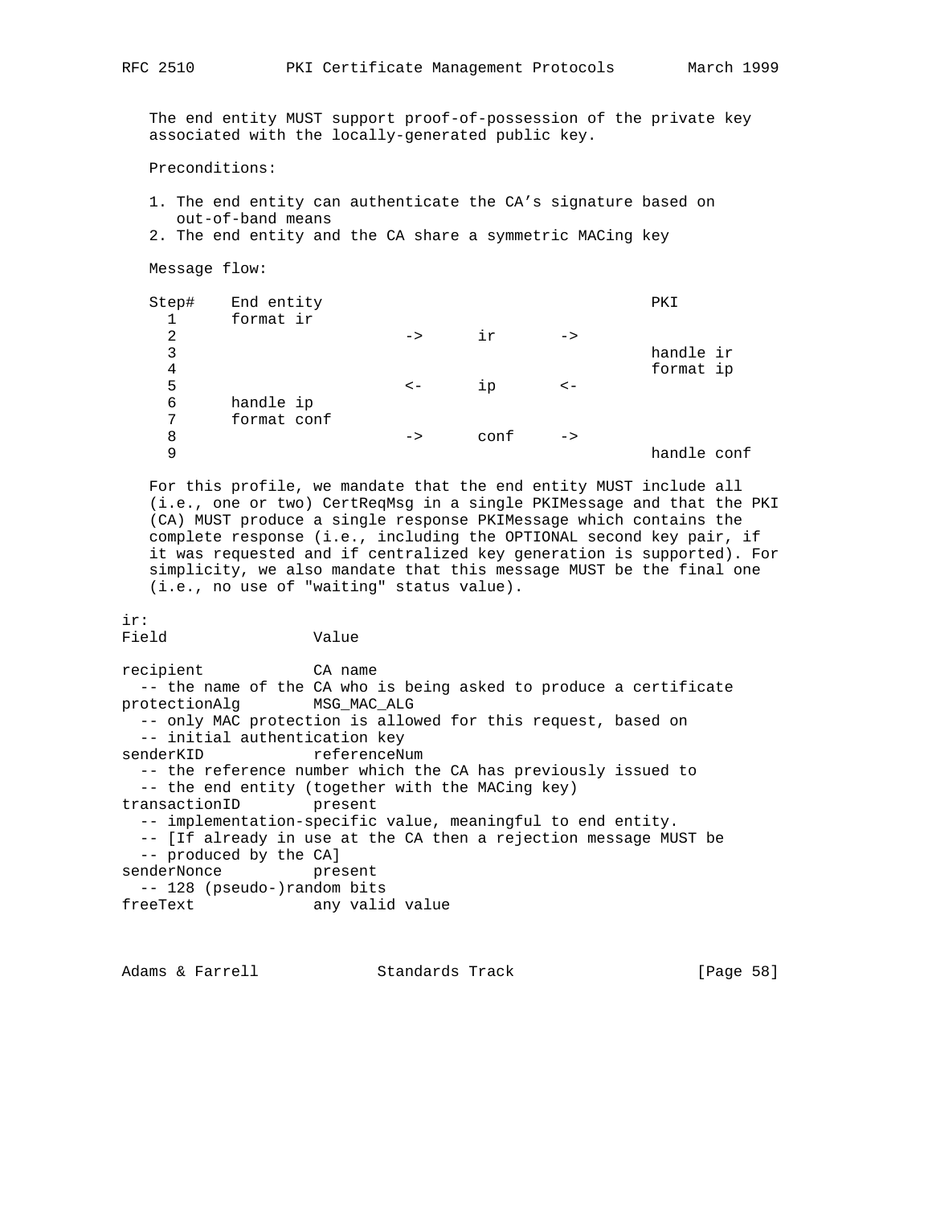The end entity MUST support proof-of-possession of the private key associated with the locally-generated public key.

Preconditions:

1. The end entity can authenticate the CA's signature based on out-of-band means
2. The end entity and the CA share a symmetric MACing key

Message flow:

```
Step#    End entity                                   PKI
  1      format ir
  2                        ->      ir       ->
  3                                                   handle ir
  4                                                   format ip
  5                        <-      ip       <-
  6      handle ip
  7      format conf
  8                        ->      conf     ->
  9                                                   handle conf
```

For this profile, we mandate that the end entity MUST include all (i.e., one or two) CertReqMsg in a single PKIMessage and that the PKI (CA) MUST produce a single response PKIMessage which contains the complete response (i.e., including the OPTIONAL second key pair, if it was requested and if centralized key generation is supported). For simplicity, we also mandate that this message MUST be the final one (i.e., no use of "waiting" status value).

```
ir:
Field                Value

recipient            CA name
  -- the name of the CA who is being asked to produce a certificate
protectionAlg        MSG_MAC_ALG
  -- only MAC protection is allowed for this request, based on
  -- initial authentication key
senderKID            referenceNum
  -- the reference number which the CA has previously issued to
  -- the end entity (together with the MACing key)
transactionID        present
  -- implementation-specific value, meaningful to end entity.
  -- [If already in use at the CA then a rejection message MUST be
  -- produced by the CA]
senderNonce          present
  -- 128 (pseudo-)random bits
freeText             any valid value
```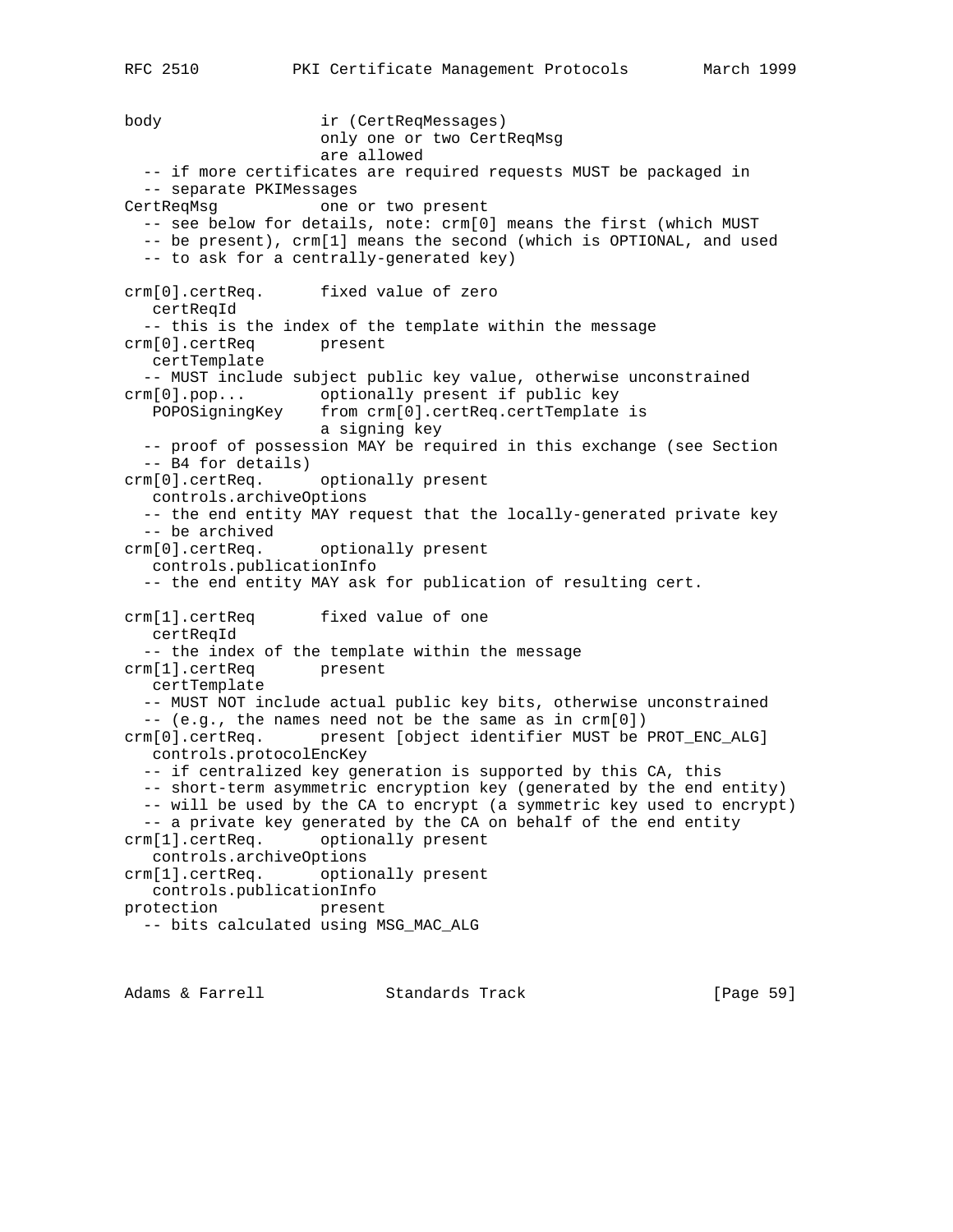```
body                 ir (CertReqMessages)
                     only one or two CertReqMsg
                     are allowed
  -- if more certificates are required requests MUST be packaged in
  -- separate PKIMessages
CertReqMsg           one or two present
  -- see below for details, note: crm[0] means the first (which MUST
  -- be present), crm[1] means the second (which is OPTIONAL, and used
  -- to ask for a centrally-generated key)

crm[0].certReq.      fixed value of zero
   certReqId
  -- this is the index of the template within the message
crm[0].certReq       present
   certTemplate
  -- MUST include subject public key value, otherwise unconstrained
crm[0].pop...        optionally present if public key
   POPOSigningKey    from crm[0].certReq.certTemplate is
                     a signing key
  -- proof of possession MAY be required in this exchange (see Section
  -- B4 for details)
crm[0].certReq.      optionally present
   controls.archiveOptions
  -- the end entity MAY request that the locally-generated private key
  -- be archived
crm[0].certReq.      optionally present
   controls.publicationInfo
  -- the end entity MAY ask for publication of resulting cert.

crm[1].certReq       fixed value of one
   certReqId
  -- the index of the template within the message
crm[1].certReq       present
   certTemplate
  -- MUST NOT include actual public key bits, otherwise unconstrained
  -- (e.g., the names need not be the same as in crm[0])
crm[0].certReq.      present [object identifier MUST be PROT_ENC_ALG]
   controls.protocolEncKey
  -- if centralized key generation is supported by this CA, this
  -- short-term asymmetric encryption key (generated by the end entity)
  -- will be used by the CA to encrypt (a symmetric key used to encrypt)
  -- a private key generated by the CA on behalf of the end entity
crm[1].certReq.      optionally present
   controls.archiveOptions
crm[1].certReq.      optionally present
   controls.publicationInfo
protection           present
  -- bits calculated using MSG_MAC_ALG
```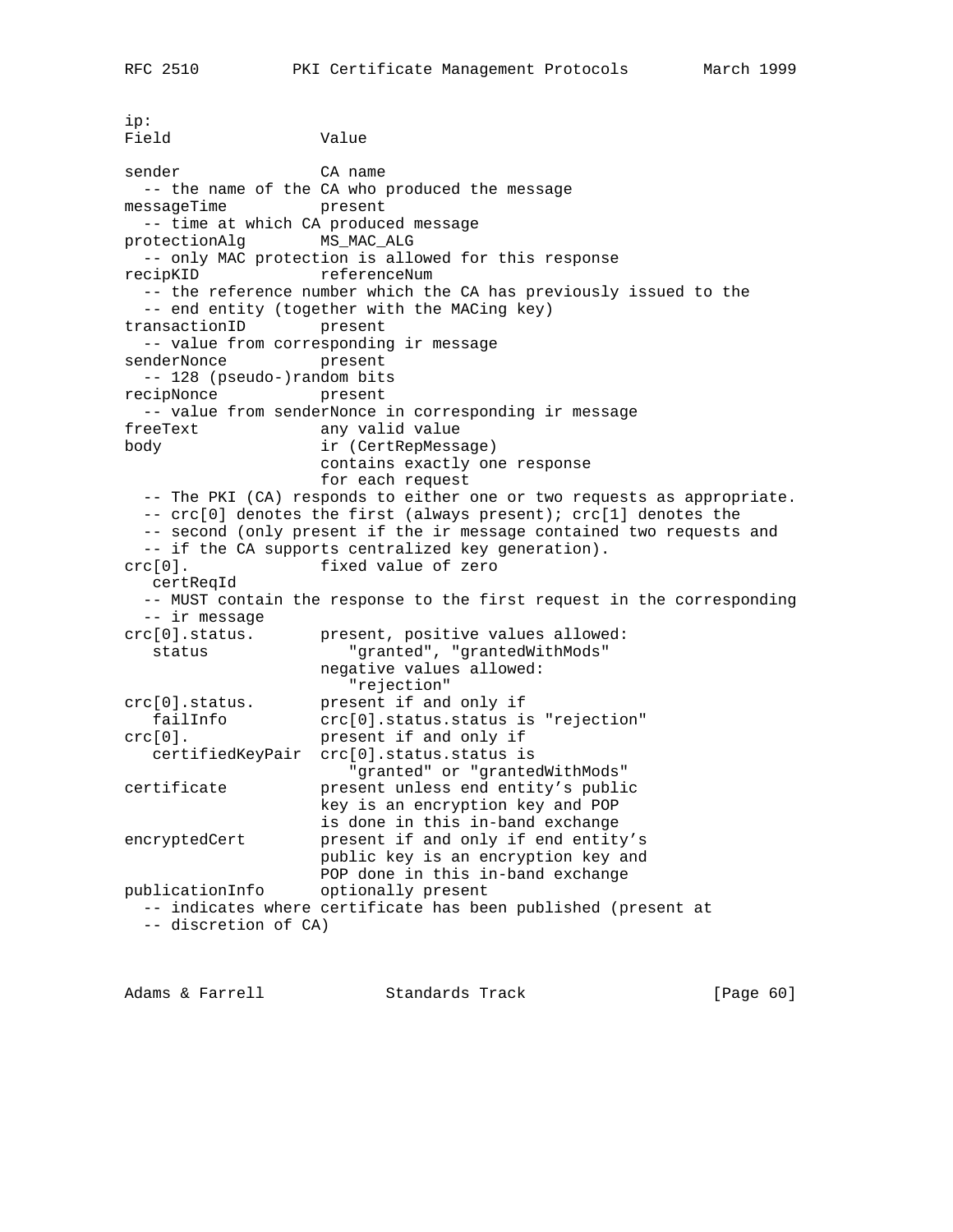```
ip:
Field                Value

sender               CA name
  -- the name of the CA who produced the message
messageTime          present
  -- time at which CA produced message
protectionAlg        MS_MAC_ALG
  -- only MAC protection is allowed for this response
recipKID             referenceNum
  -- the reference number which the CA has previously issued to the
  -- end entity (together with the MACing key)
transactionID        present
  -- value from corresponding ir message
senderNonce          present
  -- 128 (pseudo-)random bits
recipNonce           present
  -- value from senderNonce in corresponding ir message
freeText             any valid value
body                 ir (CertRepMessage)
                     contains exactly one response
                     for each request
  -- The PKI (CA) responds to either one or two requests as appropriate.
  -- crc[0] denotes the first (always present); crc[1] denotes the
  -- second (only present if the ir message contained two requests and
  -- if the CA supports centralized key generation).
crc[0].              fixed value of zero
   certReqId
  -- MUST contain the response to the first request in the corresponding
  -- ir message
crc[0].status.       present, positive values allowed:
   status               "granted", "grantedWithMods"
                     negative values allowed:
                        "rejection"
crc[0].status.       present if and only if
   failInfo          crc[0].status.status is "rejection"
crc[0].              present if and only if
   certifiedKeyPair  crc[0].status.status is
                        "granted" or "grantedWithMods"
certificate          present unless end entity's public
                     key is an encryption key and POP
                     is done in this in-band exchange
encryptedCert        present if and only if end entity's
                     public key is an encryption key and
                     POP done in this in-band exchange
publicationInfo      optionally present
  -- indicates where certificate has been published (present at
  -- discretion of CA)
```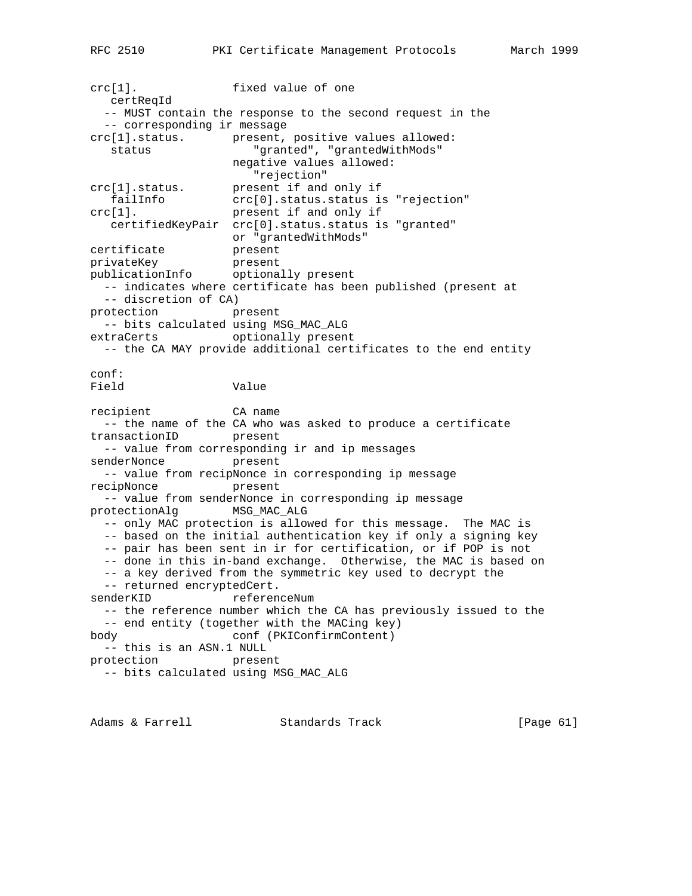```
crc[1].              fixed value of one
   certReqId
  -- MUST contain the response to the second request in the
  -- corresponding ir message
crc[1].status.       present, positive values allowed:
   status               "granted", "grantedWithMods"
                     negative values allowed:
                        "rejection"
crc[1].status.       present if and only if
   failInfo          crc[0].status.status is "rejection"
crc[1].              present if and only if
   certifiedKeyPair  crc[0].status.status is "granted"
                     or "grantedWithMods"
certificate          present
privateKey           present
publicationInfo      optionally present
  -- indicates where certificate has been published (present at
  -- discretion of CA)
protection           present
  -- bits calculated using MSG_MAC_ALG
extraCerts           optionally present
  -- the CA MAY provide additional certificates to the end entity

conf:
Field                Value

recipient            CA name
  -- the name of the CA who was asked to produce a certificate
transactionID        present
  -- value from corresponding ir and ip messages
senderNonce          present
  -- value from recipNonce in corresponding ip message
recipNonce           present
  -- value from senderNonce in corresponding ip message
protectionAlg        MSG_MAC_ALG
  -- only MAC protection is allowed for this message.  The MAC is
  -- based on the initial authentication key if only a signing key
  -- pair has been sent in ir for certification, or if POP is not
  -- done in this in-band exchange.  Otherwise, the MAC is based on
  -- a key derived from the symmetric key used to decrypt the
  -- returned encryptedCert.
senderKID            referenceNum
  -- the reference number which the CA has previously issued to the
  -- end entity (together with the MACing key)
body                 conf (PKIConfirmContent)
  -- this is an ASN.1 NULL
protection           present
  -- bits calculated using MSG_MAC_ALG
```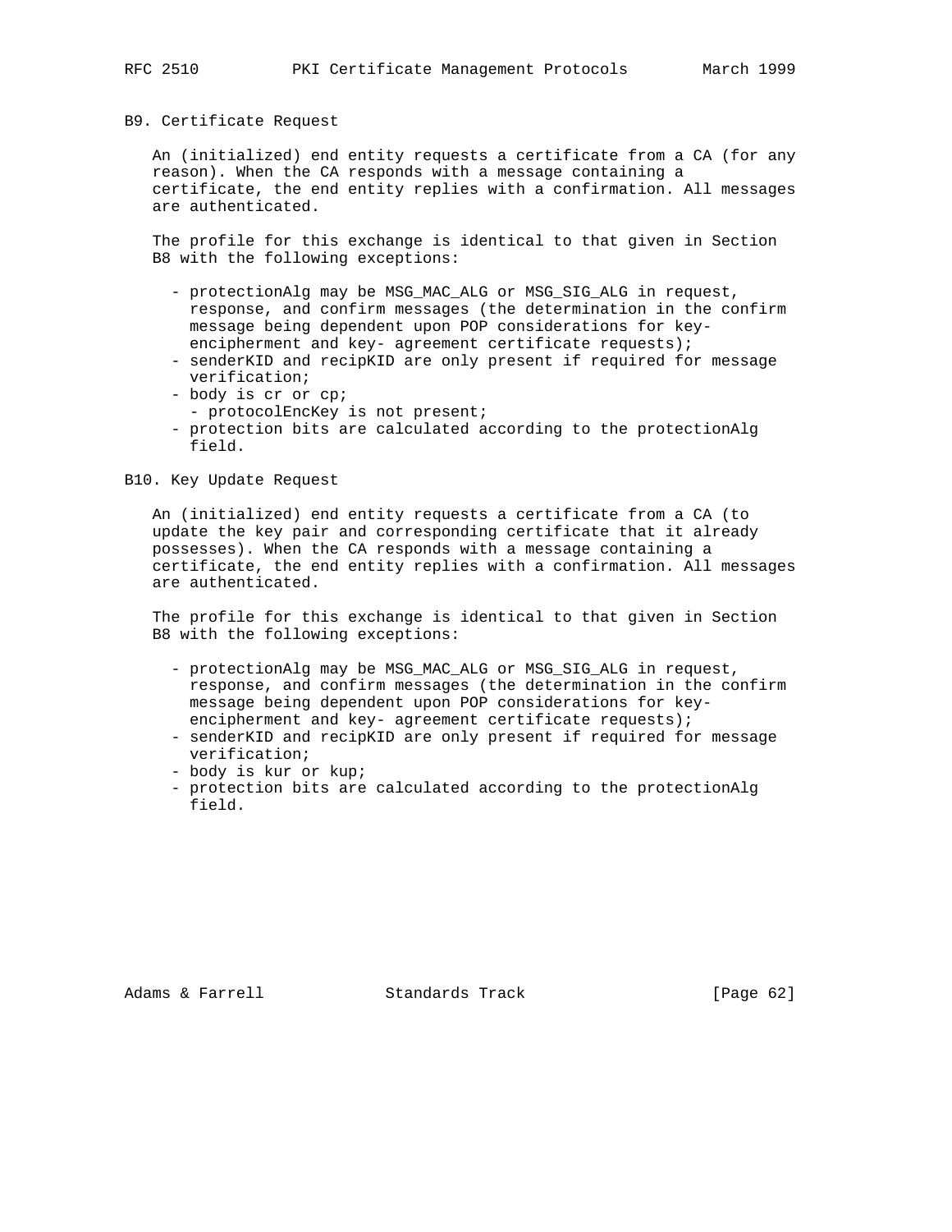## B9. Certificate Request

An (initialized) end entity requests a certificate from a CA (for any reason). When the CA responds with a message containing a certificate, the end entity replies with a confirmation. All messages are authenticated.

The profile for this exchange is identical to that given in Section B8 with the following exceptions:

- protectionAlg may be MSG_MAC_ALG or MSG_SIG_ALG in request, response, and confirm messages (the determination in the confirm message being dependent upon POP considerations for key-encipherment and key- agreement certificate requests);
- senderKID and recipKID are only present if required for message verification;
- body is cr or cp;
  - protocolEncKey is not present;
- protection bits are calculated according to the protectionAlg field.

## B10. Key Update Request

An (initialized) end entity requests a certificate from a CA (to update the key pair and corresponding certificate that it already possesses). When the CA responds with a message containing a certificate, the end entity replies with a confirmation. All messages are authenticated.

The profile for this exchange is identical to that given in Section B8 with the following exceptions:

- protectionAlg may be MSG_MAC_ALG or MSG_SIG_ALG in request, response, and confirm messages (the determination in the confirm message being dependent upon POP considerations for key-encipherment and key- agreement certificate requests);
- senderKID and recipKID are only present if required for message verification;
- body is kur or kup;
- protection bits are calculated according to the protectionAlg field.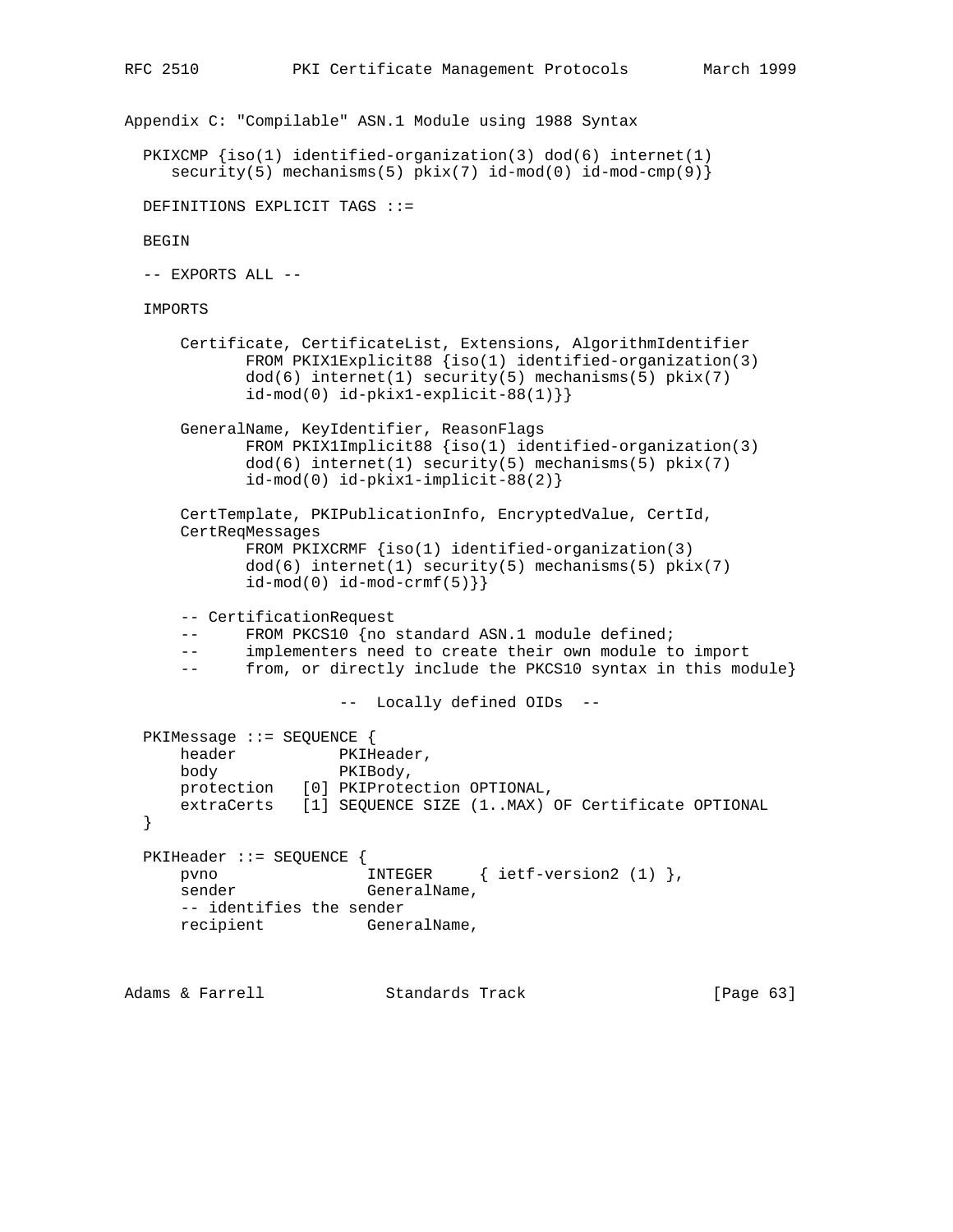## Appendix C: "Compilable" ASN.1 Module using 1988 Syntax

```
  PKIXCMP {iso(1) identified-organization(3) dod(6) internet(1)
     security(5) mechanisms(5) pkix(7) id-mod(0) id-mod-cmp(9)}

  DEFINITIONS EXPLICIT TAGS ::=

  BEGIN

  -- EXPORTS ALL --

  IMPORTS

      Certificate, CertificateList, Extensions, AlgorithmIdentifier
             FROM PKIX1Explicit88 {iso(1) identified-organization(3)
             dod(6) internet(1) security(5) mechanisms(5) pkix(7)
             id-mod(0) id-pkix1-explicit-88(1)}}

      GeneralName, KeyIdentifier, ReasonFlags
             FROM PKIX1Implicit88 {iso(1) identified-organization(3)
             dod(6) internet(1) security(5) mechanisms(5) pkix(7)
             id-mod(0) id-pkix1-implicit-88(2)}

      CertTemplate, PKIPublicationInfo, EncryptedValue, CertId,
      CertReqMessages
             FROM PKIXCRMF {iso(1) identified-organization(3)
             dod(6) internet(1) security(5) mechanisms(5) pkix(7)
             id-mod(0) id-mod-crmf(5)}}

      -- CertificationRequest
      --     FROM PKCS10 {no standard ASN.1 module defined;
      --     implementers need to create their own module to import
      --     from, or directly include the PKCS10 syntax in this module}

                       --  Locally defined OIDs  --

  PKIMessage ::= SEQUENCE {
      header           PKIHeader,
      body             PKIBody,
      protection   [0] PKIProtection OPTIONAL,
      extraCerts   [1] SEQUENCE SIZE (1..MAX) OF Certificate OPTIONAL
  }

  PKIHeader ::= SEQUENCE {
      pvno                INTEGER     { ietf-version2 (1) },
      sender              GeneralName,
      -- identifies the sender
      recipient           GeneralName,
```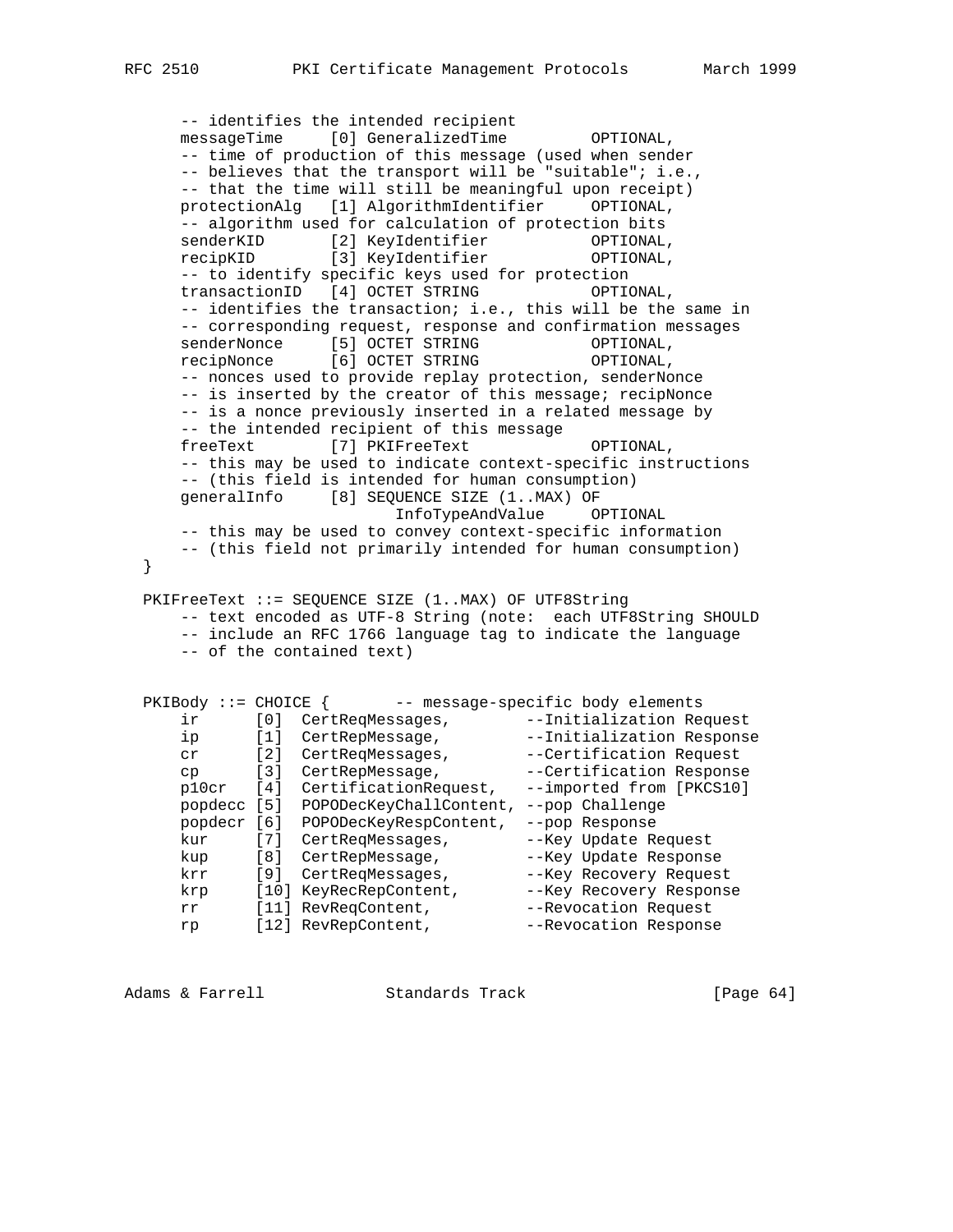```
      -- identifies the intended recipient
      messageTime     [0] GeneralizedTime         OPTIONAL,
      -- time of production of this message (used when sender
      -- believes that the transport will be "suitable"; i.e.,
      -- that the time will still be meaningful upon receipt)
      protectionAlg   [1] AlgorithmIdentifier     OPTIONAL,
      -- algorithm used for calculation of protection bits
      senderKID       [2] KeyIdentifier           OPTIONAL,
      recipKID        [3] KeyIdentifier           OPTIONAL,
      -- to identify specific keys used for protection
      transactionID   [4] OCTET STRING            OPTIONAL,
      -- identifies the transaction; i.e., this will be the same in
      -- corresponding request, response and confirmation messages
      senderNonce     [5] OCTET STRING            OPTIONAL,
      recipNonce      [6] OCTET STRING            OPTIONAL,
      -- nonces used to provide replay protection, senderNonce
      -- is inserted by the creator of this message; recipNonce
      -- is a nonce previously inserted in a related message by
      -- the intended recipient of this message
      freeText        [7] PKIFreeText             OPTIONAL,
      -- this may be used to indicate context-specific instructions
      -- (this field is intended for human consumption)
      generalInfo     [8] SEQUENCE SIZE (1..MAX) OF
                             InfoTypeAndValue     OPTIONAL
      -- this may be used to convey context-specific information
      -- (this field not primarily intended for human consumption)
  }

  PKIFreeText ::= SEQUENCE SIZE (1..MAX) OF UTF8String
      -- text encoded as UTF-8 String (note:  each UTF8String SHOULD
      -- include an RFC 1766 language tag to indicate the language
      -- of the contained text)


  PKIBody ::= CHOICE {       -- message-specific body elements
      ir      [0]  CertReqMessages,        --Initialization Request
      ip      [1]  CertRepMessage,         --Initialization Response
      cr      [2]  CertReqMessages,        --Certification Request
      cp      [3]  CertRepMessage,         --Certification Response
      p10cr   [4]  CertificationRequest,   --imported from [PKCS10]
      popdecc [5]  POPODecKeyChallContent, --pop Challenge
      popdecr [6]  POPODecKeyRespContent,  --pop Response
      kur     [7]  CertReqMessages,        --Key Update Request
      kup     [8]  CertRepMessage,         --Key Update Response
      krr     [9]  CertReqMessages,        --Key Recovery Request
      krp     [10] KeyRecRepContent,       --Key Recovery Response
      rr      [11] RevReqContent,          --Revocation Request
      rp      [12] RevRepContent,          --Revocation Response
```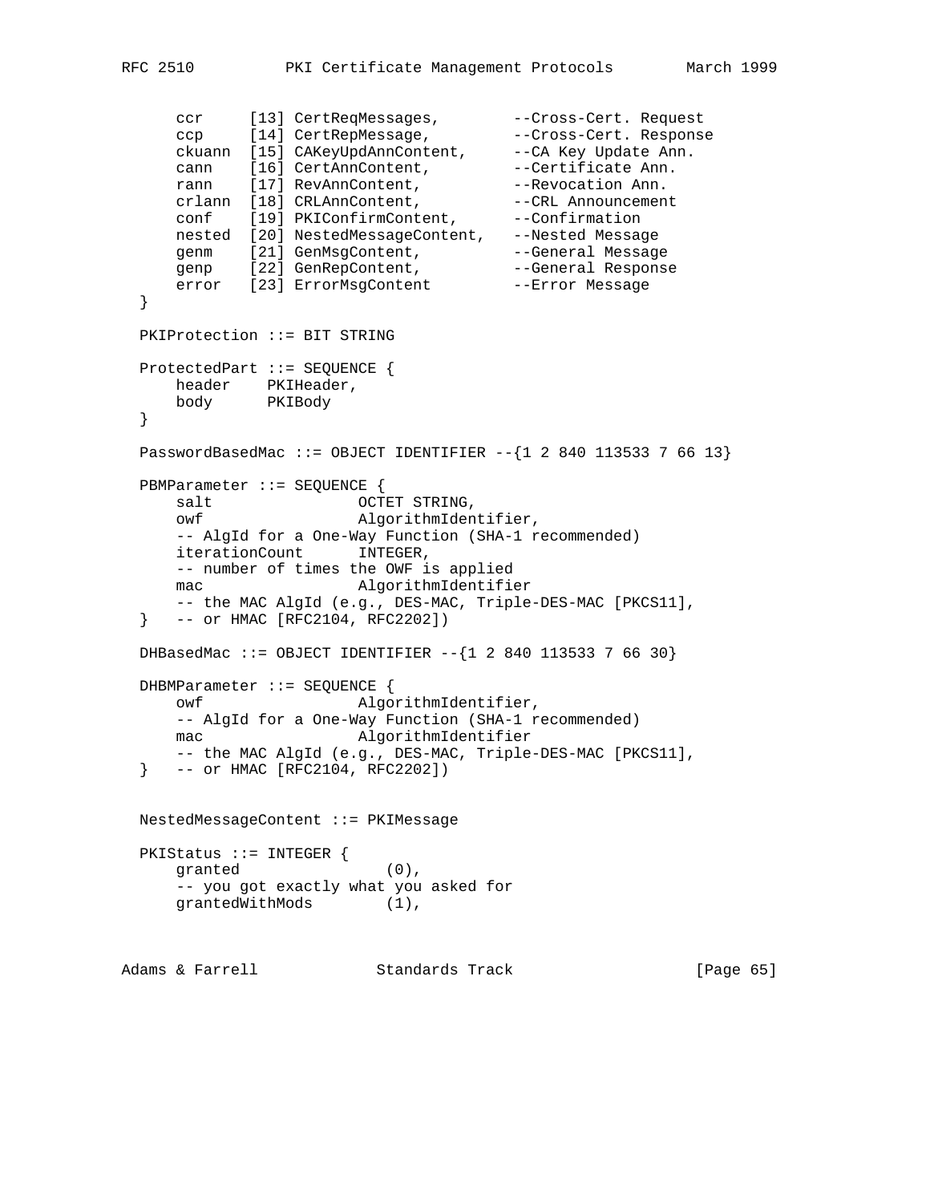```
      ccr     [13] CertReqMessages,        --Cross-Cert. Request
      ccp     [14] CertRepMessage,         --Cross-Cert. Response
      ckuann  [15] CAKeyUpdAnnContent,     --CA Key Update Ann.
      cann    [16] CertAnnContent,         --Certificate Ann.
      rann    [17] RevAnnContent,          --Revocation Ann.
      crlann  [18] CRLAnnContent,          --CRL Announcement
      conf    [19] PKIConfirmContent,      --Confirmation
      nested  [20] NestedMessageContent,   --Nested Message
      genm    [21] GenMsgContent,          --General Message
      genp    [22] GenRepContent,          --General Response
      error   [23] ErrorMsgContent         --Error Message
  }

  PKIProtection ::= BIT STRING

  ProtectedPart ::= SEQUENCE {
      header    PKIHeader,
      body      PKIBody
  }

  PasswordBasedMac ::= OBJECT IDENTIFIER --{1 2 840 113533 7 66 13}

  PBMParameter ::= SEQUENCE {
      salt                OCTET STRING,
      owf                 AlgorithmIdentifier,
      -- AlgId for a One-Way Function (SHA-1 recommended)
      iterationCount      INTEGER,
      -- number of times the OWF is applied
      mac                 AlgorithmIdentifier
      -- the MAC AlgId (e.g., DES-MAC, Triple-DES-MAC [PKCS11],
  }   -- or HMAC [RFC2104, RFC2202])

  DHBasedMac ::= OBJECT IDENTIFIER --{1 2 840 113533 7 66 30}

  DHBMParameter ::= SEQUENCE {
      owf                 AlgorithmIdentifier,
      -- AlgId for a One-Way Function (SHA-1 recommended)
      mac                 AlgorithmIdentifier
      -- the MAC AlgId (e.g., DES-MAC, Triple-DES-MAC [PKCS11],
  }   -- or HMAC [RFC2104, RFC2202])


  NestedMessageContent ::= PKIMessage

  PKIStatus ::= INTEGER {
      granted                (0),
      -- you got exactly what you asked for
      grantedWithMods        (1),
```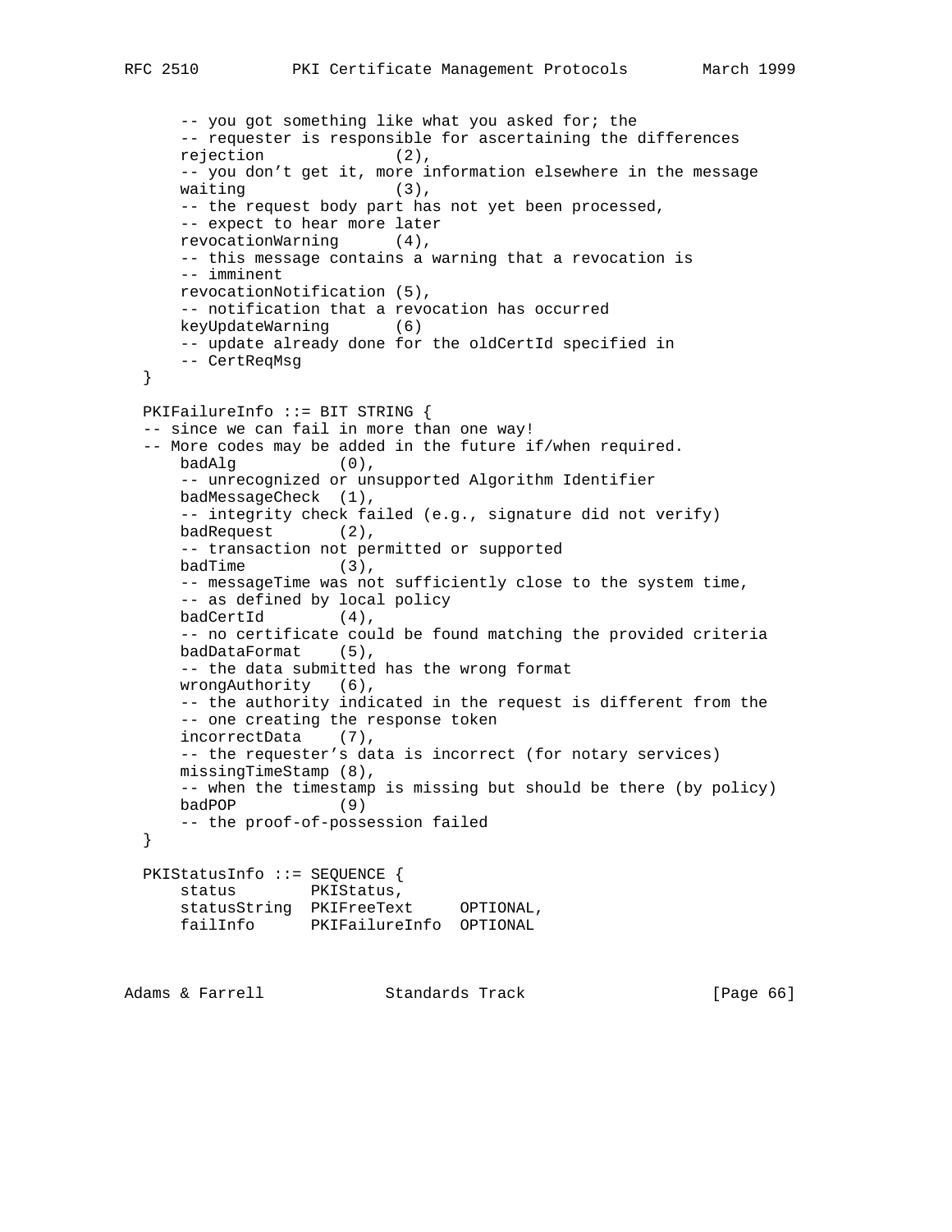```
      -- you got something like what you asked for; the
      -- requester is responsible for ascertaining the differences
      rejection              (2),
      -- you don't get it, more information elsewhere in the message
      waiting                (3),
      -- the request body part has not yet been processed,
      -- expect to hear more later
      revocationWarning      (4),
      -- this message contains a warning that a revocation is
      -- imminent
      revocationNotification (5),
      -- notification that a revocation has occurred
      keyUpdateWarning       (6)
      -- update already done for the oldCertId specified in
      -- CertReqMsg
  }

  PKIFailureInfo ::= BIT STRING {
  -- since we can fail in more than one way!
  -- More codes may be added in the future if/when required.
      badAlg           (0),
      -- unrecognized or unsupported Algorithm Identifier
      badMessageCheck  (1),
      -- integrity check failed (e.g., signature did not verify)
      badRequest       (2),
      -- transaction not permitted or supported
      badTime          (3),
      -- messageTime was not sufficiently close to the system time,
      -- as defined by local policy
      badCertId        (4),
      -- no certificate could be found matching the provided criteria
      badDataFormat    (5),
      -- the data submitted has the wrong format
      wrongAuthority   (6),
      -- the authority indicated in the request is different from the
      -- one creating the response token
      incorrectData    (7),
      -- the requester's data is incorrect (for notary services)
      missingTimeStamp (8),
      -- when the timestamp is missing but should be there (by policy)
      badPOP           (9)
      -- the proof-of-possession failed
  }

  PKIStatusInfo ::= SEQUENCE {
      status        PKIStatus,
      statusString  PKIFreeText     OPTIONAL,
      failInfo      PKIFailureInfo  OPTIONAL
```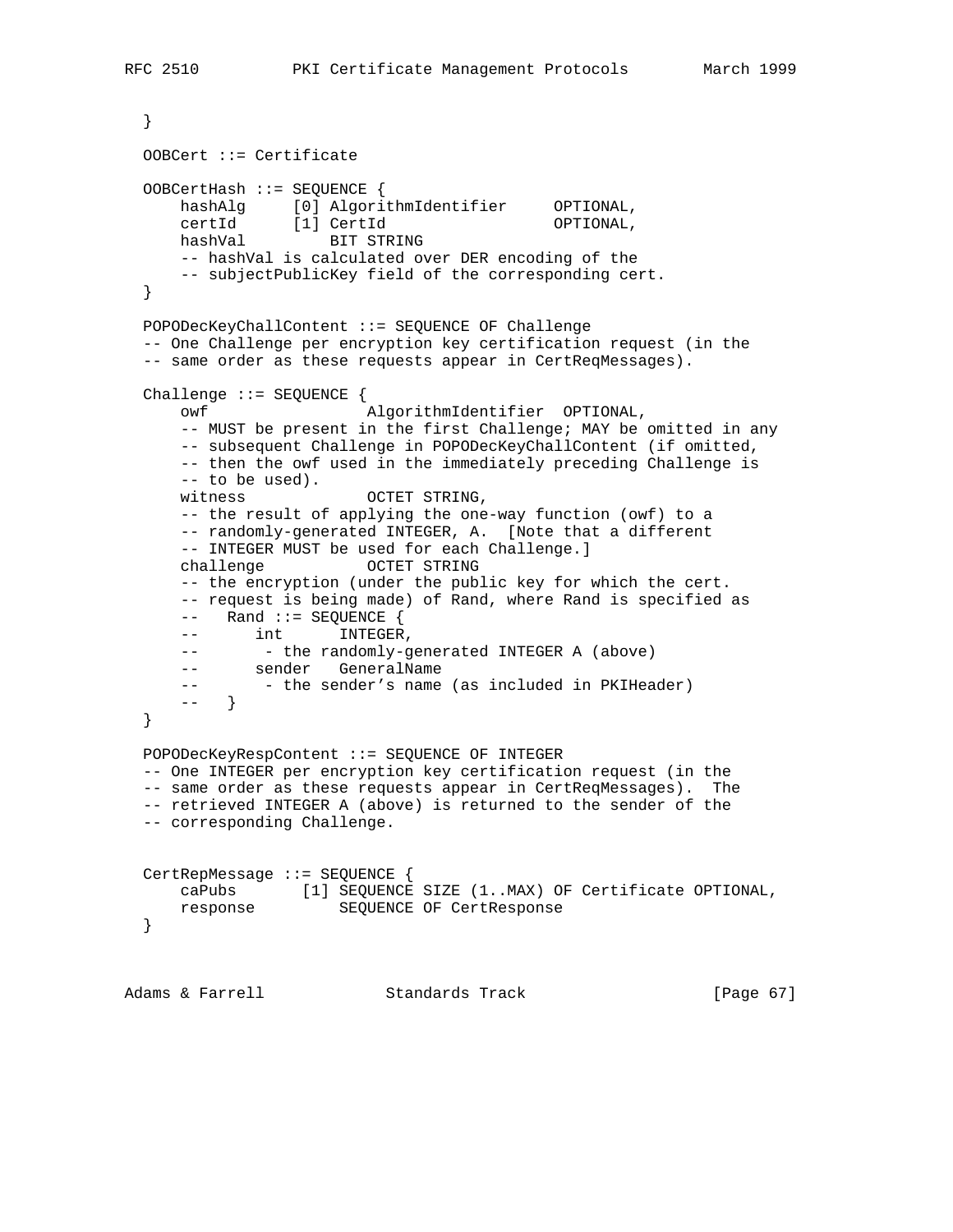```
   }

   OOBCert ::= Certificate

   OOBCertHash ::= SEQUENCE {
       hashAlg     [0] AlgorithmIdentifier     OPTIONAL,
       certId      [1] CertId                  OPTIONAL,
       hashVal         BIT STRING
       -- hashVal is calculated over DER encoding of the
       -- subjectPublicKey field of the corresponding cert.
   }

   POPODecKeyChallContent ::= SEQUENCE OF Challenge
   -- One Challenge per encryption key certification request (in the
   -- same order as these requests appear in CertReqMessages).

   Challenge ::= SEQUENCE {
       owf                 AlgorithmIdentifier  OPTIONAL,
       -- MUST be present in the first Challenge; MAY be omitted in any
       -- subsequent Challenge in POPODecKeyChallContent (if omitted,
       -- then the owf used in the immediately preceding Challenge is
       -- to be used).
       witness             OCTET STRING,
       -- the result of applying the one-way function (owf) to a
       -- randomly-generated INTEGER, A.  [Note that a different
       -- INTEGER MUST be used for each Challenge.]
       challenge           OCTET STRING
       -- the encryption (under the public key for which the cert.
       -- request is being made) of Rand, where Rand is specified as
       --   Rand ::= SEQUENCE {
       --      int      INTEGER,
       --       - the randomly-generated INTEGER A (above)
       --      sender   GeneralName
       --       - the sender's name (as included in PKIHeader)
       --   }
   }

   POPODecKeyRespContent ::= SEQUENCE OF INTEGER
   -- One INTEGER per encryption key certification request (in the
   -- same order as these requests appear in CertReqMessages).  The
   -- retrieved INTEGER A (above) is returned to the sender of the
   -- corresponding Challenge.


   CertRepMessage ::= SEQUENCE {
       caPubs       [1] SEQUENCE SIZE (1..MAX) OF Certificate OPTIONAL,
       response         SEQUENCE OF CertResponse
   }
```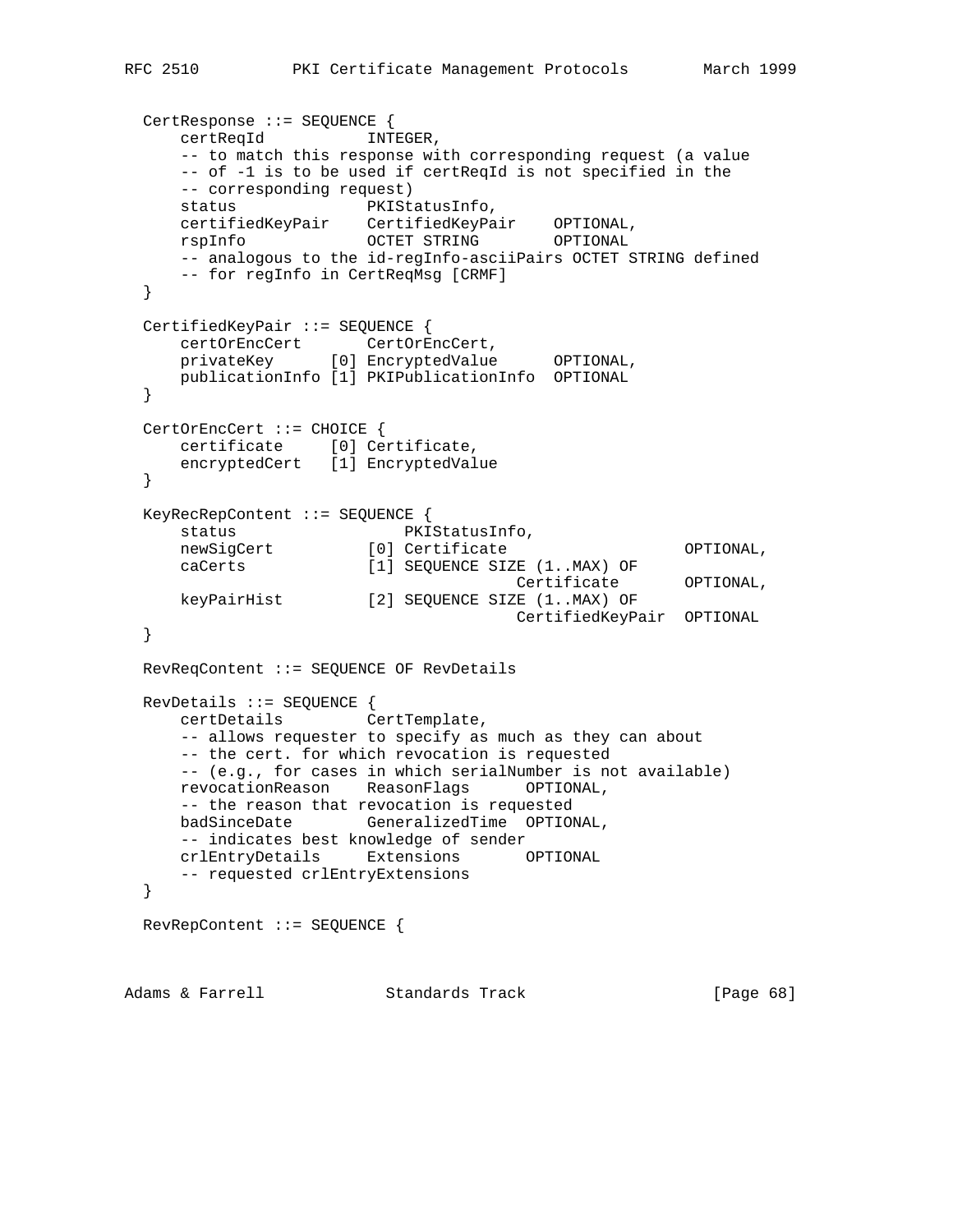```
   CertResponse ::= SEQUENCE {
       certReqId           INTEGER,
       -- to match this response with corresponding request (a value
       -- of -1 is to be used if certReqId is not specified in the
       -- corresponding request)
       status              PKIStatusInfo,
       certifiedKeyPair    CertifiedKeyPair    OPTIONAL,
       rspInfo             OCTET STRING        OPTIONAL
       -- analogous to the id-regInfo-asciiPairs OCTET STRING defined
       -- for regInfo in CertReqMsg [CRMF]
   }

   CertifiedKeyPair ::= SEQUENCE {
       certOrEncCert       CertOrEncCert,
       privateKey      [0] EncryptedValue      OPTIONAL,
       publicationInfo [1] PKIPublicationInfo  OPTIONAL
   }

   CertOrEncCert ::= CHOICE {
       certificate     [0] Certificate,
       encryptedCert   [1] EncryptedValue
   }

   KeyRecRepContent ::= SEQUENCE {
       status                  PKIStatusInfo,
       newSigCert          [0] Certificate                   OPTIONAL,
       caCerts             [1] SEQUENCE SIZE (1..MAX) OF
                                            Certificate      OPTIONAL,
       keyPairHist         [2] SEQUENCE SIZE (1..MAX) OF
                                            CertifiedKeyPair  OPTIONAL
   }

   RevReqContent ::= SEQUENCE OF RevDetails

   RevDetails ::= SEQUENCE {
       certDetails         CertTemplate,
       -- allows requester to specify as much as they can about
       -- the cert. for which revocation is requested
       -- (e.g., for cases in which serialNumber is not available)
       revocationReason    ReasonFlags      OPTIONAL,
       -- the reason that revocation is requested
       badSinceDate        GeneralizedTime  OPTIONAL,
       -- indicates best knowledge of sender
       crlEntryDetails     Extensions       OPTIONAL
       -- requested crlEntryExtensions
   }

   RevRepContent ::= SEQUENCE {
```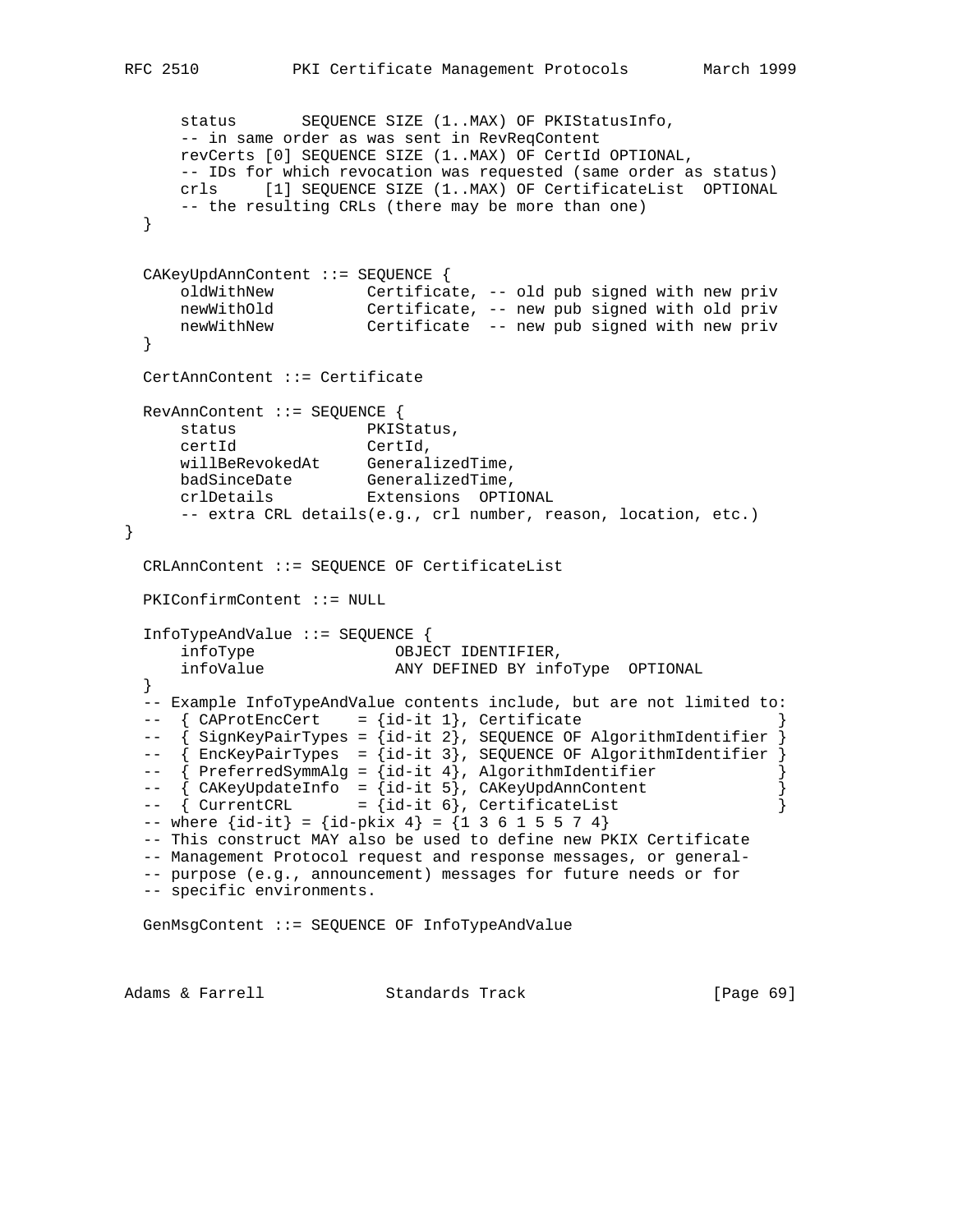```
      status       SEQUENCE SIZE (1..MAX) OF PKIStatusInfo,
      -- in same order as was sent in RevReqContent
      revCerts [0] SEQUENCE SIZE (1..MAX) OF CertId OPTIONAL,
      -- IDs for which revocation was requested (same order as status)
      crls     [1] SEQUENCE SIZE (1..MAX) OF CertificateList  OPTIONAL
      -- the resulting CRLs (there may be more than one)
  }


  CAKeyUpdAnnContent ::= SEQUENCE {
      oldWithNew          Certificate, -- old pub signed with new priv
      newWithOld          Certificate, -- new pub signed with old priv
      newWithNew          Certificate  -- new pub signed with new priv
  }

  CertAnnContent ::= Certificate

  RevAnnContent ::= SEQUENCE {
      status              PKIStatus,
      certId              CertId,
      willBeRevokedAt     GeneralizedTime,
      badSinceDate        GeneralizedTime,
      crlDetails          Extensions  OPTIONAL
      -- extra CRL details(e.g., crl number, reason, location, etc.)
}

  CRLAnnContent ::= SEQUENCE OF CertificateList

  PKIConfirmContent ::= NULL

  InfoTypeAndValue ::= SEQUENCE {
      infoType               OBJECT IDENTIFIER,
      infoValue              ANY DEFINED BY infoType  OPTIONAL
  }
  -- Example InfoTypeAndValue contents include, but are not limited to:
  --  { CAProtEncCert    = {id-it 1}, Certificate                     }
  --  { SignKeyPairTypes = {id-it 2}, SEQUENCE OF AlgorithmIdentifier }
  --  { EncKeyPairTypes  = {id-it 3}, SEQUENCE OF AlgorithmIdentifier }
  --  { PreferredSymmAlg = {id-it 4}, AlgorithmIdentifier             }
  --  { CAKeyUpdateInfo  = {id-it 5}, CAKeyUpdAnnContent              }
  --  { CurrentCRL       = {id-it 6}, CertificateList                 }
  -- where {id-it} = {id-pkix 4} = {1 3 6 1 5 5 7 4}
  -- This construct MAY also be used to define new PKIX Certificate
  -- Management Protocol request and response messages, or general-
  -- purpose (e.g., announcement) messages for future needs or for
  -- specific environments.

  GenMsgContent ::= SEQUENCE OF InfoTypeAndValue
```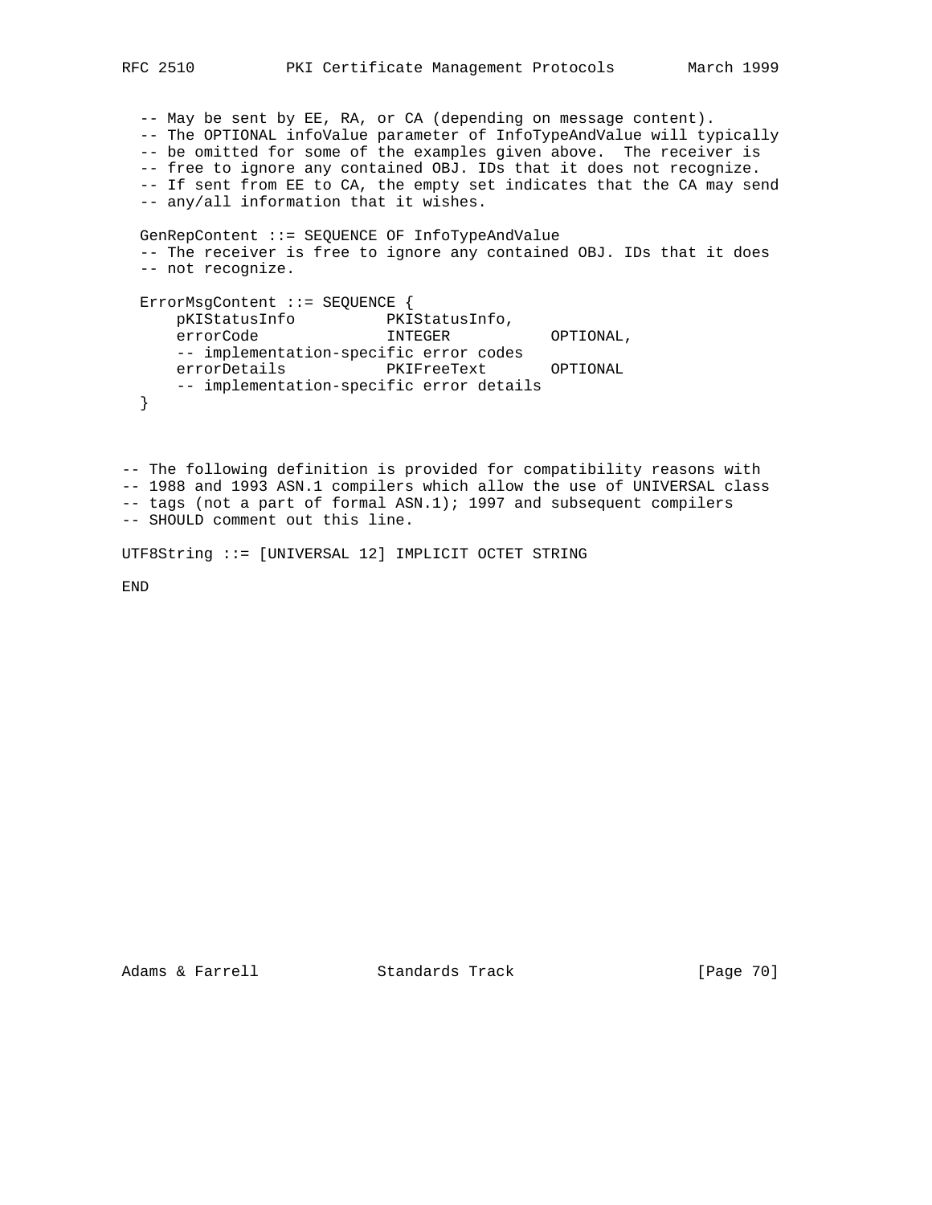```
  -- May be sent by EE, RA, or CA (depending on message content).
  -- The OPTIONAL infoValue parameter of InfoTypeAndValue will typically
  -- be omitted for some of the examples given above.  The receiver is
  -- free to ignore any contained OBJ. IDs that it does not recognize.
  -- If sent from EE to CA, the empty set indicates that the CA may send
  -- any/all information that it wishes.

  GenRepContent ::= SEQUENCE OF InfoTypeAndValue
  -- The receiver is free to ignore any contained OBJ. IDs that it does
  -- not recognize.

  ErrorMsgContent ::= SEQUENCE {
      pKIStatusInfo          PKIStatusInfo,
      errorCode              INTEGER           OPTIONAL,
      -- implementation-specific error codes
      errorDetails           PKIFreeText       OPTIONAL
      -- implementation-specific error details
  }


-- The following definition is provided for compatibility reasons with
-- 1988 and 1993 ASN.1 compilers which allow the use of UNIVERSAL class
-- tags (not a part of formal ASN.1); 1997 and subsequent compilers
-- SHOULD comment out this line.

UTF8String ::= [UNIVERSAL 12] IMPLICIT OCTET STRING

END
```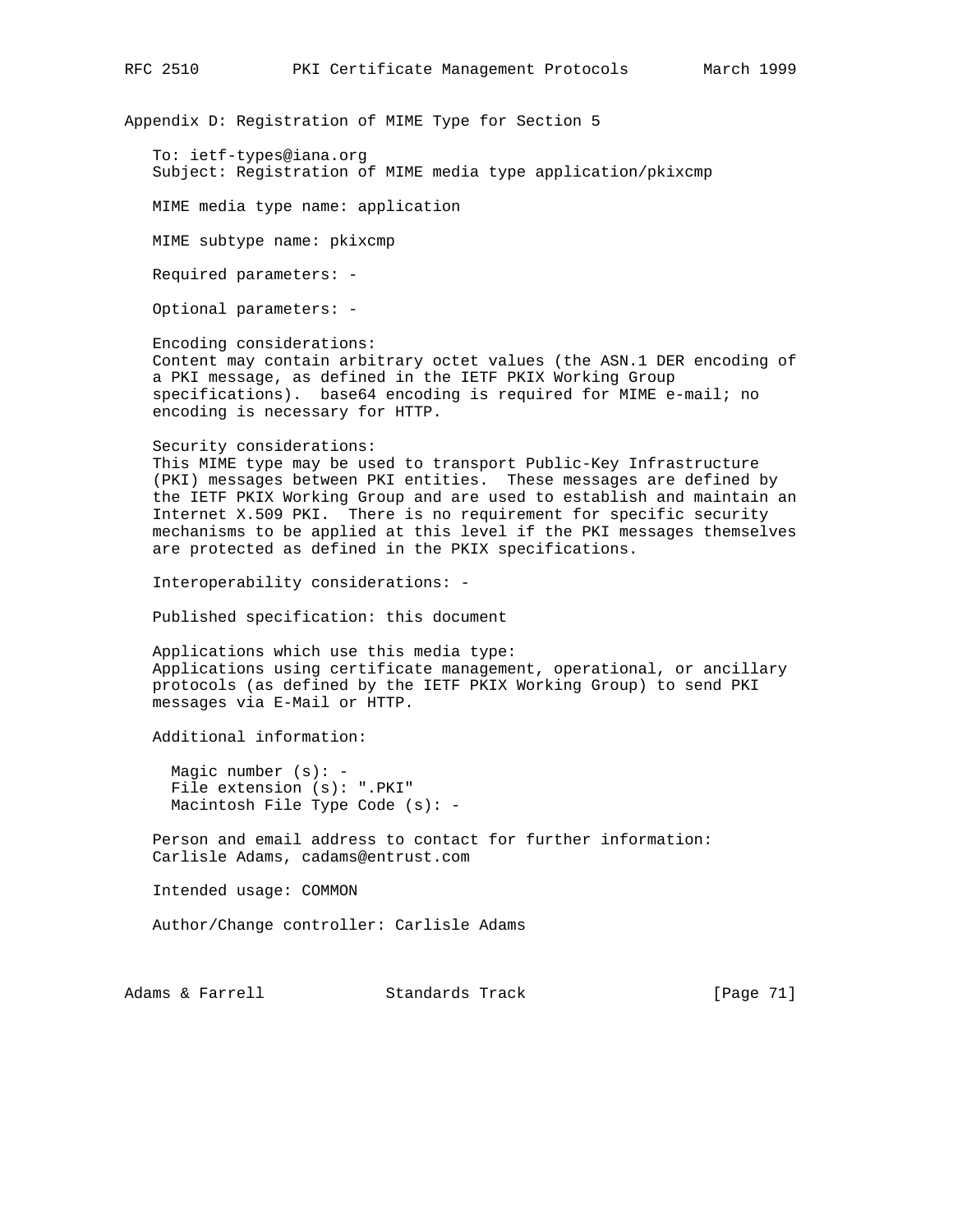## Appendix D: Registration of MIME Type for Section 5

To: ietf-types@iana.org
Subject: Registration of MIME media type application/pkixcmp

MIME media type name: application

MIME subtype name: pkixcmp

Required parameters: -

Optional parameters: -

Encoding considerations:
Content may contain arbitrary octet values (the ASN.1 DER encoding of a PKI message, as defined in the IETF PKIX Working Group specifications). base64 encoding is required for MIME e-mail; no encoding is necessary for HTTP.

Security considerations:
This MIME type may be used to transport Public-Key Infrastructure (PKI) messages between PKI entities. These messages are defined by the IETF PKIX Working Group and are used to establish and maintain an Internet X.509 PKI. There is no requirement for specific security mechanisms to be applied at this level if the PKI messages themselves are protected as defined in the PKIX specifications.

Interoperability considerations: -

Published specification: this document

Applications which use this media type:
Applications using certificate management, operational, or ancillary protocols (as defined by the IETF PKIX Working Group) to send PKI messages via E-Mail or HTTP.

Additional information:

  Magic number (s): -
  File extension (s): ".PKI"
  Macintosh File Type Code (s): -

Person and email address to contact for further information:
Carlisle Adams, cadams@entrust.com

Intended usage: COMMON

Author/Change controller: Carlisle Adams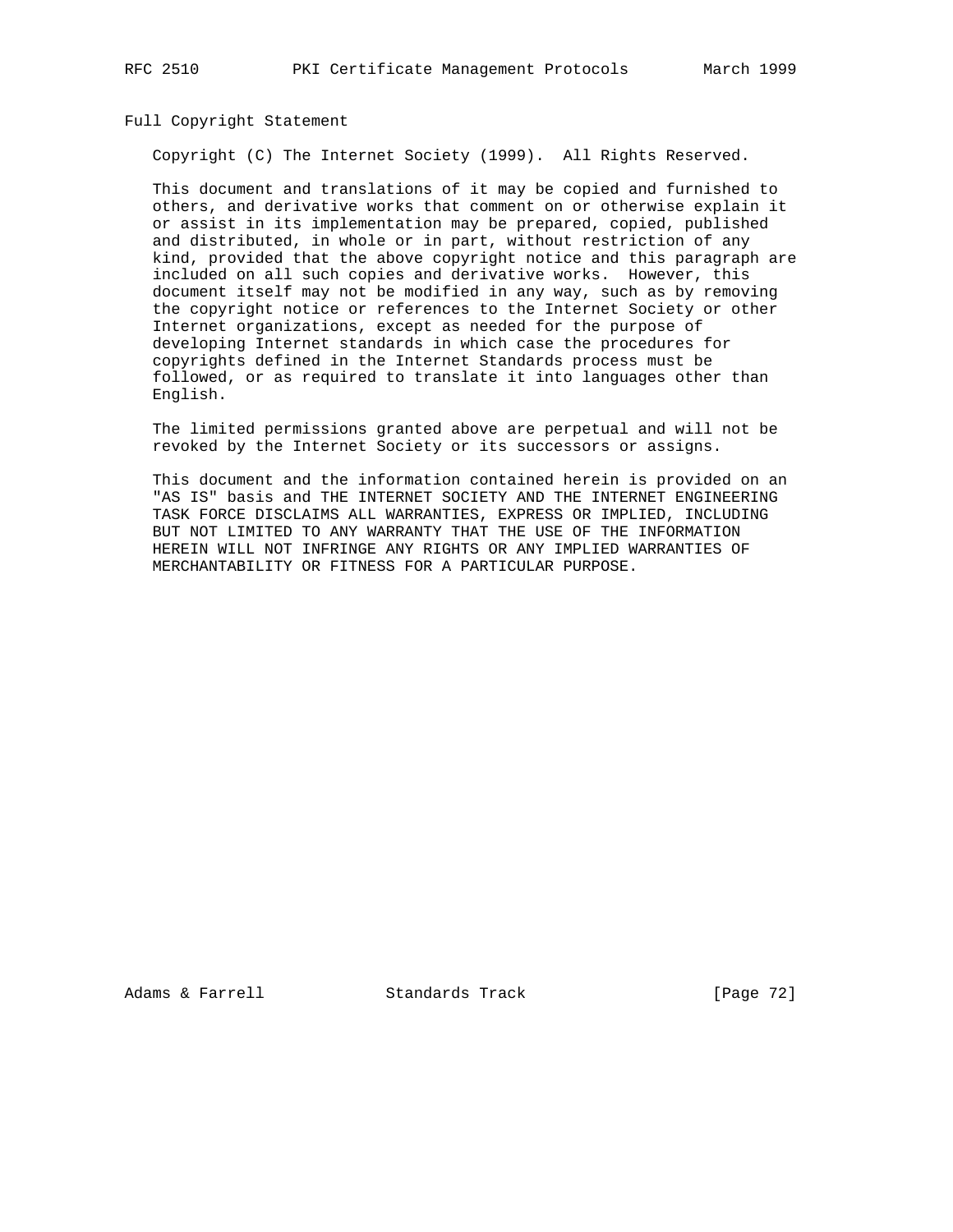## Full Copyright Statement

Copyright (C) The Internet Society (1999). All Rights Reserved.

This document and translations of it may be copied and furnished to others, and derivative works that comment on or otherwise explain it or assist in its implementation may be prepared, copied, published and distributed, in whole or in part, without restriction of any kind, provided that the above copyright notice and this paragraph are included on all such copies and derivative works. However, this document itself may not be modified in any way, such as by removing the copyright notice or references to the Internet Society or other Internet organizations, except as needed for the purpose of developing Internet standards in which case the procedures for copyrights defined in the Internet Standards process must be followed, or as required to translate it into languages other than English.

The limited permissions granted above are perpetual and will not be revoked by the Internet Society or its successors or assigns.

This document and the information contained herein is provided on an "AS IS" basis and THE INTERNET SOCIETY AND THE INTERNET ENGINEERING TASK FORCE DISCLAIMS ALL WARRANTIES, EXPRESS OR IMPLIED, INCLUDING BUT NOT LIMITED TO ANY WARRANTY THAT THE USE OF THE INFORMATION HEREIN WILL NOT INFRINGE ANY RIGHTS OR ANY IMPLIED WARRANTIES OF MERCHANTABILITY OR FITNESS FOR A PARTICULAR PURPOSE.